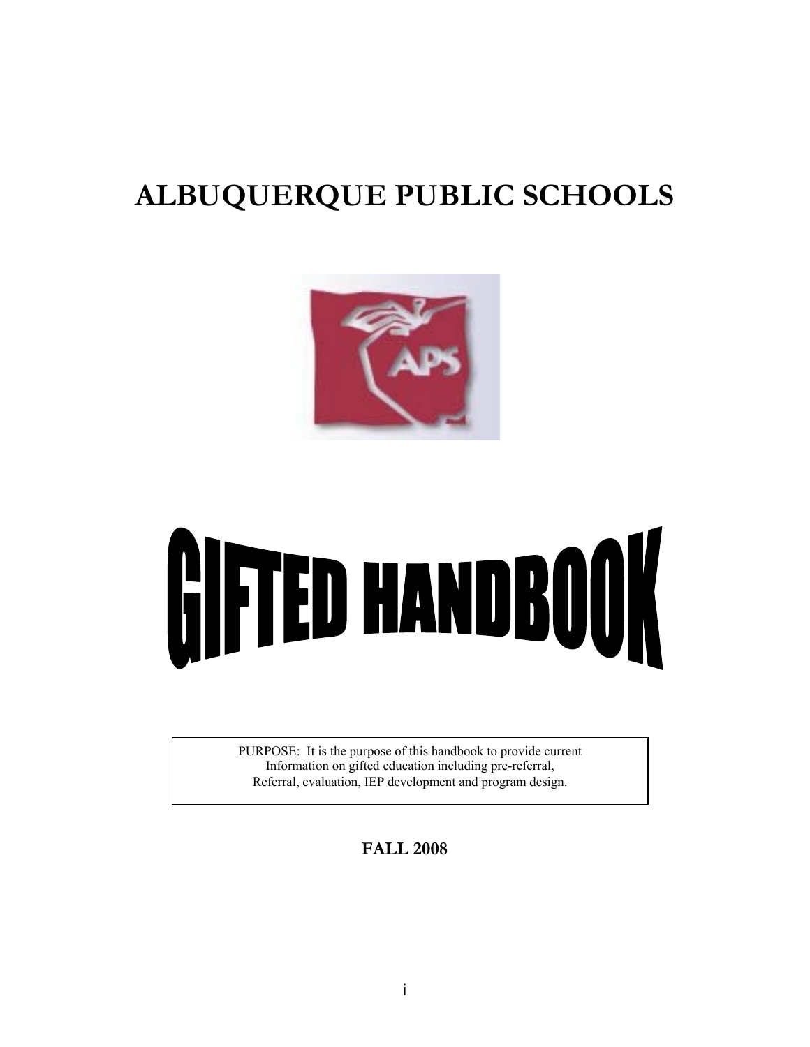# ALBUQUERQUE PUBLIC SCHOOLS

# GIFTED HANDBOOK

PURPOSE: It is the purpose of this handbook to provide current Information on gifted education including pre-referral, Referral, evaluation, IEP development and program design.

**FALL 2008**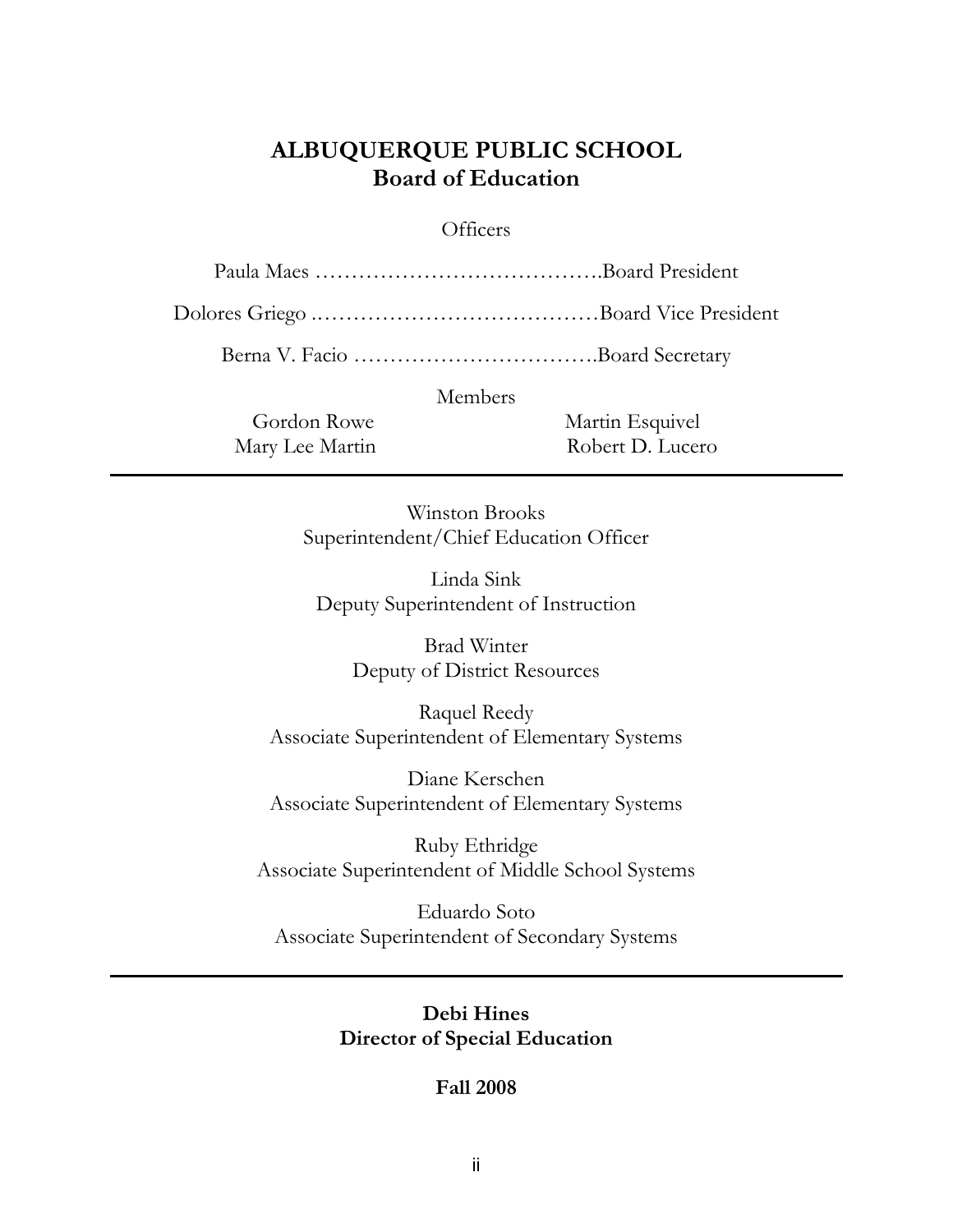# ALBUQUERQUE PUBLIC SCHOOL
## Board of Education

Officers

Paula Maes ………………………………….Board President

Dolores Griego ..…………………………………Board Vice President

Berna V. Facio …………………………….Board Secretary

Members

Gordon Rowe
Mary Lee Martin
Martin Esquivel
Robert D. Lucero

---

Winston Brooks
Superintendent/Chief Education Officer

Linda Sink
Deputy Superintendent of Instruction

Brad Winter
Deputy of District Resources

Raquel Reedy
Associate Superintendent of Elementary Systems

Diane Kerschen
Associate Superintendent of Elementary Systems

Ruby Ethridge
Associate Superintendent of Middle School Systems

Eduardo Soto
Associate Superintendent of Secondary Systems

---

**Debi Hines**
**Director of Special Education**

**Fall 2008**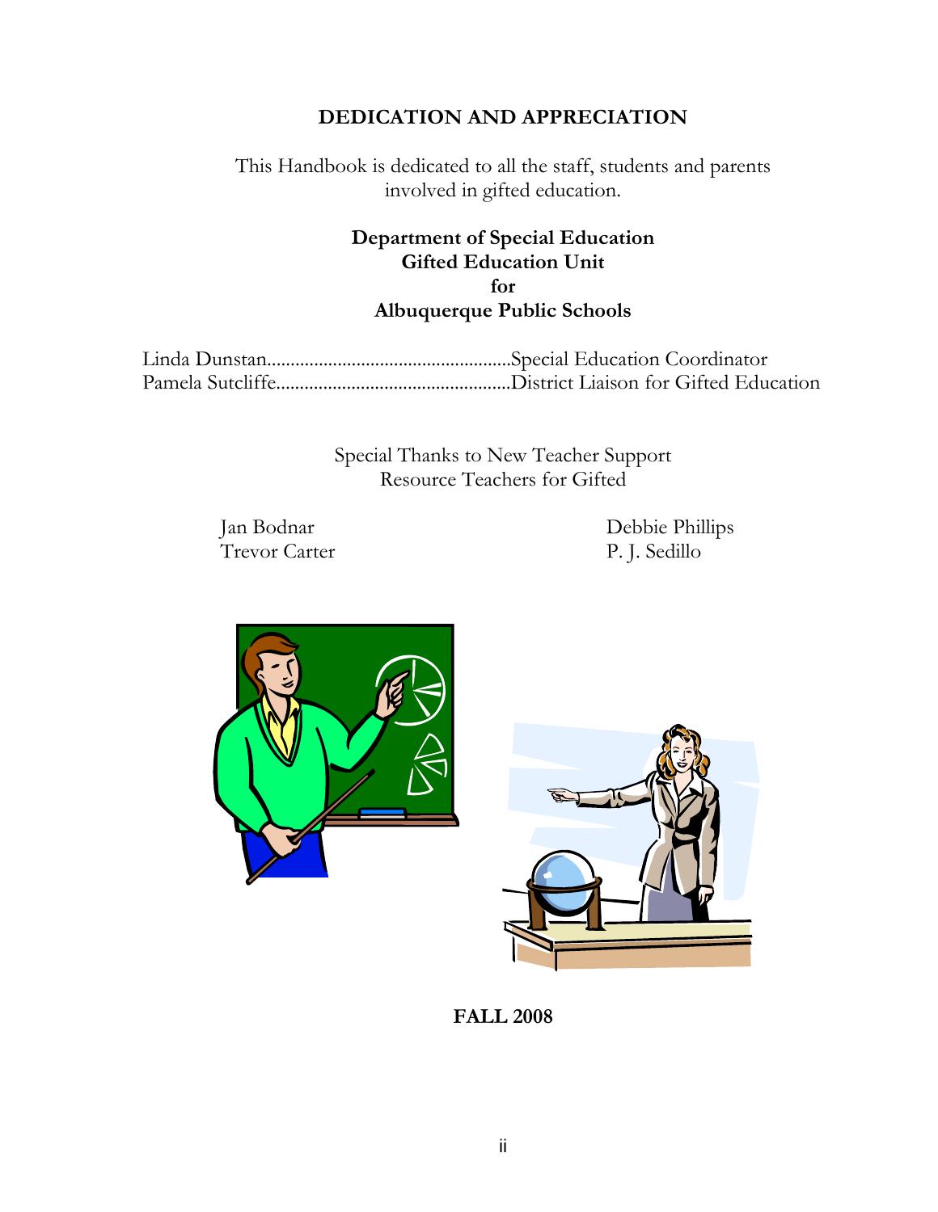# DEDICATION AND APPRECIATION

This Handbook is dedicated to all the staff, students and parents involved in gifted education.

**Department of Special Education**
**Gifted Education Unit**
**for**
**Albuquerque Public Schools**

Linda Dunstan....................................................Special Education Coordinator
Pamela Sutcliffe..................................................District Liaison for Gifted Education

Special Thanks to New Teacher Support
Resource Teachers for Gifted

Jan Bodnar
Trevor Carter
Debbie Phillips
P. J. Sedillo

**FALL 2008**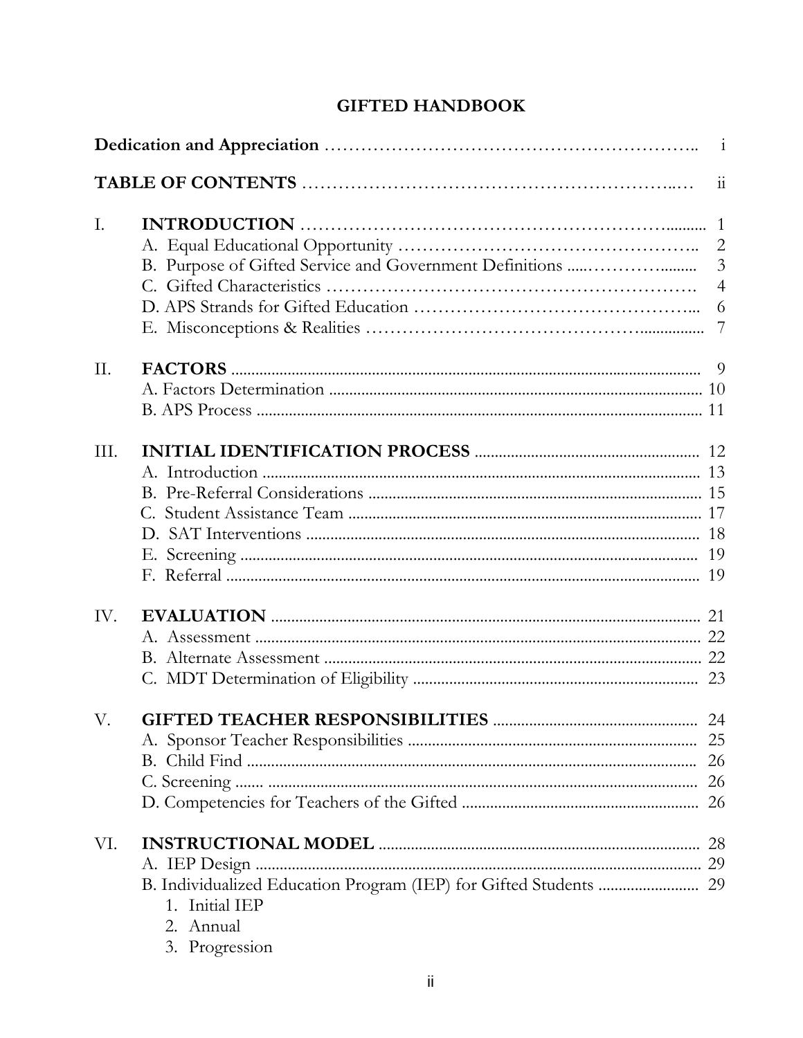# GIFTED HANDBOOK

| | | |
|---|---|---|
| **Dedication and Appreciation** | | i |
| **TABLE OF CONTENTS** | | ii |
| I. | **INTRODUCTION** | 1 |
| | A. Equal Educational Opportunity | 2 |
| | B. Purpose of Gifted Service and Government Definitions | 3 |
| | C. Gifted Characteristics | 4 |
| | D. APS Strands for Gifted Education | 6 |
| | E. Misconceptions & Realities | 7 |
| II. | **FACTORS** | 9 |
| | A. Factors Determination | 10 |
| | B. APS Process | 11 |
| III. | **INITIAL IDENTIFICATION PROCESS** | 12 |
| | A. Introduction | 13 |
| | B. Pre-Referral Considerations | 15 |
| | C. Student Assistance Team | 17 |
| | D. SAT Interventions | 18 |
| | E. Screening | 19 |
| | F. Referral | 19 |
| IV. | **EVALUATION** | 21 |
| | A. Assessment | 22 |
| | B. Alternate Assessment | 22 |
| | C. MDT Determination of Eligibility | 23 |
| V. | **GIFTED TEACHER RESPONSIBILITIES** | 24 |
| | A. Sponsor Teacher Responsibilities | 25 |
| | B. Child Find | 26 |
| | C. Screening | 26 |
| | D. Competencies for Teachers of the Gifted | 26 |
| VI. | **INSTRUCTIONAL MODEL** | 28 |
| | A. IEP Design | 29 |
| | B. Individualized Education Program (IEP) for Gifted Students | 29 |
| | 1. Initial IEP | |
| | 2. Annual | |
| | 3. Progression | |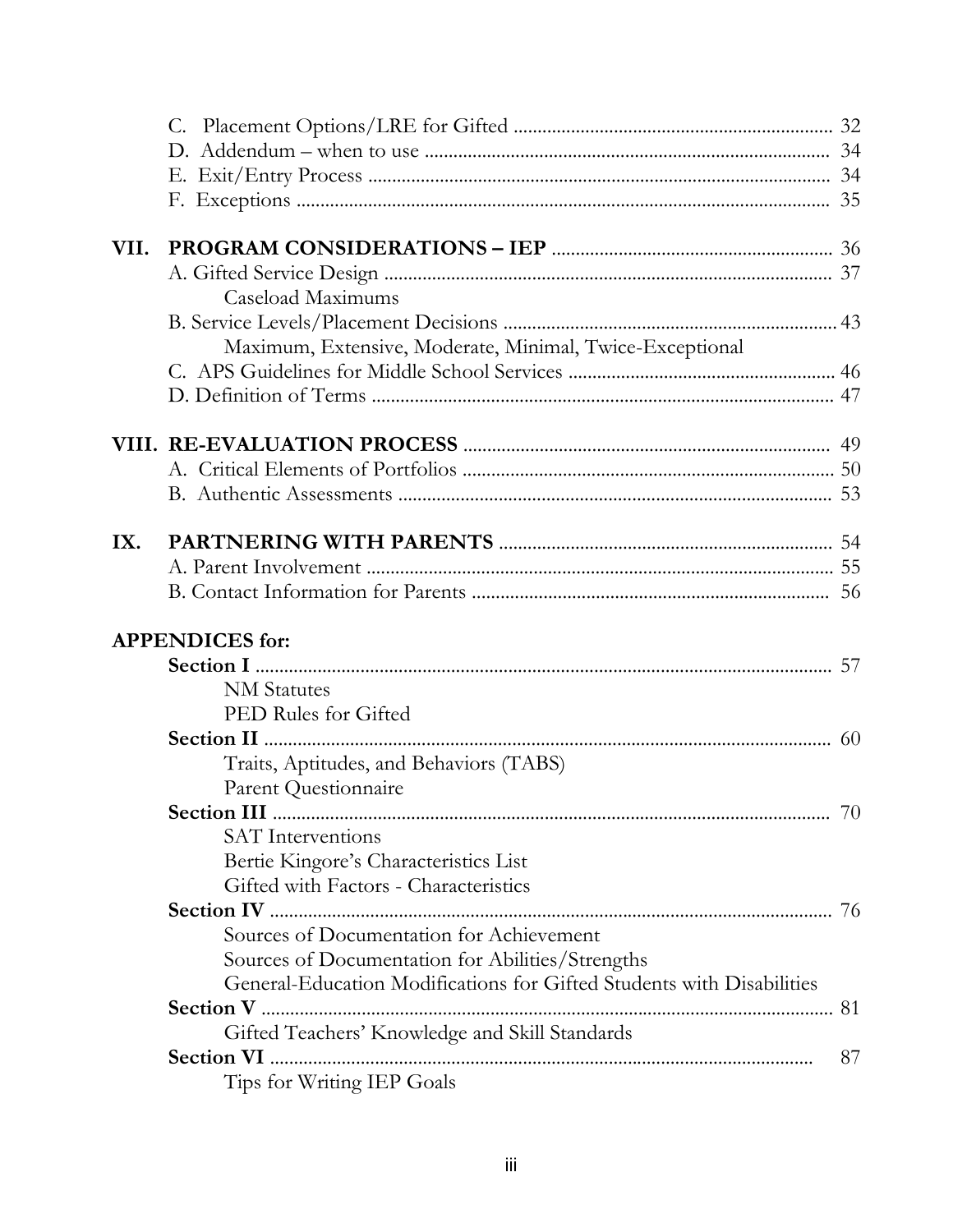C. Placement Options/LRE for Gifted ................................................................ 32
D. Addendum – when to use ................................................................................ 34
E. Exit/Entry Process ............................................................................................ 34
F. Exceptions ........................................................................................................ 35

**VII. PROGRAM CONSIDERATIONS – IEP** ........................................................ 36
A. Gifted Service Design ......................................................................................... 37
Caseload Maximums
B. Service Levels/Placement Decisions .................................................................... 43
Maximum, Extensive, Moderate, Minimal, Twice-Exceptional
C. APS Guidelines for Middle School Services ...................................................... 46
D. Definition of Terms ............................................................................................. 47

**VIII. RE-EVALUATION PROCESS** ........................................................................ 49
A. Critical Elements of Portfolios ........................................................................... 50
B. Authentic Assessments ........................................................................................ 53

**IX. PARTNERING WITH PARENTS** .................................................................... 54
A. Parent Involvement .............................................................................................. 55
B. Contact Information for Parents ......................................................................... 56

**APPENDICES for:**

**Section I** ....................................................................................................................... 57
NM Statutes
PED Rules for Gifted

**Section II** ...................................................................................................................... 60
Traits, Aptitudes, and Behaviors (TABS)
Parent Questionnaire

**Section III** ..................................................................................................................... 70
SAT Interventions
Bertie Kingore's Characteristics List
Gifted with Factors - Characteristics

**Section IV** ..................................................................................................................... 76
Sources of Documentation for Achievement
Sources of Documentation for Abilities/Strengths
General-Education Modifications for Gifted Students with Disabilities

**Section V** ...................................................................................................................... 81
Gifted Teachers' Knowledge and Skill Standards

**Section VI** ..................................................................................................................... 87
Tips for Writing IEP Goals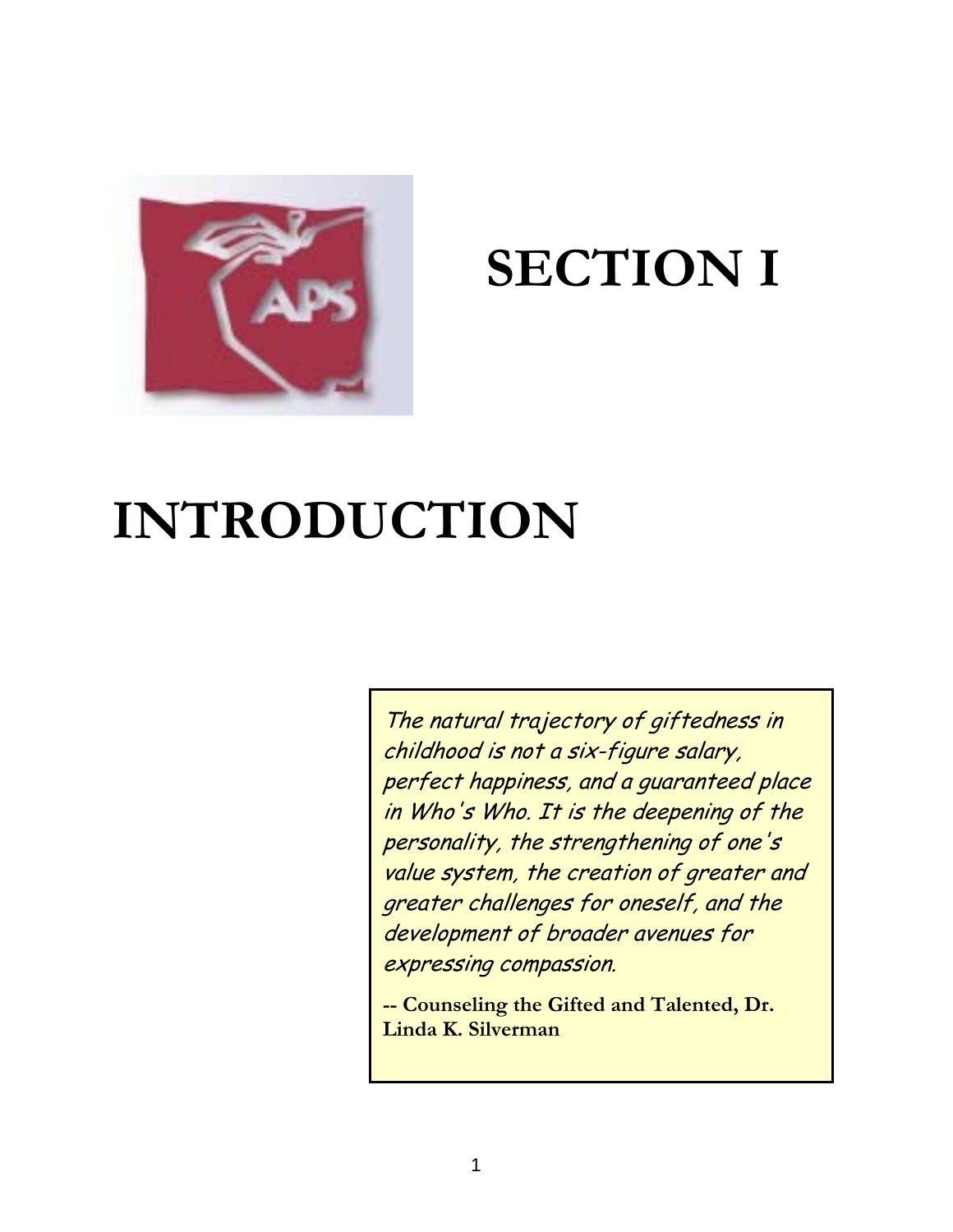# SECTION I

# INTRODUCTION

> *The natural trajectory of giftedness in childhood is not a six-figure salary, perfect happiness, and a guaranteed place in Who's Who. It is the deepening of the personality, the strengthening of one's value system, the creation of greater and greater challenges for oneself, and the development of broader avenues for expressing compassion.*
>
> **-- Counseling the Gifted and Talented, Dr. Linda K. Silverman**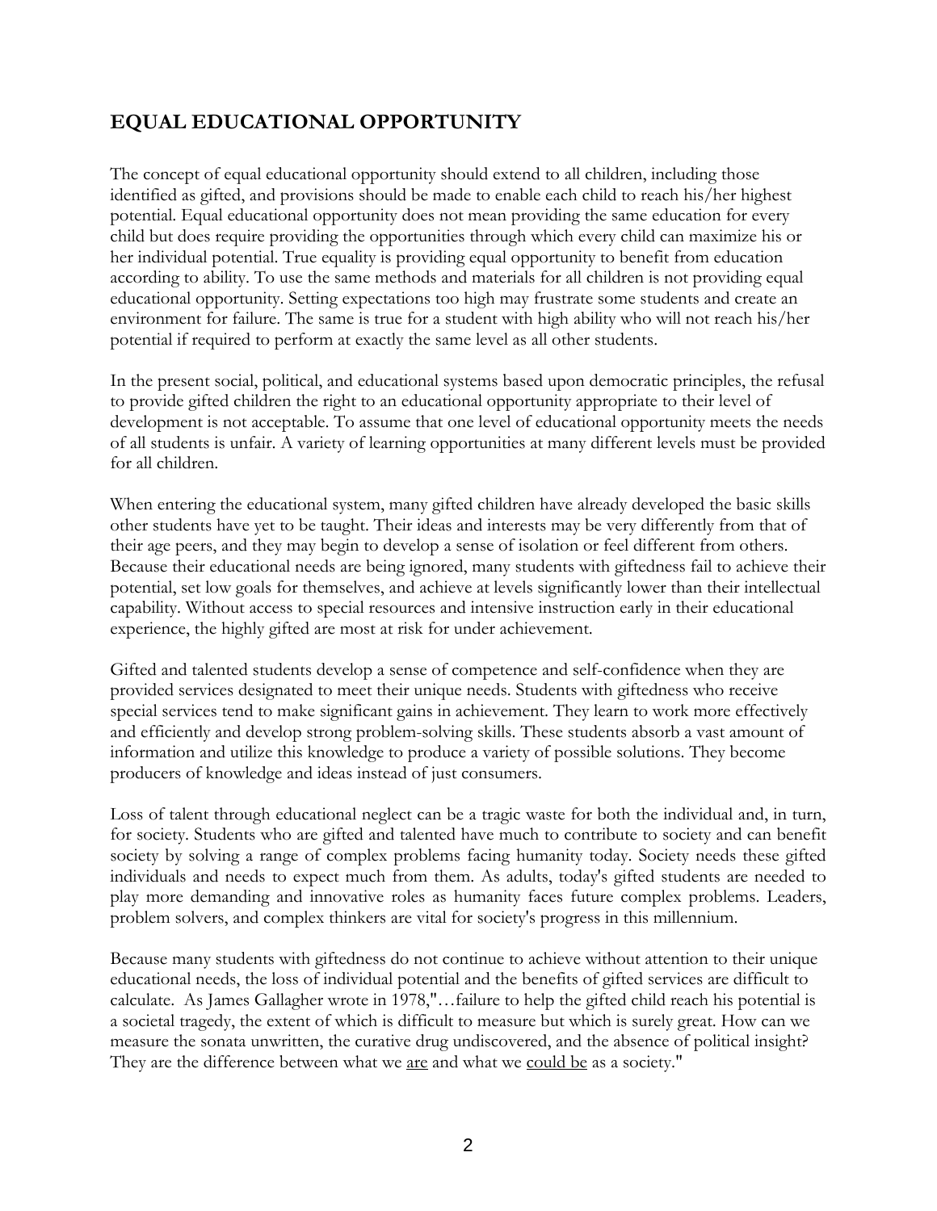## EQUAL EDUCATIONAL OPPORTUNITY

The concept of equal educational opportunity should extend to all children, including those identified as gifted, and provisions should be made to enable each child to reach his/her highest potential. Equal educational opportunity does not mean providing the same education for every child but does require providing the opportunities through which every child can maximize his or her individual potential. True equality is providing equal opportunity to benefit from education according to ability. To use the same methods and materials for all children is not providing equal educational opportunity. Setting expectations too high may frustrate some students and create an environment for failure. The same is true for a student with high ability who will not reach his/her potential if required to perform at exactly the same level as all other students.

In the present social, political, and educational systems based upon democratic principles, the refusal to provide gifted children the right to an educational opportunity appropriate to their level of development is not acceptable. To assume that one level of educational opportunity meets the needs of all students is unfair. A variety of learning opportunities at many different levels must be provided for all children.

When entering the educational system, many gifted children have already developed the basic skills other students have yet to be taught. Their ideas and interests may be very differently from that of their age peers, and they may begin to develop a sense of isolation or feel different from others. Because their educational needs are being ignored, many students with giftedness fail to achieve their potential, set low goals for themselves, and achieve at levels significantly lower than their intellectual capability. Without access to special resources and intensive instruction early in their educational experience, the highly gifted are most at risk for under achievement.

Gifted and talented students develop a sense of competence and self-confidence when they are provided services designated to meet their unique needs. Students with giftedness who receive special services tend to make significant gains in achievement. They learn to work more effectively and efficiently and develop strong problem-solving skills. These students absorb a vast amount of information and utilize this knowledge to produce a variety of possible solutions. They become producers of knowledge and ideas instead of just consumers.

Loss of talent through educational neglect can be a tragic waste for both the individual and, in turn, for society. Students who are gifted and talented have much to contribute to society and can benefit society by solving a range of complex problems facing humanity today. Society needs these gifted individuals and needs to expect much from them. As adults, today's gifted students are needed to play more demanding and innovative roles as humanity faces future complex problems. Leaders, problem solvers, and complex thinkers are vital for society's progress in this millennium.

Because many students with giftedness do not continue to achieve without attention to their unique educational needs, the loss of individual potential and the benefits of gifted services are difficult to calculate. As James Gallagher wrote in 1978,"…failure to help the gifted child reach his potential is a societal tragedy, the extent of which is difficult to measure but which is surely great. How can we measure the sonata unwritten, the curative drug undiscovered, and the absence of political insight? They are the difference between what we <u>are</u> and what we <u>could be</u> as a society."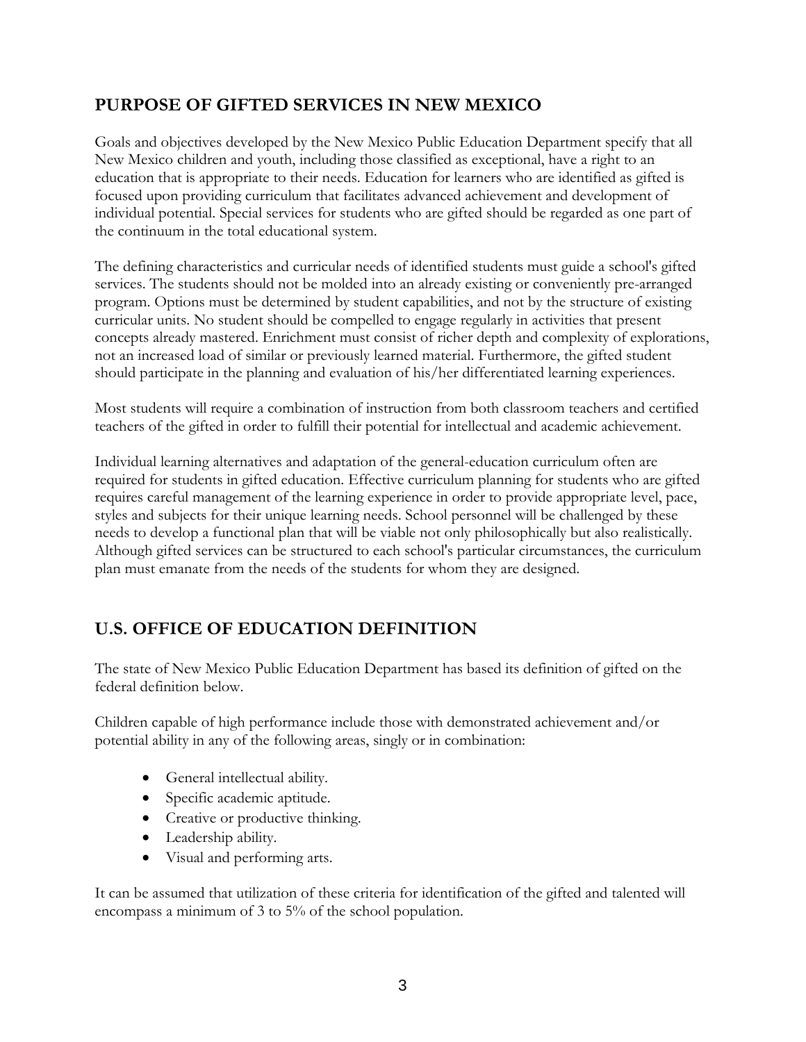## PURPOSE OF GIFTED SERVICES IN NEW MEXICO

Goals and objectives developed by the New Mexico Public Education Department specify that all New Mexico children and youth, including those classified as exceptional, have a right to an education that is appropriate to their needs. Education for learners who are identified as gifted is focused upon providing curriculum that facilitates advanced achievement and development of individual potential. Special services for students who are gifted should be regarded as one part of the continuum in the total educational system.

The defining characteristics and curricular needs of identified students must guide a school's gifted services. The students should not be molded into an already existing or conveniently pre-arranged program. Options must be determined by student capabilities, and not by the structure of existing curricular units. No student should be compelled to engage regularly in activities that present concepts already mastered. Enrichment must consist of richer depth and complexity of explorations, not an increased load of similar or previously learned material. Furthermore, the gifted student should participate in the planning and evaluation of his/her differentiated learning experiences.

Most students will require a combination of instruction from both classroom teachers and certified teachers of the gifted in order to fulfill their potential for intellectual and academic achievement.

Individual learning alternatives and adaptation of the general-education curriculum often are required for students in gifted education. Effective curriculum planning for students who are gifted requires careful management of the learning experience in order to provide appropriate level, pace, styles and subjects for their unique learning needs. School personnel will be challenged by these needs to develop a functional plan that will be viable not only philosophically but also realistically. Although gifted services can be structured to each school's particular circumstances, the curriculum plan must emanate from the needs of the students for whom they are designed.

## U.S. OFFICE OF EDUCATION DEFINITION

The state of New Mexico Public Education Department has based its definition of gifted on the federal definition below.

Children capable of high performance include those with demonstrated achievement and/or potential ability in any of the following areas, singly or in combination:

- General intellectual ability.
- Specific academic aptitude.
- Creative or productive thinking.
- Leadership ability.
- Visual and performing arts.

It can be assumed that utilization of these criteria for identification of the gifted and talented will encompass a minimum of 3 to 5% of the school population.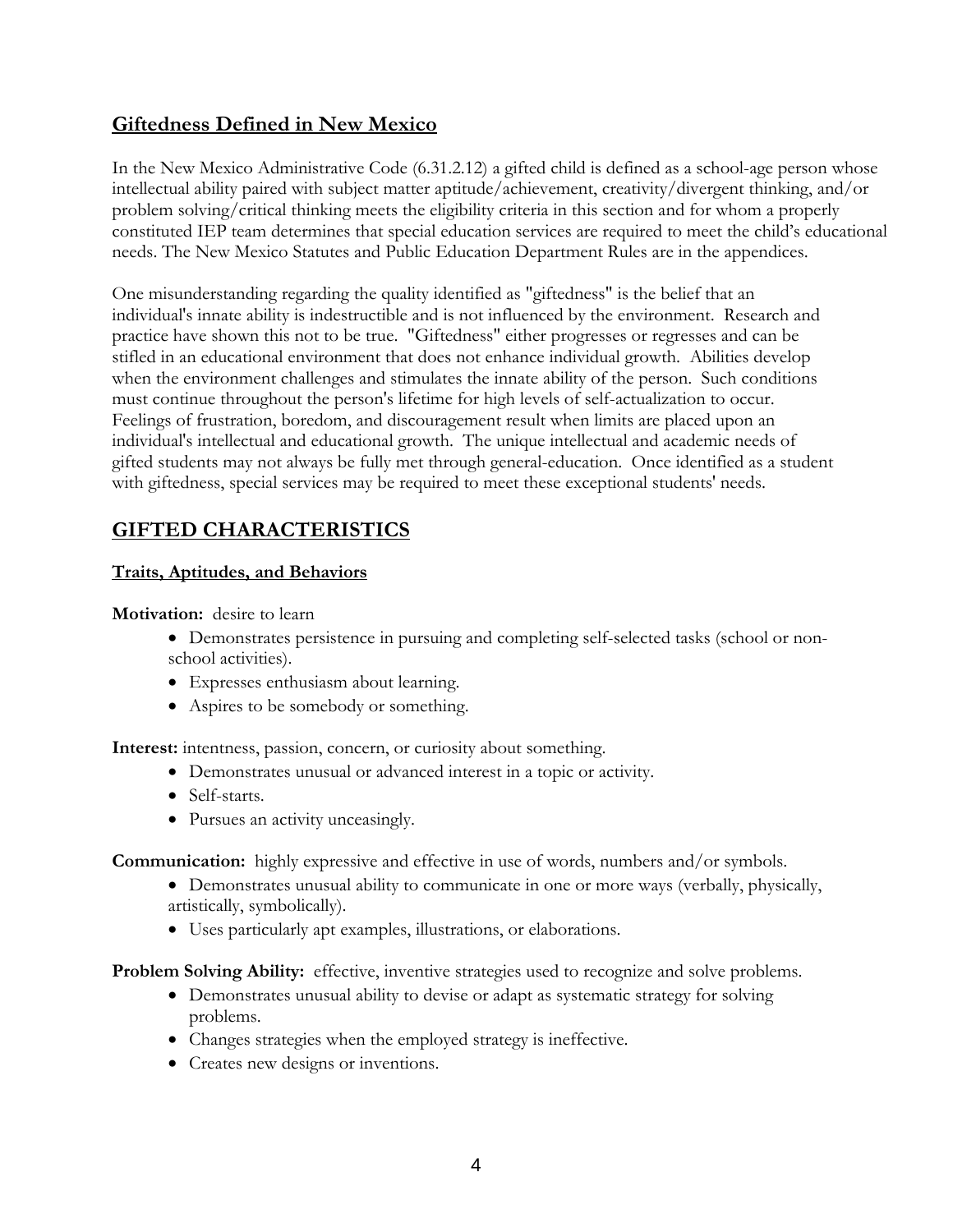## Giftedness Defined in New Mexico

In the New Mexico Administrative Code (6.31.2.12) a gifted child is defined as a school-age person whose intellectual ability paired with subject matter aptitude/achievement, creativity/divergent thinking, and/or problem solving/critical thinking meets the eligibility criteria in this section and for whom a properly constituted IEP team determines that special education services are required to meet the child's educational needs. The New Mexico Statutes and Public Education Department Rules are in the appendices.

One misunderstanding regarding the quality identified as "giftedness" is the belief that an individual's innate ability is indestructible and is not influenced by the environment. Research and practice have shown this not to be true. "Giftedness" either progresses or regresses and can be stifled in an educational environment that does not enhance individual growth. Abilities develop when the environment challenges and stimulates the innate ability of the person. Such conditions must continue throughout the person's lifetime for high levels of self-actualization to occur. Feelings of frustration, boredom, and discouragement result when limits are placed upon an individual's intellectual and educational growth. The unique intellectual and academic needs of gifted students may not always be fully met through general-education. Once identified as a student with giftedness, special services may be required to meet these exceptional students' needs.

## GIFTED CHARACTERISTICS

### Traits, Aptitudes, and Behaviors

**Motivation:** desire to learn

- Demonstrates persistence in pursuing and completing self-selected tasks (school or non-school activities).
- Expresses enthusiasm about learning.
- Aspires to be somebody or something.

**Interest:** intentness, passion, concern, or curiosity about something.

- Demonstrates unusual or advanced interest in a topic or activity.
- Self-starts.
- Pursues an activity unceasingly.

**Communication:** highly expressive and effective in use of words, numbers and/or symbols.

- Demonstrates unusual ability to communicate in one or more ways (verbally, physically, artistically, symbolically).
- Uses particularly apt examples, illustrations, or elaborations.

**Problem Solving Ability:** effective, inventive strategies used to recognize and solve problems.

- Demonstrates unusual ability to devise or adapt as systematic strategy for solving problems.
- Changes strategies when the employed strategy is ineffective.
- Creates new designs or inventions.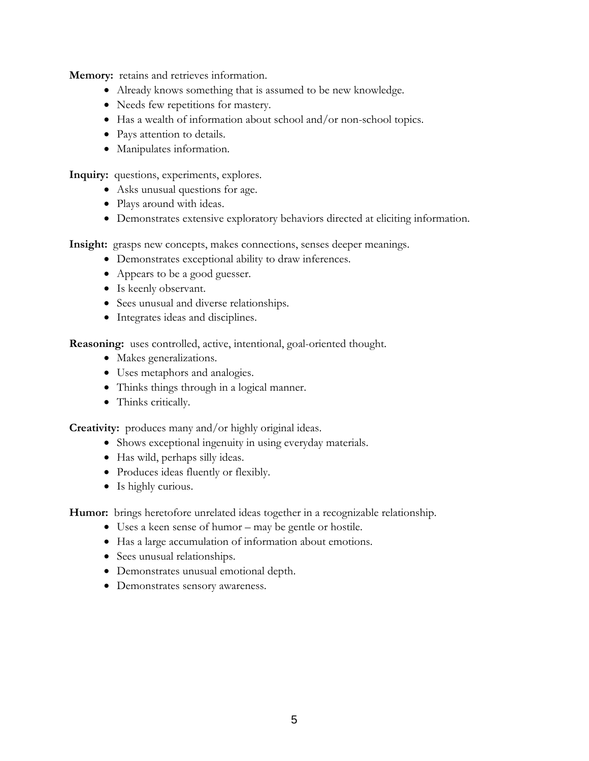**Memory:** retains and retrieves information.

- Already knows something that is assumed to be new knowledge.
- Needs few repetitions for mastery.
- Has a wealth of information about school and/or non-school topics.
- Pays attention to details.
- Manipulates information.

**Inquiry:** questions, experiments, explores.

- Asks unusual questions for age.
- Plays around with ideas.
- Demonstrates extensive exploratory behaviors directed at eliciting information.

**Insight:** grasps new concepts, makes connections, senses deeper meanings.

- Demonstrates exceptional ability to draw inferences.
- Appears to be a good guesser.
- Is keenly observant.
- Sees unusual and diverse relationships.
- Integrates ideas and disciplines.

**Reasoning:** uses controlled, active, intentional, goal-oriented thought.

- Makes generalizations.
- Uses metaphors and analogies.
- Thinks things through in a logical manner.
- Thinks critically.

**Creativity:** produces many and/or highly original ideas.

- Shows exceptional ingenuity in using everyday materials.
- Has wild, perhaps silly ideas.
- Produces ideas fluently or flexibly.
- Is highly curious.

**Humor:** brings heretofore unrelated ideas together in a recognizable relationship.

- Uses a keen sense of humor – may be gentle or hostile.
- Has a large accumulation of information about emotions.
- Sees unusual relationships.
- Demonstrates unusual emotional depth.
- Demonstrates sensory awareness.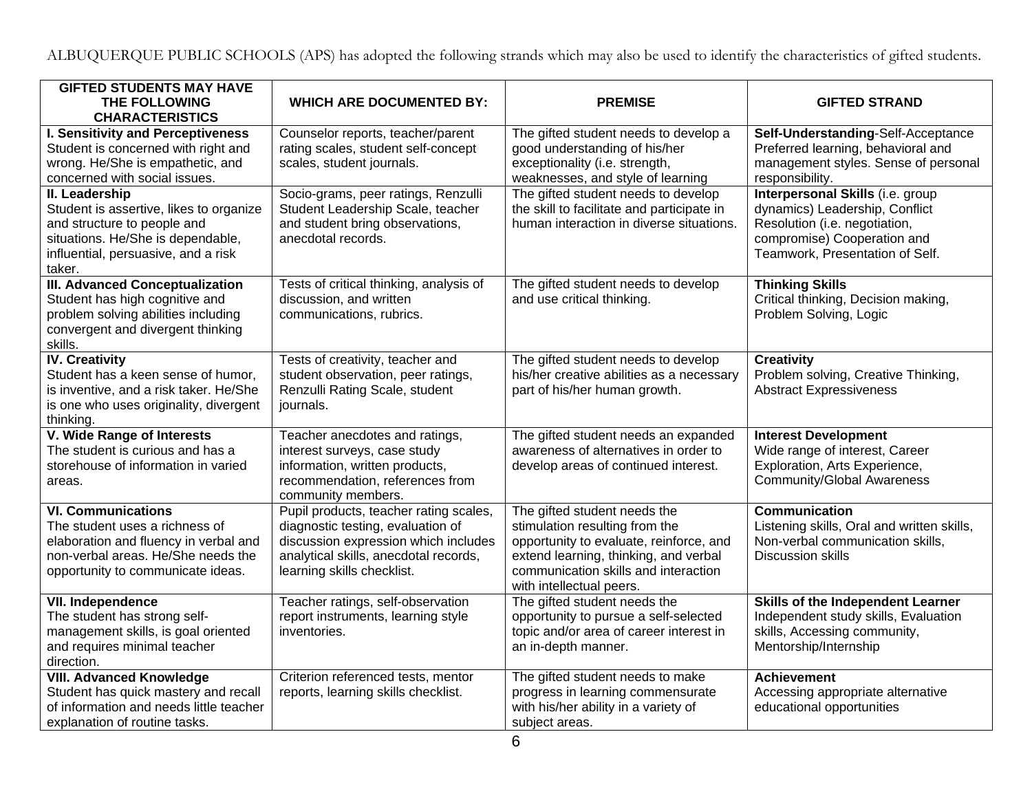ALBUQUERQUE PUBLIC SCHOOLS (APS) has adopted the following strands which may also be used to identify the characteristics of gifted students.

| GIFTED STUDENTS MAY HAVE THE FOLLOWING CHARACTERISTICS | WHICH ARE DOCUMENTED BY: | PREMISE | GIFTED STRAND |
|---|---|---|---|
| **I. Sensitivity and Perceptiveness** Student is concerned with right and wrong. He/She is empathetic, and concerned with social issues. | Counselor reports, teacher/parent rating scales, student self-concept scales, student journals. | The gifted student needs to develop a good understanding of his/her exceptionality (i.e. strength, weaknesses, and style of learning | **Self-Understanding**-Self-Acceptance Preferred learning, behavioral and management styles. Sense of personal responsibility. |
| **II. Leadership** Student is assertive, likes to organize and structure to people and situations. He/She is dependable, influential, persuasive, and a risk taker. | Socio-grams, peer ratings, Renzulli Student Leadership Scale, teacher and student bring observations, anecdotal records. | The gifted student needs to develop the skill to facilitate and participate in human interaction in diverse situations. | **Interpersonal Skills** (i.e. group dynamics) Leadership, Conflict Resolution (i.e. negotiation, compromise) Cooperation and Teamwork, Presentation of Self. |
| **III. Advanced Conceptualization** Student has high cognitive and problem solving abilities including convergent and divergent thinking skills. | Tests of critical thinking, analysis of discussion, and written communications, rubrics. | The gifted student needs to develop and use critical thinking. | **Thinking Skills** Critical thinking, Decision making, Problem Solving, Logic |
| **IV. Creativity** Student has a keen sense of humor, is inventive, and a risk taker. He/She is one who uses originality, divergent thinking. | Tests of creativity, teacher and student observation, peer ratings, Renzulli Rating Scale, student journals. | The gifted student needs to develop his/her creative abilities as a necessary part of his/her human growth. | **Creativity** Problem solving, Creative Thinking, Abstract Expressiveness |
| **V. Wide Range of Interests** The student is curious and has a storehouse of information in varied areas. | Teacher anecdotes and ratings, interest surveys, case study information, written products, recommendation, references from community members. | The gifted student needs an expanded awareness of alternatives in order to develop areas of continued interest. | **Interest Development** Wide range of interest, Career Exploration, Arts Experience, Community/Global Awareness |
| **VI. Communications** The student uses a richness of elaboration and fluency in verbal and non-verbal areas. He/She needs the opportunity to communicate ideas. | Pupil products, teacher rating scales, diagnostic testing, evaluation of discussion expression which includes analytical skills, anecdotal records, learning skills checklist. | The gifted student needs the stimulation resulting from the opportunity to evaluate, reinforce, and extend learning, thinking, and verbal communication skills and interaction with intellectual peers. | **Communication** Listening skills, Oral and written skills, Non-verbal communication skills, Discussion skills |
| **VII. Independence** The student has strong self-management skills, is goal oriented and requires minimal teacher direction. | Teacher ratings, self-observation report instruments, learning style inventories. | The gifted student needs the opportunity to pursue a self-selected topic and/or area of career interest in an in-depth manner. | **Skills of the Independent Learner** Independent study skills, Evaluation skills, Accessing community, Mentorship/Internship |
| **VIII. Advanced Knowledge** Student has quick mastery and recall of information and needs little teacher explanation of routine tasks. | Criterion referenced tests, mentor reports, learning skills checklist. | The gifted student needs to make progress in learning commensurate with his/her ability in a variety of subject areas. | **Achievement** Accessing appropriate alternative educational opportunities |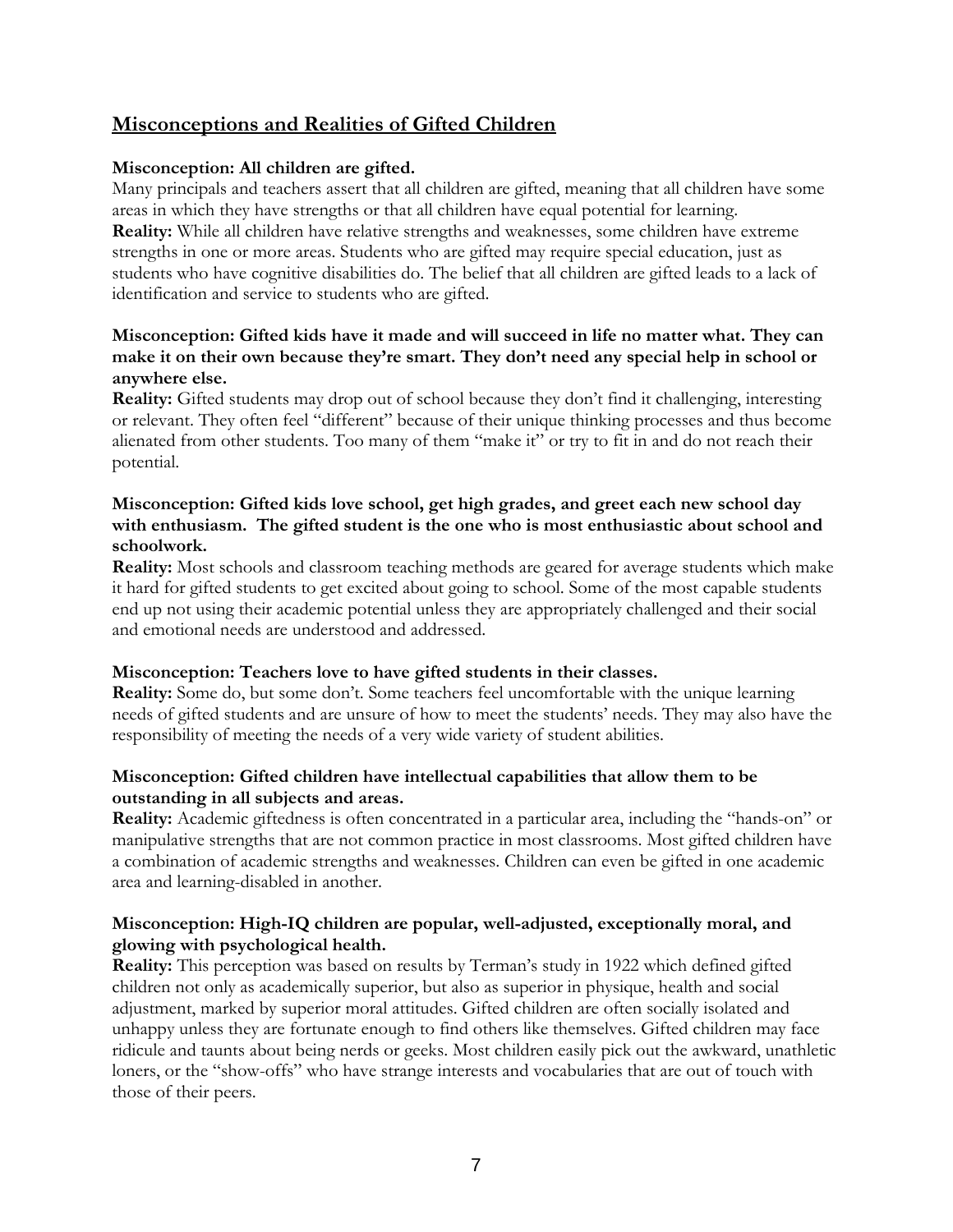## Misconceptions and Realities of Gifted Children

**Misconception: All children are gifted.**

Many principals and teachers assert that all children are gifted, meaning that all children have some areas in which they have strengths or that all children have equal potential for learning.
**Reality:** While all children have relative strengths and weaknesses, some children have extreme strengths in one or more areas. Students who are gifted may require special education, just as students who have cognitive disabilities do. The belief that all children are gifted leads to a lack of identification and service to students who are gifted.

**Misconception: Gifted kids have it made and will succeed in life no matter what. They can make it on their own because they're smart. They don't need any special help in school or anywhere else.**

**Reality:** Gifted students may drop out of school because they don't find it challenging, interesting or relevant. They often feel "different" because of their unique thinking processes and thus become alienated from other students. Too many of them "make it" or try to fit in and do not reach their potential.

**Misconception: Gifted kids love school, get high grades, and greet each new school day with enthusiasm. The gifted student is the one who is most enthusiastic about school and schoolwork.**

**Reality:** Most schools and classroom teaching methods are geared for average students which make it hard for gifted students to get excited about going to school. Some of the most capable students end up not using their academic potential unless they are appropriately challenged and their social and emotional needs are understood and addressed.

**Misconception: Teachers love to have gifted students in their classes.**

**Reality:** Some do, but some don't. Some teachers feel uncomfortable with the unique learning needs of gifted students and are unsure of how to meet the students' needs. They may also have the responsibility of meeting the needs of a very wide variety of student abilities.

**Misconception: Gifted children have intellectual capabilities that allow them to be outstanding in all subjects and areas.**

**Reality:** Academic giftedness is often concentrated in a particular area, including the "hands-on" or manipulative strengths that are not common practice in most classrooms. Most gifted children have a combination of academic strengths and weaknesses. Children can even be gifted in one academic area and learning-disabled in another.

**Misconception: High-IQ children are popular, well-adjusted, exceptionally moral, and glowing with psychological health.**

**Reality:** This perception was based on results by Terman's study in 1922 which defined gifted children not only as academically superior, but also as superior in physique, health and social adjustment, marked by superior moral attitudes. Gifted children are often socially isolated and unhappy unless they are fortunate enough to find others like themselves. Gifted children may face ridicule and taunts about being nerds or geeks. Most children easily pick out the awkward, unathletic loners, or the "show-offs" who have strange interests and vocabularies that are out of touch with those of their peers.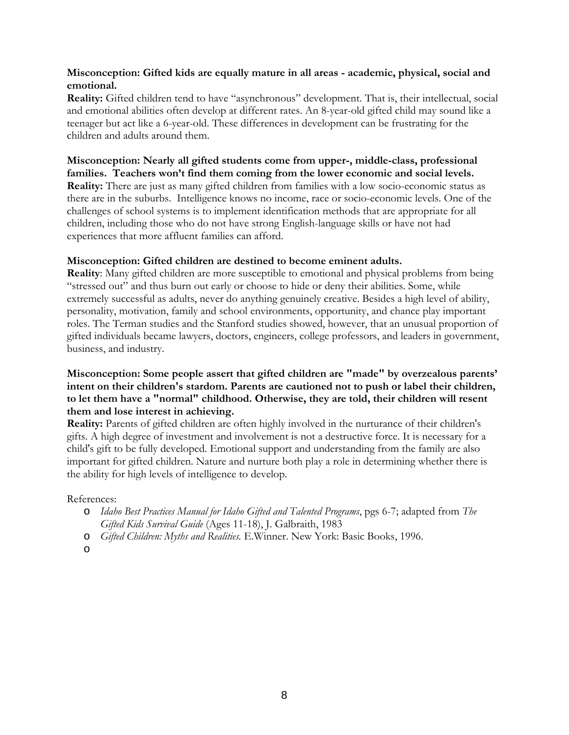**Misconception: Gifted kids are equally mature in all areas - academic, physical, social and emotional.**
**Reality:** Gifted children tend to have "asynchronous" development. That is, their intellectual, social and emotional abilities often develop at different rates. An 8-year-old gifted child may sound like a teenager but act like a 6-year-old. These differences in development can be frustrating for the children and adults around them.

**Misconception: Nearly all gifted students come from upper-, middle-class, professional families. Teachers won't find them coming from the lower economic and social levels.**
**Reality:** There are just as many gifted children from families with a low socio-economic status as there are in the suburbs. Intelligence knows no income, race or socio-economic levels. One of the challenges of school systems is to implement identification methods that are appropriate for all children, including those who do not have strong English-language skills or have not had experiences that more affluent families can afford.

**Misconception: Gifted children are destined to become eminent adults.**
**Reality**: Many gifted children are more susceptible to emotional and physical problems from being "stressed out" and thus burn out early or choose to hide or deny their abilities. Some, while extremely successful as adults, never do anything genuinely creative. Besides a high level of ability, personality, motivation, family and school environments, opportunity, and chance play important roles. The Terman studies and the Stanford studies showed, however, that an unusual proportion of gifted individuals became lawyers, doctors, engineers, college professors, and leaders in government, business, and industry.

**Misconception: Some people assert that gifted children are "made" by overzealous parents' intent on their children's stardom. Parents are cautioned not to push or label their children, to let them have a "normal" childhood. Otherwise, they are told, their children will resent them and lose interest in achieving.**
**Reality:** Parents of gifted children are often highly involved in the nurturance of their children's gifts. A high degree of investment and involvement is not a destructive force. It is necessary for a child's gift to be fully developed. Emotional support and understanding from the family are also important for gifted children. Nature and nurture both play a role in determining whether there is the ability for high levels of intelligence to develop.

References:

- *Idaho Best Practices Manual for Idaho Gifted and Talented Programs*, pgs 6-7; adapted from *The Gifted Kids Survival Guide* (Ages 11-18), J. Galbraith, 1983
- *Gifted Children: Myths and Realities.* E.Winner. New York: Basic Books, 1996.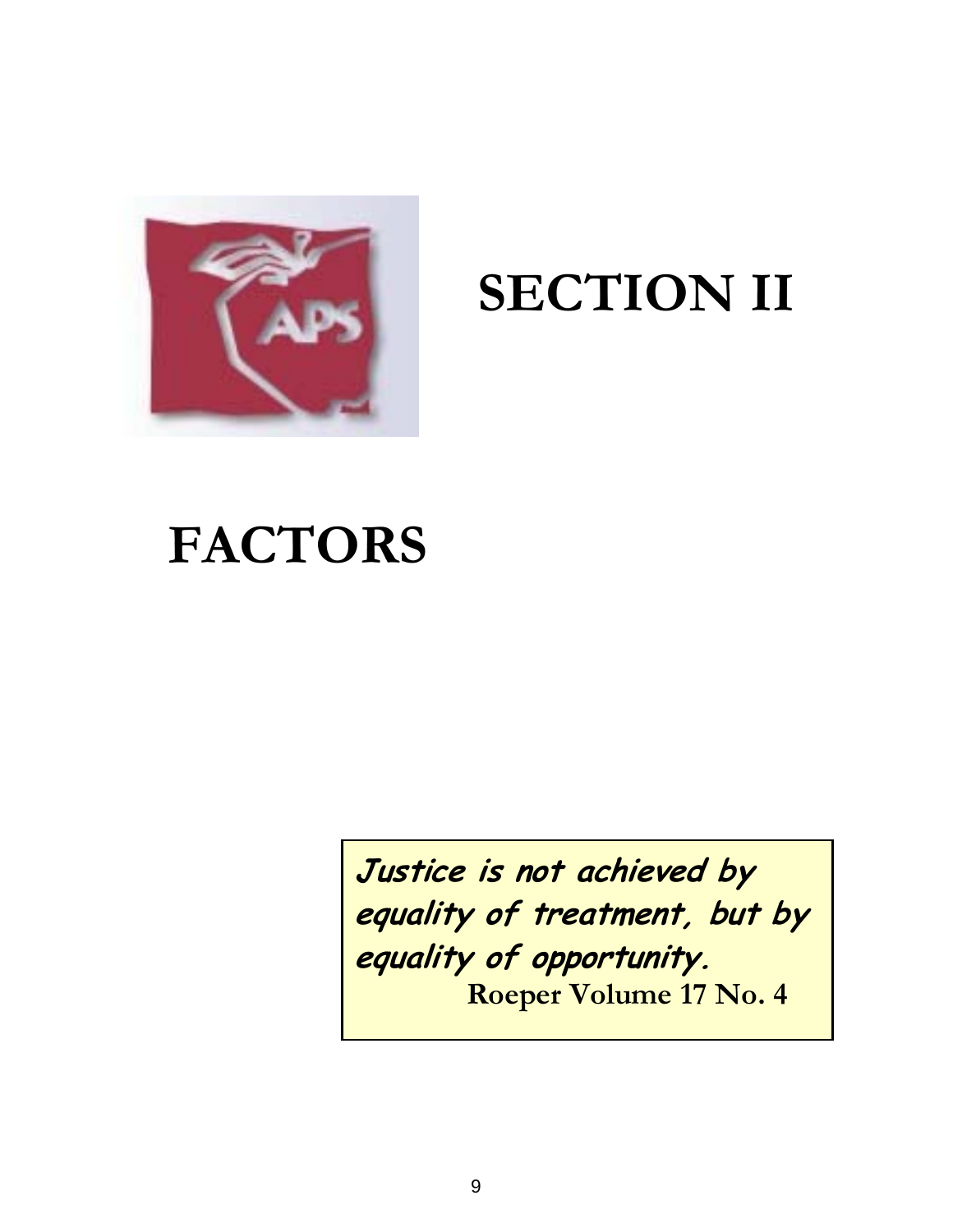# SECTION II

# FACTORS

***Justice is not achieved by equality of treatment, but by equality of opportunity.***
**Roeper Volume 17 No. 4**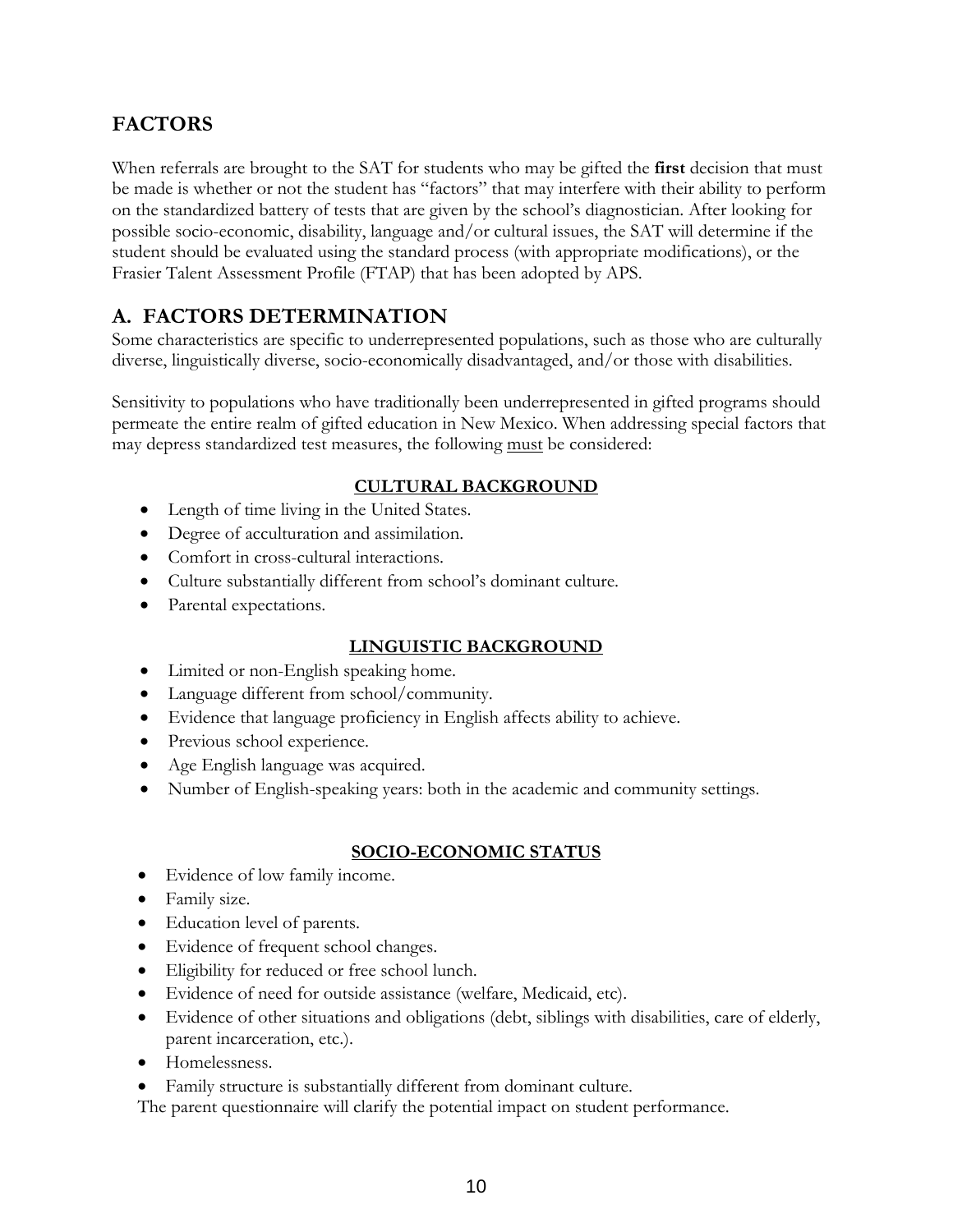## FACTORS

When referrals are brought to the SAT for students who may be gifted the **first** decision that must be made is whether or not the student has "factors" that may interfere with their ability to perform on the standardized battery of tests that are given by the school's diagnostician. After looking for possible socio-economic, disability, language and/or cultural issues, the SAT will determine if the student should be evaluated using the standard process (with appropriate modifications), or the Frasier Talent Assessment Profile (FTAP) that has been adopted by APS.

## A. FACTORS DETERMINATION

Some characteristics are specific to underrepresented populations, such as those who are culturally diverse, linguistically diverse, socio-economically disadvantaged, and/or those with disabilities.

Sensitivity to populations who have traditionally been underrepresented in gifted programs should permeate the entire realm of gifted education in New Mexico. When addressing special factors that may depress standardized test measures, the following must be considered:

### CULTURAL BACKGROUND

- Length of time living in the United States.
- Degree of acculturation and assimilation.
- Comfort in cross-cultural interactions.
- Culture substantially different from school's dominant culture.
- Parental expectations.

### LINGUISTIC BACKGROUND

- Limited or non-English speaking home.
- Language different from school/community.
- Evidence that language proficiency in English affects ability to achieve.
- Previous school experience.
- Age English language was acquired.
- Number of English-speaking years: both in the academic and community settings.

### SOCIO-ECONOMIC STATUS

- Evidence of low family income.
- Family size.
- Education level of parents.
- Evidence of frequent school changes.
- Eligibility for reduced or free school lunch.
- Evidence of need for outside assistance (welfare, Medicaid, etc).
- Evidence of other situations and obligations (debt, siblings with disabilities, care of elderly, parent incarceration, etc.).
- Homelessness.
- Family structure is substantially different from dominant culture.

The parent questionnaire will clarify the potential impact on student performance.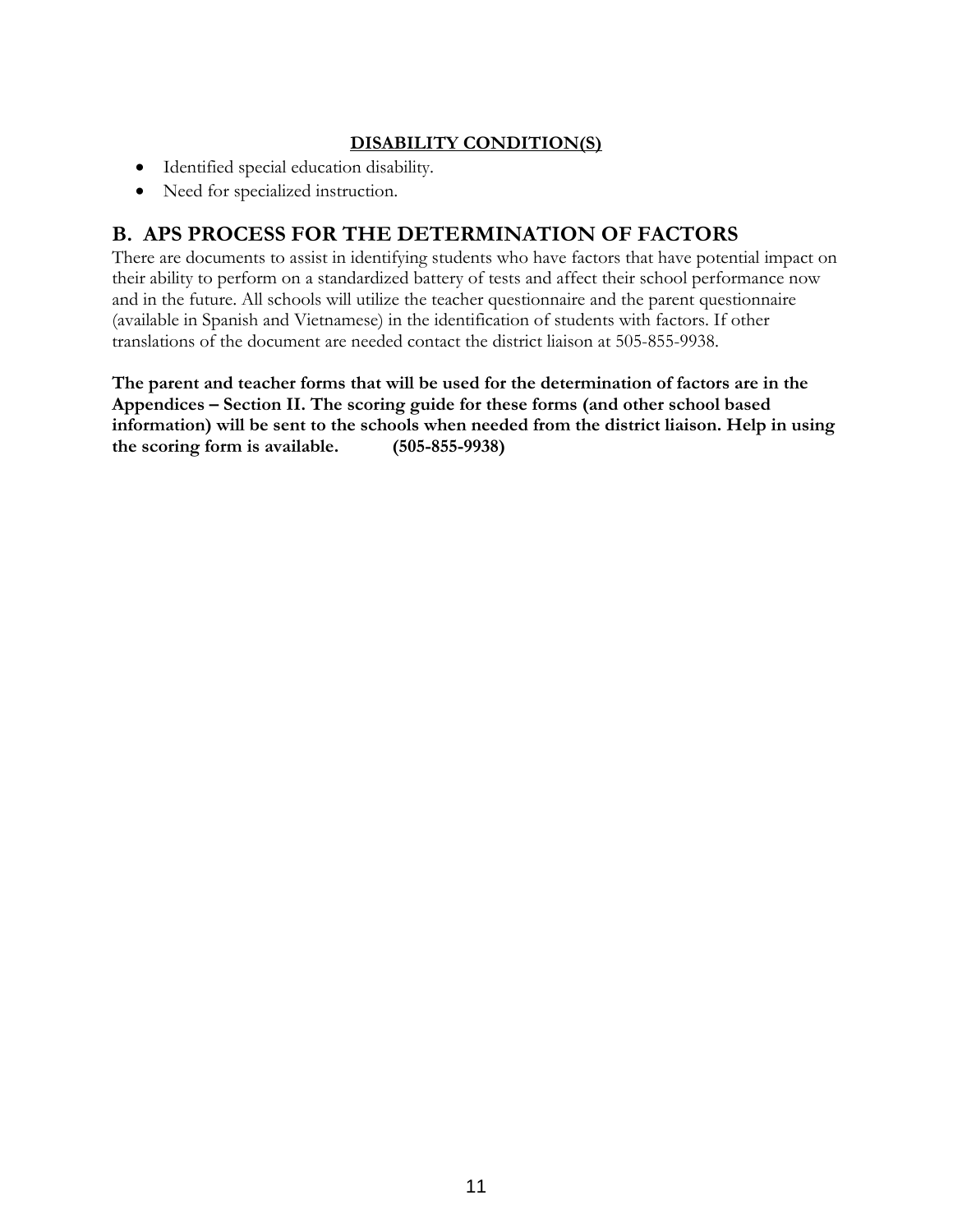**DISABILITY CONDITION(S)**

- Identified special education disability.
- Need for specialized instruction.

## B. APS PROCESS FOR THE DETERMINATION OF FACTORS

There are documents to assist in identifying students who have factors that have potential impact on their ability to perform on a standardized battery of tests and affect their school performance now and in the future. All schools will utilize the teacher questionnaire and the parent questionnaire (available in Spanish and Vietnamese) in the identification of students with factors. If other translations of the document are needed contact the district liaison at 505-855-9938.

**The parent and teacher forms that will be used for the determination of factors are in the Appendices – Section II. The scoring guide for these forms (and other school based information) will be sent to the schools when needed from the district liaison. Help in using the scoring form is available. (505-855-9938)**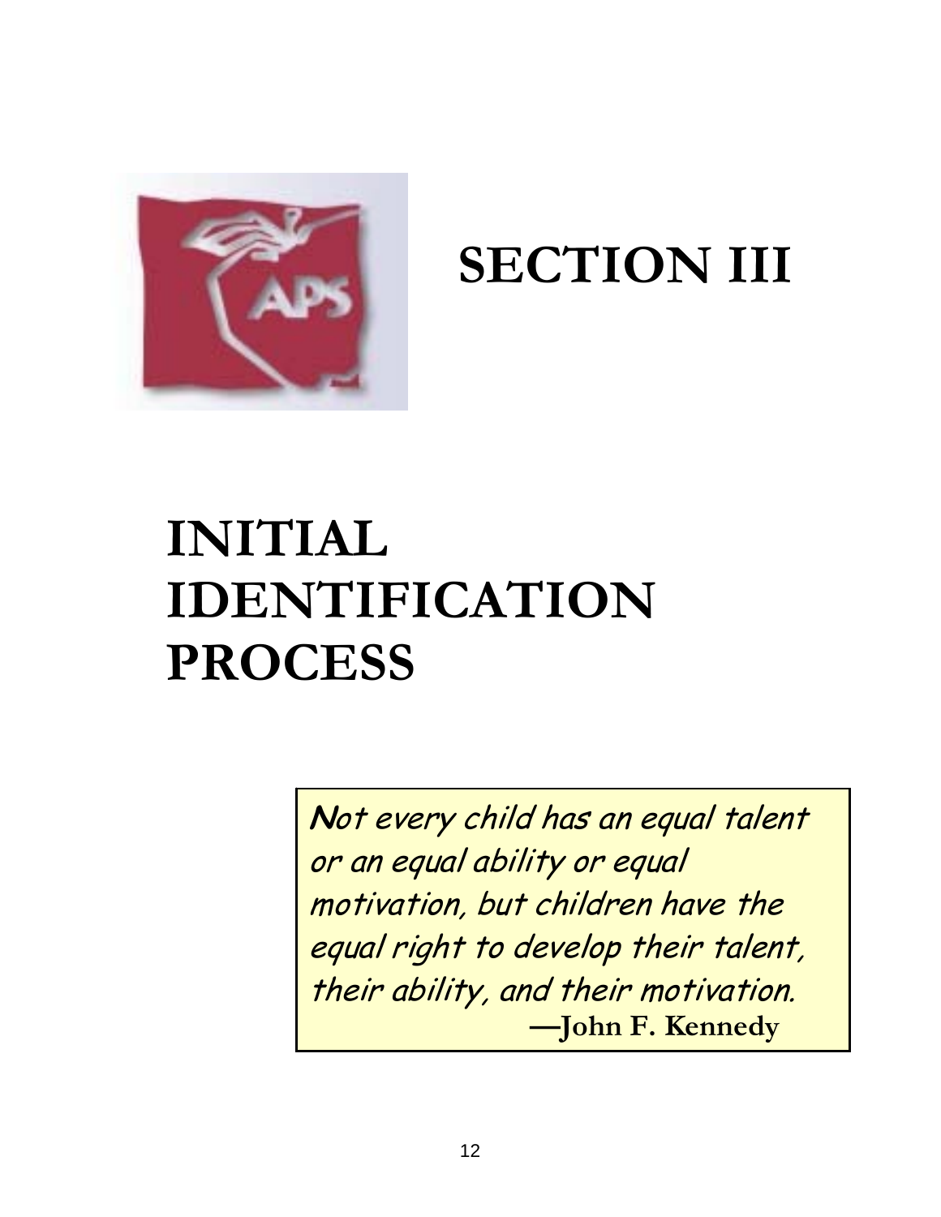# SECTION III

# INITIAL IDENTIFICATION PROCESS

*Not every child has an equal talent or an equal ability or equal motivation, but children have the equal right to develop their talent, their ability, and their motivation.*
**—John F. Kennedy**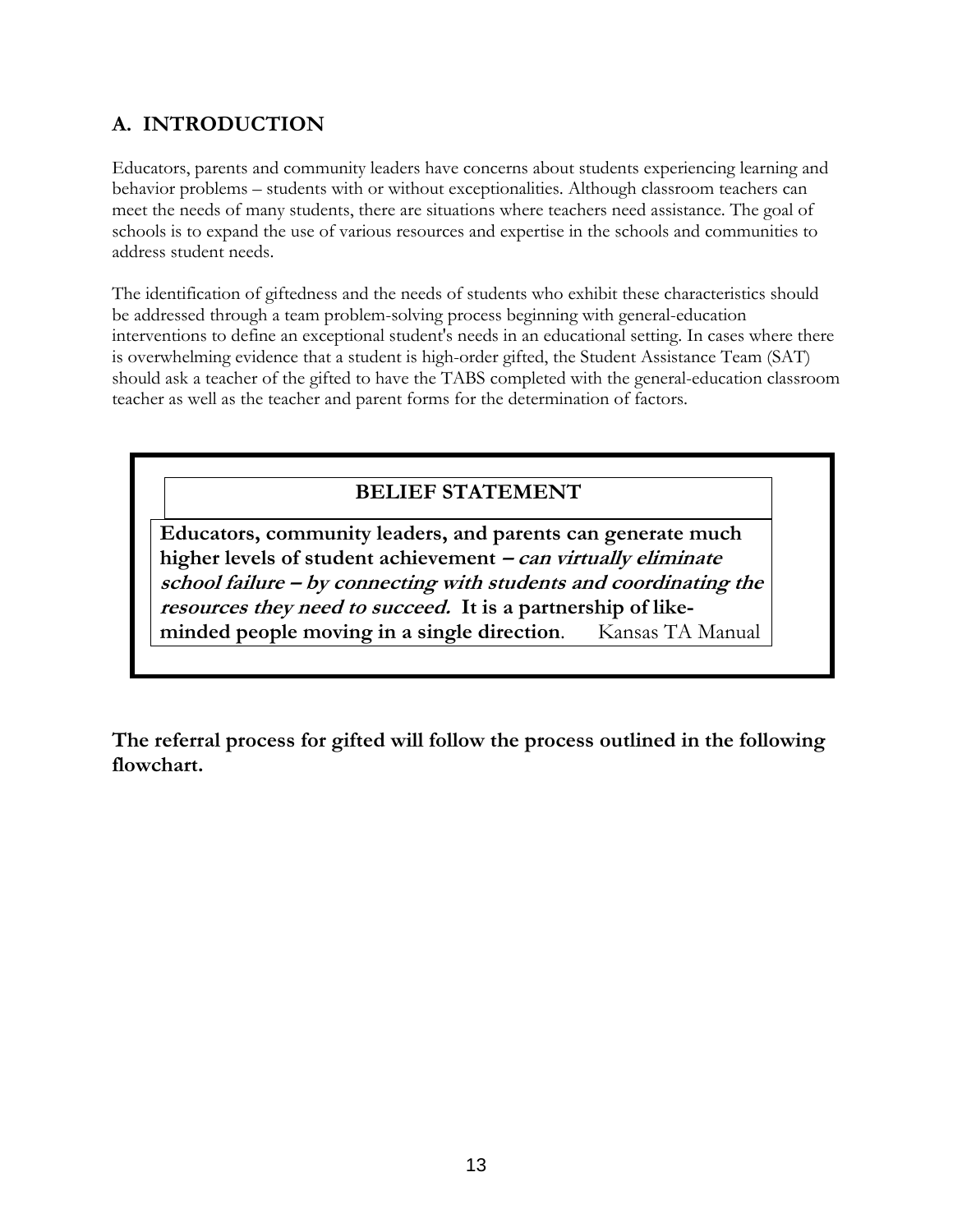## A. INTRODUCTION

Educators, parents and community leaders have concerns about students experiencing learning and behavior problems – students with or without exceptionalities. Although classroom teachers can meet the needs of many students, there are situations where teachers need assistance. The goal of schools is to expand the use of various resources and expertise in the schools and communities to address student needs.

The identification of giftedness and the needs of students who exhibit these characteristics should be addressed through a team problem-solving process beginning with general-education interventions to define an exceptional student's needs in an educational setting. In cases where there is overwhelming evidence that a student is high-order gifted, the Student Assistance Team (SAT) should ask a teacher of the gifted to have the TABS completed with the general-education classroom teacher as well as the teacher and parent forms for the determination of factors.

> **BELIEF STATEMENT**
>
> **Educators, community leaders, and parents can generate much higher levels of student achievement – *can virtually eliminate school failure – by connecting with students and coordinating the resources they need to succeed.* It is a partnership of like-minded people moving in a single direction**. Kansas TA Manual

**The referral process for gifted will follow the process outlined in the following flowchart.**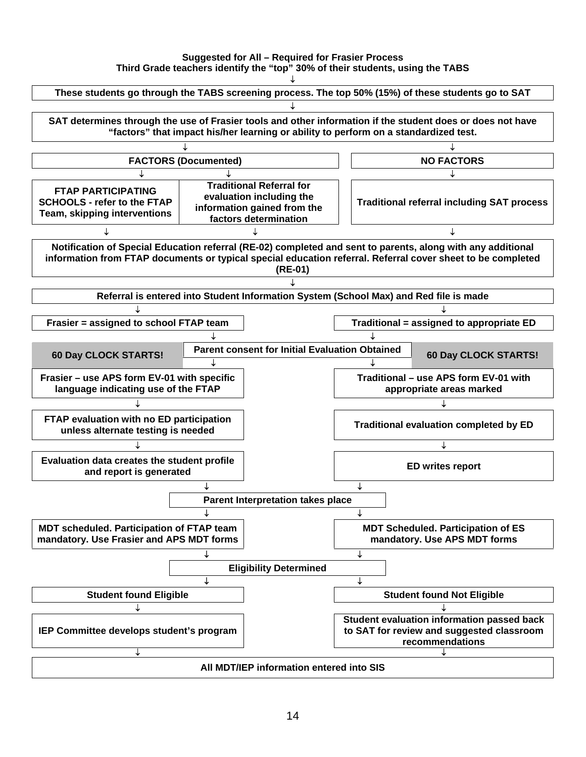**Suggested for All – Required for Frasier Process**
**Third Grade teachers identify the "top" 30% of their students, using the TABS**

↓

**These students go through the TABS screening process. The top 50% (15%) of these students go to SAT**

↓

**SAT determines through the use of Frasier tools and other information if the student does or does not have "factors" that impact his/her learning or ability to perform on a standardized test.**

↓ ↓

| **FACTORS (Documented)** | | **NO FACTORS** |
|---|---|---|
| ↓ | ↓ | ↓ |
| **FTAP PARTICIPATING SCHOOLS - refer to the FTAP Team, skipping interventions** | **Traditional Referral for evaluation including the information gained from the factors determination** | **Traditional referral including SAT process** |
| ↓ | ↓ | ↓ |

**Notification of Special Education referral (RE-02) completed and sent to parents, along with any additional information from FTAP documents or typical special education referral. Referral cover sheet to be completed (RE-01)**

↓

**Referral is entered into Student Information System (School Max) and Red file is made**

↓ ↓

| Frasier | | Traditional |
|---|---|---|
| **Frasier = assigned to school FTAP team** | | **Traditional = assigned to appropriate ED** |
| ↓ | | ↓ |
| **60 Day CLOCK STARTS!** | **Parent consent for Initial Evaluation Obtained** | **60 Day CLOCK STARTS!** |
| ↓ | | ↓ |
| **Frasier – use APS form EV-01 with specific language indicating use of the FTAP** | | **Traditional – use APS form EV-01 with appropriate areas marked** |
| ↓ | | ↓ |
| **FTAP evaluation with no ED participation unless alternate testing is needed** | | **Traditional evaluation completed by ED** |
| ↓ | | ↓ |
| **Evaluation data creates the student profile and report is generated** | | **ED writes report** |
| ↓ | | ↓ |

**Parent Interpretation takes place**

↓ ↓

| Frasier | Traditional |
|---|---|
| **MDT scheduled. Participation of FTAP team mandatory. Use Frasier and APS MDT forms** | **MDT Scheduled. Participation of ES mandatory. Use APS MDT forms** |
| ↓ | ↓ |

**Eligibility Determined**

↓ ↓

| Eligible | Not Eligible |
|---|---|
| **Student found Eligible** | **Student found Not Eligible** |
| ↓ | ↓ |
| **IEP Committee develops student's program** | **Student evaluation information passed back to SAT for review and suggested classroom recommendations** |
| ↓ | ↓ |

**All MDT/IEP information entered into SIS**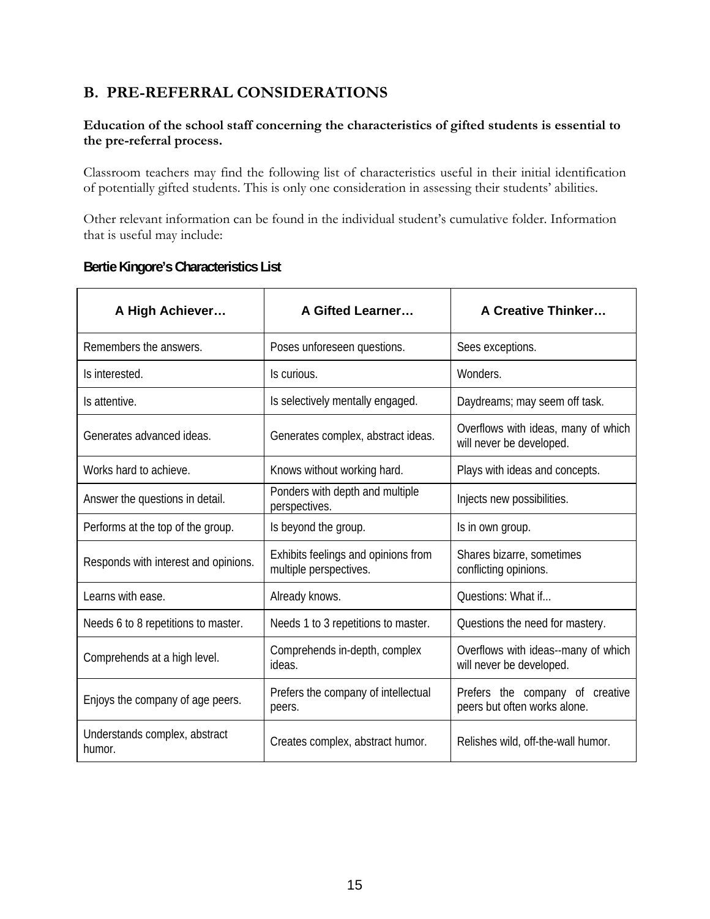## B. PRE-REFERRAL CONSIDERATIONS

**Education of the school staff concerning the characteristics of gifted students is essential to the pre-referral process.**

Classroom teachers may find the following list of characteristics useful in their initial identification of potentially gifted students. This is only one consideration in assessing their students' abilities.

Other relevant information can be found in the individual student's cumulative folder. Information that is useful may include:

### Bertie Kingore's Characteristics List

| A High Achiever… | A Gifted Learner… | A Creative Thinker… |
|---|---|---|
| Remembers the answers. | Poses unforeseen questions. | Sees exceptions. |
| Is interested. | Is curious. | Wonders. |
| Is attentive. | Is selectively mentally engaged. | Daydreams; may seem off task. |
| Generates advanced ideas. | Generates complex, abstract ideas. | Overflows with ideas, many of which will never be developed. |
| Works hard to achieve. | Knows without working hard. | Plays with ideas and concepts. |
| Answer the questions in detail. | Ponders with depth and multiple perspectives. | Injects new possibilities. |
| Performs at the top of the group. | Is beyond the group. | Is in own group. |
| Responds with interest and opinions. | Exhibits feelings and opinions from multiple perspectives. | Shares bizarre, sometimes conflicting opinions. |
| Learns with ease. | Already knows. | Questions: What if... |
| Needs 6 to 8 repetitions to master. | Needs 1 to 3 repetitions to master. | Questions the need for mastery. |
| Comprehends at a high level. | Comprehends in-depth, complex ideas. | Overflows with ideas--many of which will never be developed. |
| Enjoys the company of age peers. | Prefers the company of intellectual peers. | Prefers the company of creative peers but often works alone. |
| Understands complex, abstract humor. | Creates complex, abstract humor. | Relishes wild, off-the-wall humor. |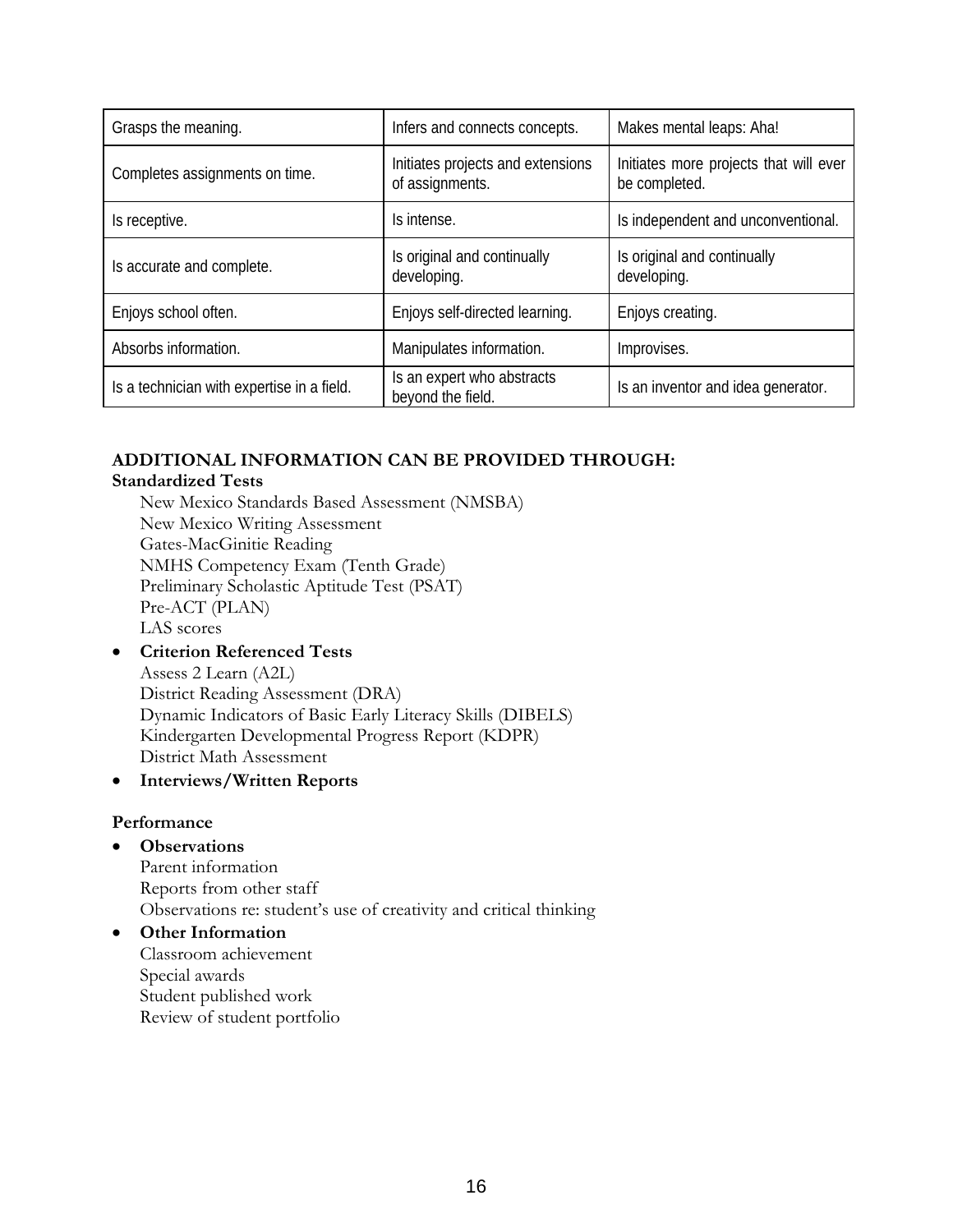| Grasps the meaning. | Infers and connects concepts. | Makes mental leaps: Aha! |
|---|---|---|
| Completes assignments on time. | Initiates projects and extensions of assignments. | Initiates more projects that will ever be completed. |
| Is receptive. | Is intense. | Is independent and unconventional. |
| Is accurate and complete. | Is original and continually developing. | Is original and continually developing. |
| Enjoys school often. | Enjoys self-directed learning. | Enjoys creating. |
| Absorbs information. | Manipulates information. | Improvises. |
| Is a technician with expertise in a field. | Is an expert who abstracts beyond the field. | Is an inventor and idea generator. |

**ADDITIONAL INFORMATION CAN BE PROVIDED THROUGH:**

**Standardized Tests**

New Mexico Standards Based Assessment (NMSBA)
New Mexico Writing Assessment
Gates-MacGinitie Reading
NMHS Competency Exam (Tenth Grade)
Preliminary Scholastic Aptitude Test (PSAT)
Pre-ACT (PLAN)
LAS scores

- **Criterion Referenced Tests**
  Assess 2 Learn (A2L)
  District Reading Assessment (DRA)
  Dynamic Indicators of Basic Early Literacy Skills (DIBELS)
  Kindergarten Developmental Progress Report (KDPR)
  District Math Assessment
- **Interviews/Written Reports**

**Performance**

- **Observations**
  Parent information
  Reports from other staff
  Observations re: student's use of creativity and critical thinking
- **Other Information**
  Classroom achievement
  Special awards
  Student published work
  Review of student portfolio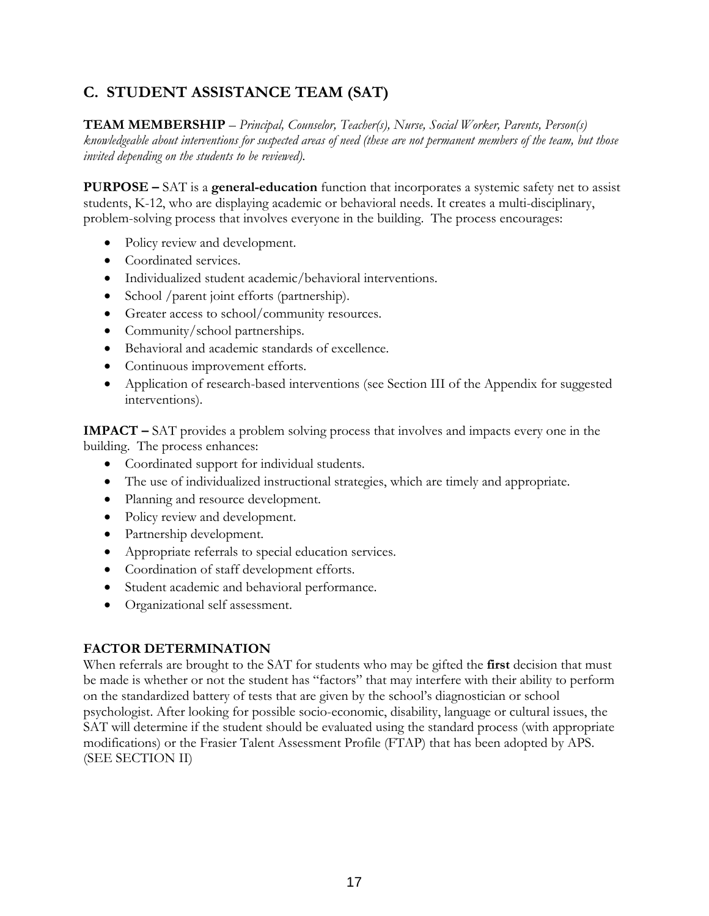## C. STUDENT ASSISTANCE TEAM (SAT)

**TEAM MEMBERSHIP** – *Principal, Counselor, Teacher(s), Nurse, Social Worker, Parents, Person(s) knowledgeable about interventions for suspected areas of need (these are not permanent members of the team, but those invited depending on the students to be reviewed).*

**PURPOSE –** SAT is a **general-education** function that incorporates a systemic safety net to assist students, K-12, who are displaying academic or behavioral needs. It creates a multi-disciplinary, problem-solving process that involves everyone in the building. The process encourages:

- Policy review and development.
- Coordinated services.
- Individualized student academic/behavioral interventions.
- School /parent joint efforts (partnership).
- Greater access to school/community resources.
- Community/school partnerships.
- Behavioral and academic standards of excellence.
- Continuous improvement efforts.
- Application of research-based interventions (see Section III of the Appendix for suggested interventions).

**IMPACT –** SAT provides a problem solving process that involves and impacts every one in the building. The process enhances:

- Coordinated support for individual students.
- The use of individualized instructional strategies, which are timely and appropriate.
- Planning and resource development.
- Policy review and development.
- Partnership development.
- Appropriate referrals to special education services.
- Coordination of staff development efforts.
- Student academic and behavioral performance.
- Organizational self assessment.

**FACTOR DETERMINATION**

When referrals are brought to the SAT for students who may be gifted the **first** decision that must be made is whether or not the student has "factors" that may interfere with their ability to perform on the standardized battery of tests that are given by the school's diagnostician or school psychologist. After looking for possible socio-economic, disability, language or cultural issues, the SAT will determine if the student should be evaluated using the standard process (with appropriate modifications) or the Frasier Talent Assessment Profile (FTAP) that has been adopted by APS. (SEE SECTION II)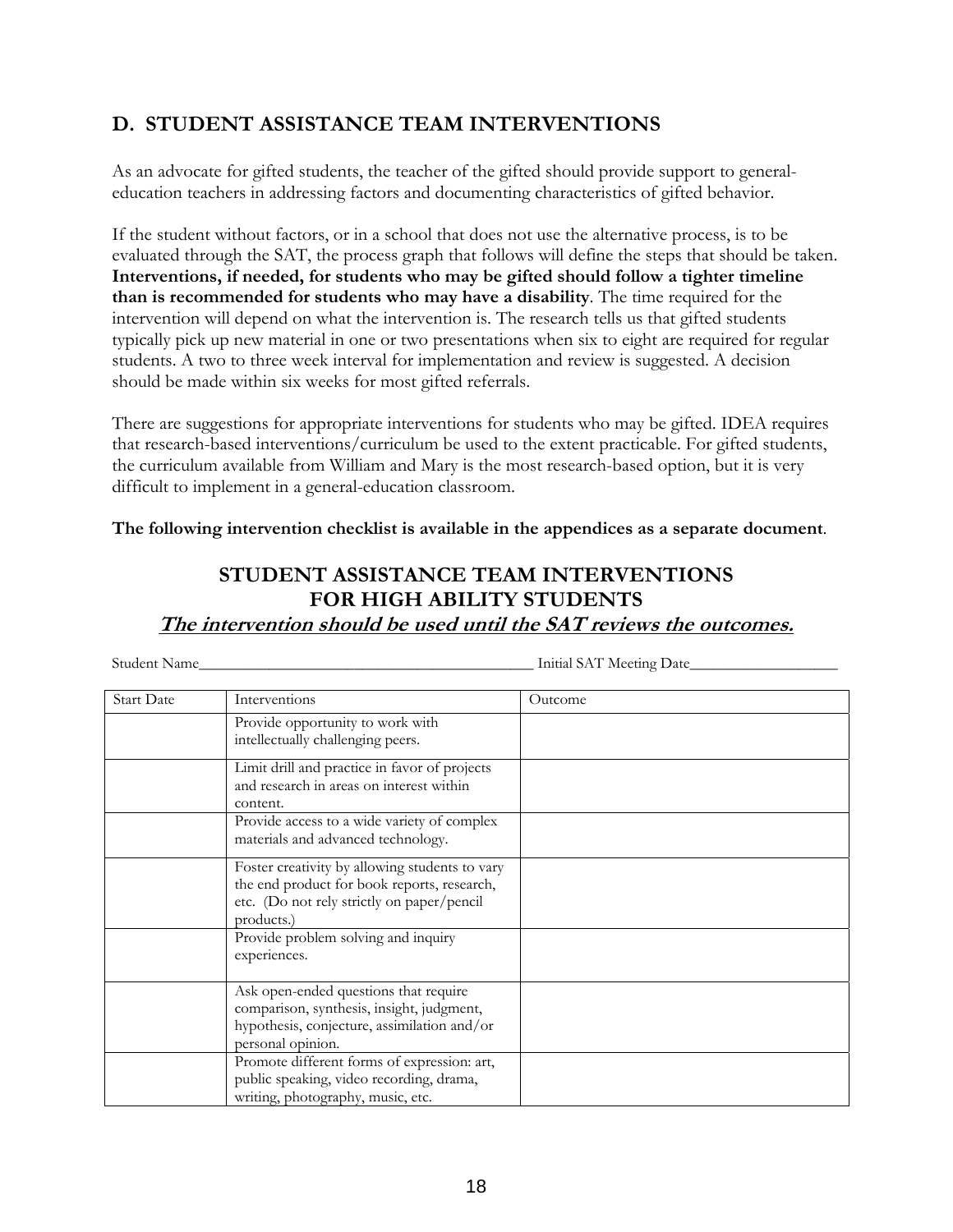## D. STUDENT ASSISTANCE TEAM INTERVENTIONS

As an advocate for gifted students, the teacher of the gifted should provide support to general-education teachers in addressing factors and documenting characteristics of gifted behavior.

If the student without factors, or in a school that does not use the alternative process, is to be evaluated through the SAT, the process graph that follows will define the steps that should be taken. **Interventions, if needed, for students who may be gifted should follow a tighter timeline than is recommended for students who may have a disability**. The time required for the intervention will depend on what the intervention is. The research tells us that gifted students typically pick up new material in one or two presentations when six to eight are required for regular students. A two to three week interval for implementation and review is suggested. A decision should be made within six weeks for most gifted referrals.

There are suggestions for appropriate interventions for students who may be gifted. IDEA requires that research-based interventions/curriculum be used to the extent practicable. For gifted students, the curriculum available from William and Mary is the most research-based option, but it is very difficult to implement in a general-education classroom.

**The following intervention checklist is available in the appendices as a separate document**.

### STUDENT ASSISTANCE TEAM INTERVENTIONS FOR HIGH ABILITY STUDENTS

***The intervention should be used until the SAT reviews the outcomes.***

Student Name__________________________________________ Initial SAT Meeting Date___________________

| Start Date | Interventions | Outcome |
|---|---|---|
| | Provide opportunity to work with intellectually challenging peers. | |
| | Limit drill and practice in favor of projects and research in areas on interest within content. | |
| | Provide access to a wide variety of complex materials and advanced technology. | |
| | Foster creativity by allowing students to vary the end product for book reports, research, etc. (Do not rely strictly on paper/pencil products.) | |
| | Provide problem solving and inquiry experiences. | |
| | Ask open-ended questions that require comparison, synthesis, insight, judgment, hypothesis, conjecture, assimilation and/or personal opinion. | |
| | Promote different forms of expression: art, public speaking, video recording, drama, writing, photography, music, etc. | |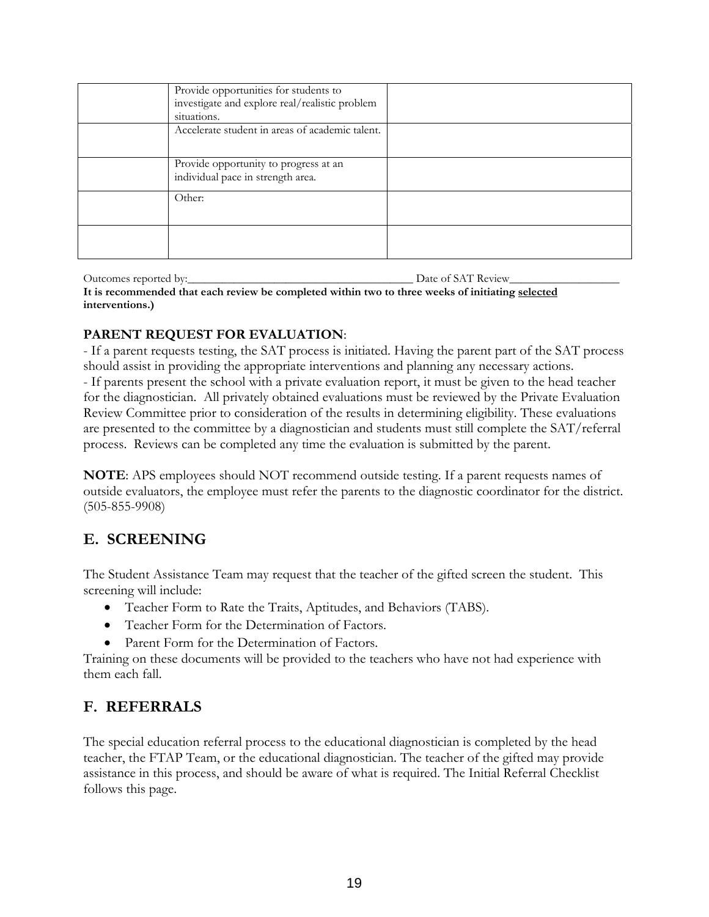| | | |
|---|---|---|
| | Provide opportunities for students to investigate and explore real/realistic problem situations. | |
| | Accelerate student in areas of academic talent. | |
| | Provide opportunity to progress at an individual pace in strength area. | |
| | Other: | |
| | | |

Outcomes reported by:_______________________________________ Date of SAT Review__________________

**It is recommended that each review be completed within two to three weeks of initiating <u>selected</u> interventions.)**

**PARENT REQUEST FOR EVALUATION**:

- If a parent requests testing, the SAT process is initiated. Having the parent part of the SAT process should assist in providing the appropriate interventions and planning any necessary actions.
- If parents present the school with a private evaluation report, it must be given to the head teacher for the diagnostician. All privately obtained evaluations must be reviewed by the Private Evaluation Review Committee prior to consideration of the results in determining eligibility. These evaluations are presented to the committee by a diagnostician and students must still complete the SAT/referral process. Reviews can be completed any time the evaluation is submitted by the parent.

**NOTE**: APS employees should NOT recommend outside testing. If a parent requests names of outside evaluators, the employee must refer the parents to the diagnostic coordinator for the district. (505-855-9908)

## E. SCREENING

The Student Assistance Team may request that the teacher of the gifted screen the student. This screening will include:

- Teacher Form to Rate the Traits, Aptitudes, and Behaviors (TABS).
- Teacher Form for the Determination of Factors.
- Parent Form for the Determination of Factors.

Training on these documents will be provided to the teachers who have not had experience with them each fall.

## F. REFERRALS

The special education referral process to the educational diagnostician is completed by the head teacher, the FTAP Team, or the educational diagnostician. The teacher of the gifted may provide assistance in this process, and should be aware of what is required. The Initial Referral Checklist follows this page.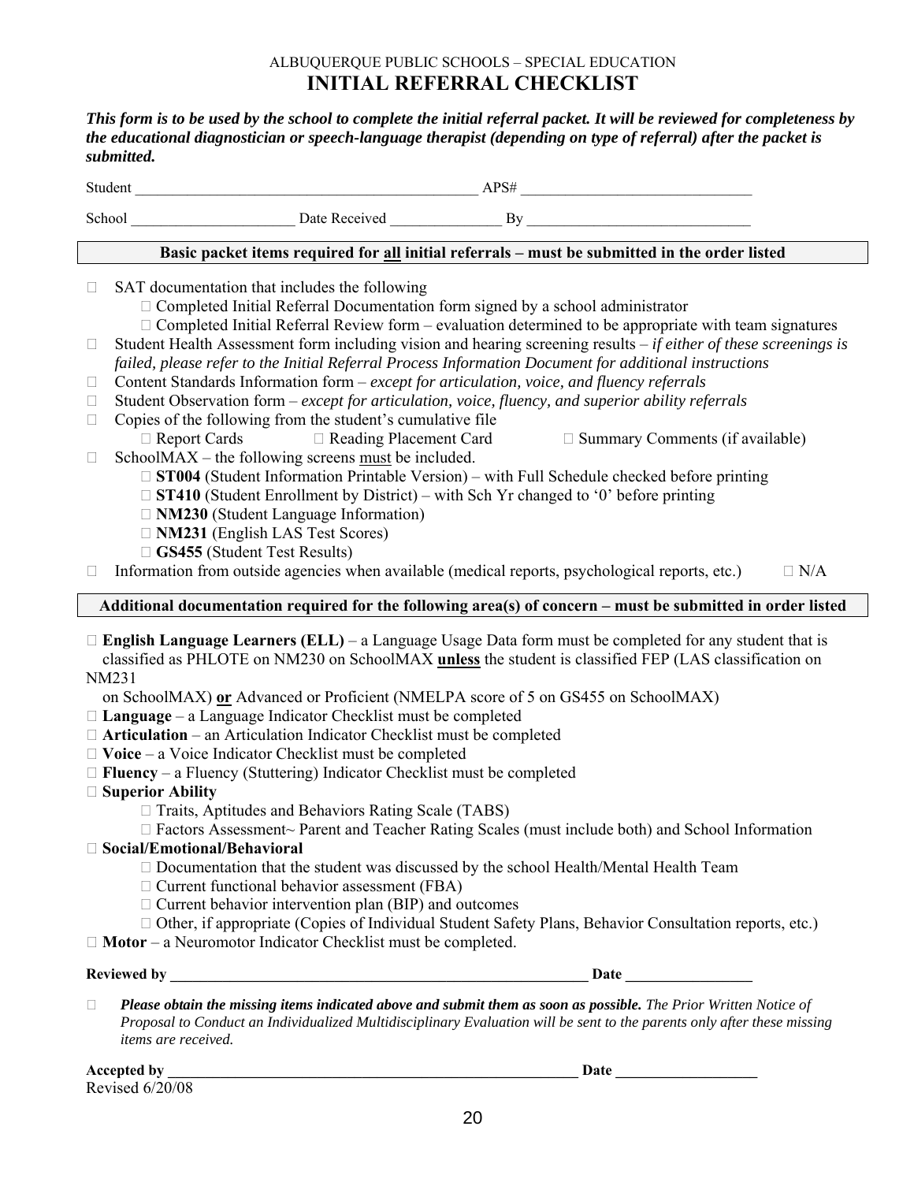ALBUQUERQUE PUBLIC SCHOOLS – SPECIAL EDUCATION

# INITIAL REFERRAL CHECKLIST

***This form is to be used by the school to complete the initial referral packet. It will be reviewed for completeness by the educational diagnostician or speech-language therapist (depending on type of referral) after the packet is submitted.***

Student _____________________________________________ APS# ______________________________

School _____________________ Date Received ______________ By _____________________________

**Basic packet items required for all initial referrals – must be submitted in the order listed**

- ☐ SAT documentation that includes the following
  - ☐ Completed Initial Referral Documentation form signed by a school administrator
  - ☐ Completed Initial Referral Review form – evaluation determined to be appropriate with team signatures
- ☐ Student Health Assessment form including vision and hearing screening results – *if either of these screenings is failed, please refer to the Initial Referral Process Information Document for additional instructions*
- ☐ Content Standards Information form – *except for articulation, voice, and fluency referrals*
- ☐ Student Observation form – *except for articulation, voice, fluency, and superior ability referrals*
- ☐ Copies of the following from the student's cumulative file
  - ☐ Report Cards ☐ Reading Placement Card ☐ Summary Comments (if available)
- ☐ SchoolMAX – the following screens must be included.
  - ☐ **ST004** (Student Information Printable Version) – with Full Schedule checked before printing
  - ☐ **ST410** (Student Enrollment by District) – with Sch Yr changed to '0' before printing
  - ☐ **NM230** (Student Language Information)
  - ☐ **NM231** (English LAS Test Scores)
  - ☐ **GS455** (Student Test Results)
- ☐ Information from outside agencies when available (medical reports, psychological reports, etc.) ☐ N/A

**Additional documentation required for the following area(s) of concern – must be submitted in order listed**

- ☐ **English Language Learners (ELL)** – a Language Usage Data form must be completed for any student that is classified as PHLOTE on NM230 on SchoolMAX **unless** the student is classified FEP (LAS classification on NM231 on SchoolMAX) **or** Advanced or Proficient (NMELPA score of 5 on GS455 on SchoolMAX)
- ☐ **Language** – a Language Indicator Checklist must be completed
- ☐ **Articulation** – an Articulation Indicator Checklist must be completed
- ☐ **Voice** – a Voice Indicator Checklist must be completed
- ☐ **Fluency** – a Fluency (Stuttering) Indicator Checklist must be completed
- ☐ **Superior Ability**
  - ☐ Traits, Aptitudes and Behaviors Rating Scale (TABS)
  - ☐ Factors Assessment~ Parent and Teacher Rating Scales (must include both) and School Information
- ☐ **Social/Emotional/Behavioral**
  - ☐ Documentation that the student was discussed by the school Health/Mental Health Team
  - ☐ Current functional behavior assessment (FBA)
  - ☐ Current behavior intervention plan (BIP) and outcomes
  - ☐ Other, if appropriate (Copies of Individual Student Safety Plans, Behavior Consultation reports, etc.)
- ☐ **Motor** – a Neuromotor Indicator Checklist must be completed.

**Reviewed by** ________________________________________________________ **Date** ________________

☐ ***Please obtain the missing items indicated above and submit them as soon as possible.*** *The Prior Written Notice of Proposal to Conduct an Individualized Multidisciplinary Evaluation will be sent to the parents only after these missing items are received.*

**Accepted by** _______________________________________________________ **Date** __________________

Revised 6/20/08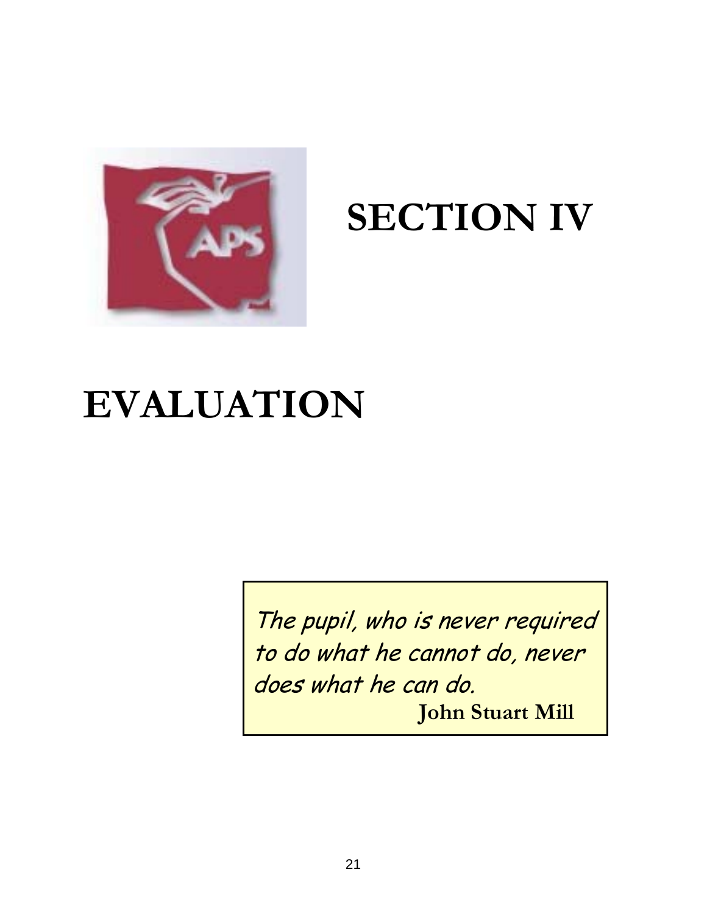# SECTION IV

# EVALUATION

> *The pupil, who is never required to do what he cannot do, never does what he can do.*
>
> **John Stuart Mill**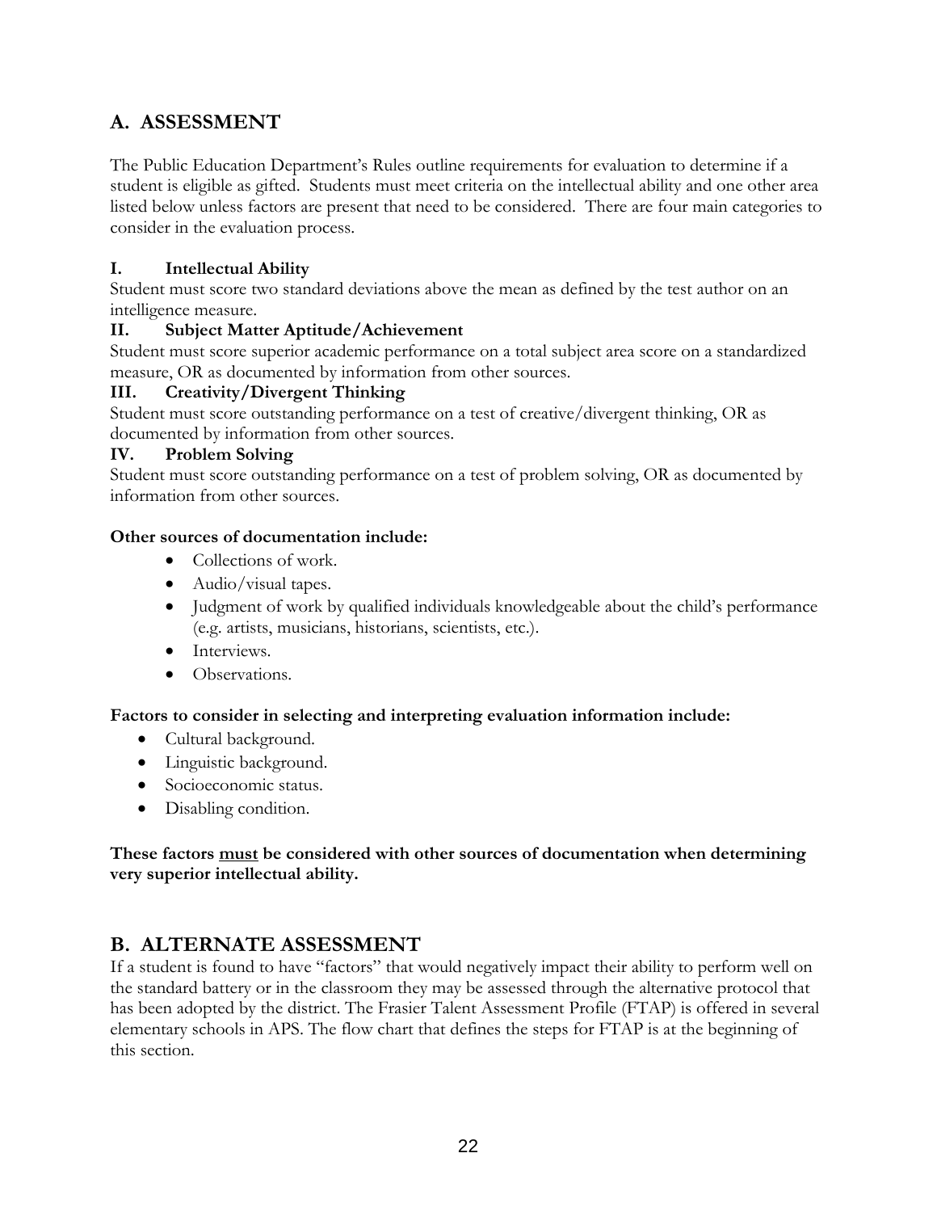## A. ASSESSMENT

The Public Education Department's Rules outline requirements for evaluation to determine if a student is eligible as gifted. Students must meet criteria on the intellectual ability and one other area listed below unless factors are present that need to be considered. There are four main categories to consider in the evaluation process.

**I. Intellectual Ability**

Student must score two standard deviations above the mean as defined by the test author on an intelligence measure.

**II. Subject Matter Aptitude/Achievement**

Student must score superior academic performance on a total subject area score on a standardized measure, OR as documented by information from other sources.

**III. Creativity/Divergent Thinking**

Student must score outstanding performance on a test of creative/divergent thinking, OR as documented by information from other sources.

**IV. Problem Solving**

Student must score outstanding performance on a test of problem solving, OR as documented by information from other sources.

**Other sources of documentation include:**

- Collections of work.
- Audio/visual tapes.
- Judgment of work by qualified individuals knowledgeable about the child's performance (e.g. artists, musicians, historians, scientists, etc.).
- Interviews.
- Observations.

**Factors to consider in selecting and interpreting evaluation information include:**

- Cultural background.
- Linguistic background.
- Socioeconomic status.
- Disabling condition.

**These factors <u>must</u> be considered with other sources of documentation when determining very superior intellectual ability.**

## B. ALTERNATE ASSESSMENT

If a student is found to have "factors" that would negatively impact their ability to perform well on the standard battery or in the classroom they may be assessed through the alternative protocol that has been adopted by the district. The Frasier Talent Assessment Profile (FTAP) is offered in several elementary schools in APS. The flow chart that defines the steps for FTAP is at the beginning of this section.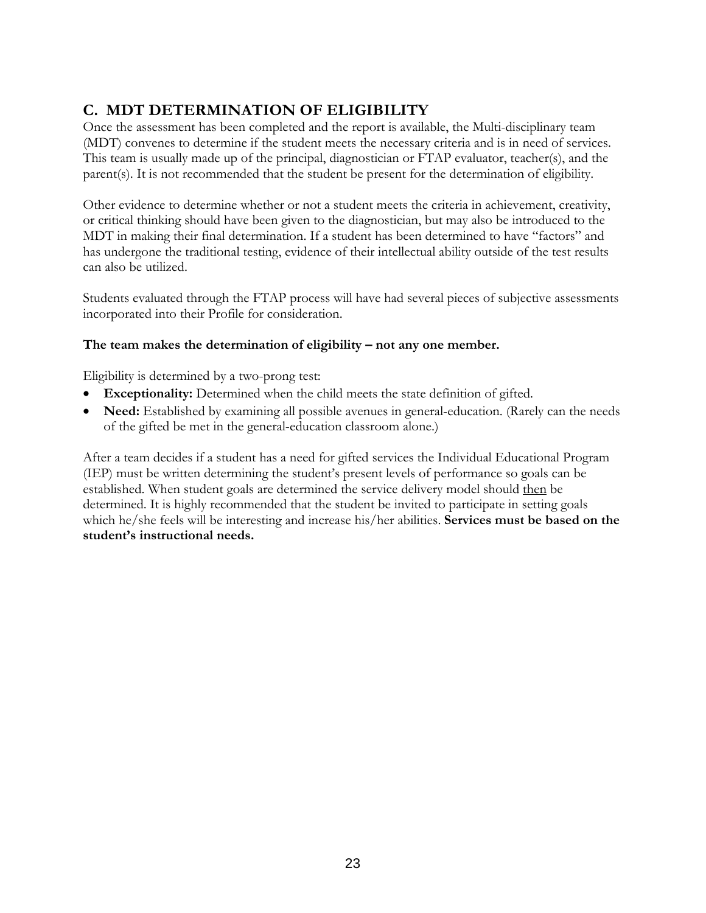## C. MDT DETERMINATION OF ELIGIBILITY

Once the assessment has been completed and the report is available, the Multi-disciplinary team (MDT) convenes to determine if the student meets the necessary criteria and is in need of services. This team is usually made up of the principal, diagnostician or FTAP evaluator, teacher(s), and the parent(s). It is not recommended that the student be present for the determination of eligibility.

Other evidence to determine whether or not a student meets the criteria in achievement, creativity, or critical thinking should have been given to the diagnostician, but may also be introduced to the MDT in making their final determination. If a student has been determined to have "factors" and has undergone the traditional testing, evidence of their intellectual ability outside of the test results can also be utilized.

Students evaluated through the FTAP process will have had several pieces of subjective assessments incorporated into their Profile for consideration.

**The team makes the determination of eligibility – not any one member.**

Eligibility is determined by a two-prong test:

- **Exceptionality:** Determined when the child meets the state definition of gifted.
- **Need:** Established by examining all possible avenues in general-education. (Rarely can the needs of the gifted be met in the general-education classroom alone.)

After a team decides if a student has a need for gifted services the Individual Educational Program (IEP) must be written determining the student's present levels of performance so goals can be established. When student goals are determined the service delivery model should <u>then</u> be determined. It is highly recommended that the student be invited to participate in setting goals which he/she feels will be interesting and increase his/her abilities. **Services must be based on the student's instructional needs.**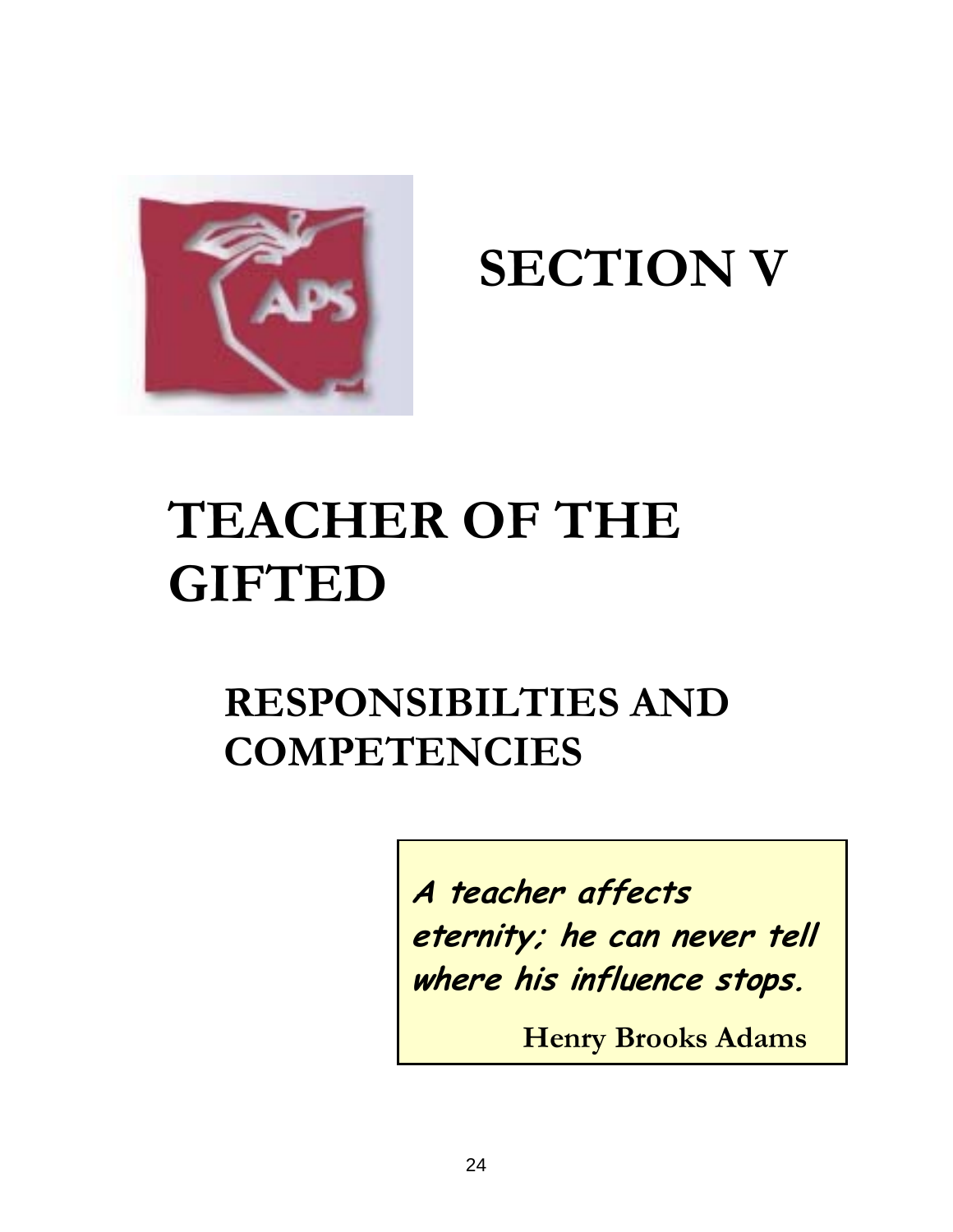# SECTION V

# TEACHER OF THE GIFTED

## RESPONSIBILTIES AND COMPETENCIES

> ***A teacher affects eternity; he can never tell where his influence stops.***
>
> **Henry Brooks Adams**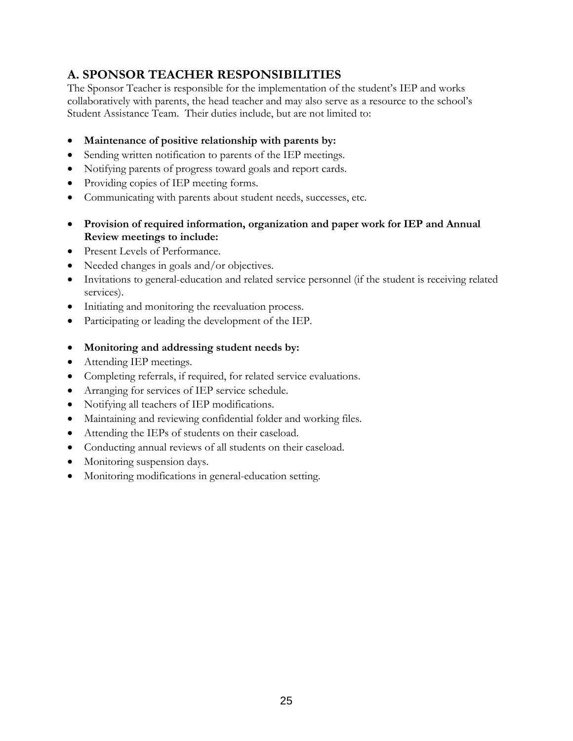## A. SPONSOR TEACHER RESPONSIBILITIES

The Sponsor Teacher is responsible for the implementation of the student's IEP and works collaboratively with parents, the head teacher and may also serve as a resource to the school's Student Assistance Team. Their duties include, but are not limited to:

- **Maintenance of positive relationship with parents by:**
- Sending written notification to parents of the IEP meetings.
- Notifying parents of progress toward goals and report cards.
- Providing copies of IEP meeting forms.
- Communicating with parents about student needs, successes, etc.

- **Provision of required information, organization and paper work for IEP and Annual Review meetings to include:**
- Present Levels of Performance.
- Needed changes in goals and/or objectives.
- Invitations to general-education and related service personnel (if the student is receiving related services).
- Initiating and monitoring the reevaluation process.
- Participating or leading the development of the IEP.

- **Monitoring and addressing student needs by:**
- Attending IEP meetings.
- Completing referrals, if required, for related service evaluations.
- Arranging for services of IEP service schedule.
- Notifying all teachers of IEP modifications.
- Maintaining and reviewing confidential folder and working files.
- Attending the IEPs of students on their caseload.
- Conducting annual reviews of all students on their caseload.
- Monitoring suspension days.
- Monitoring modifications in general-education setting.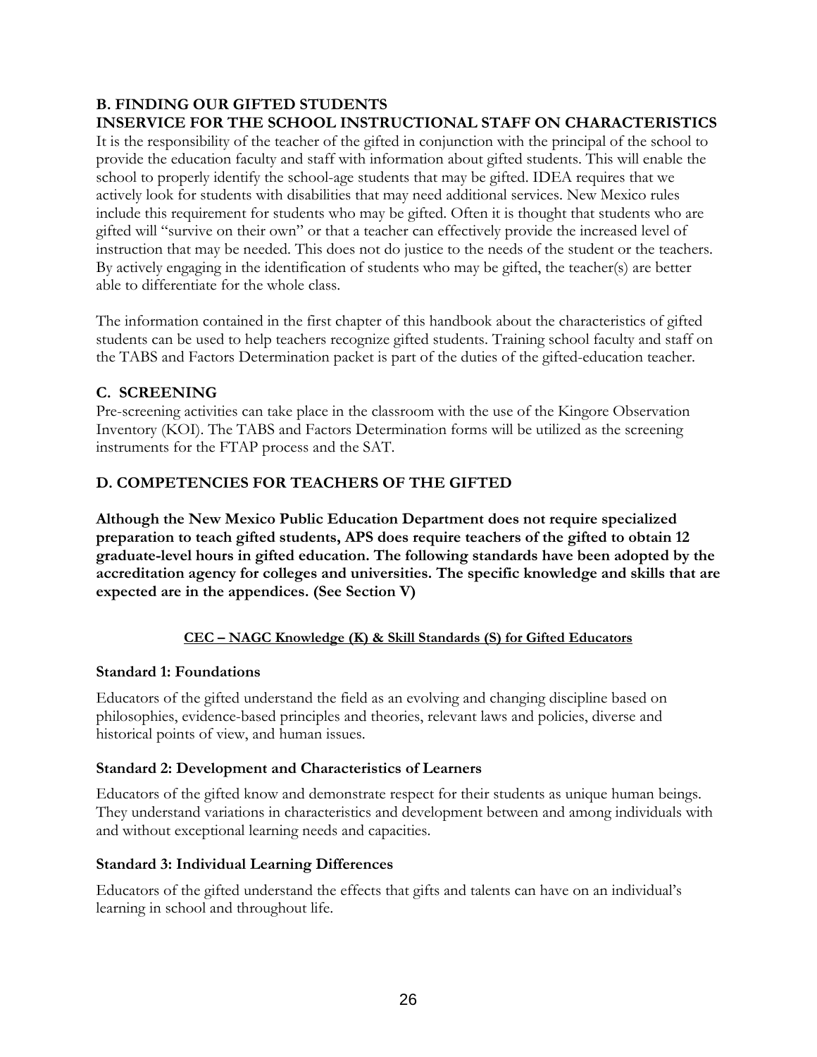## B. FINDING OUR GIFTED STUDENTS

## INSERVICE FOR THE SCHOOL INSTRUCTIONAL STAFF ON CHARACTERISTICS

It is the responsibility of the teacher of the gifted in conjunction with the principal of the school to provide the education faculty and staff with information about gifted students. This will enable the school to properly identify the school-age students that may be gifted. IDEA requires that we actively look for students with disabilities that may need additional services. New Mexico rules include this requirement for students who may be gifted. Often it is thought that students who are gifted will "survive on their own" or that a teacher can effectively provide the increased level of instruction that may be needed. This does not do justice to the needs of the student or the teachers. By actively engaging in the identification of students who may be gifted, the teacher(s) are better able to differentiate for the whole class.

The information contained in the first chapter of this handbook about the characteristics of gifted students can be used to help teachers recognize gifted students. Training school faculty and staff on the TABS and Factors Determination packet is part of the duties of the gifted-education teacher.

## C. SCREENING

Pre-screening activities can take place in the classroom with the use of the Kingore Observation Inventory (KOI). The TABS and Factors Determination forms will be utilized as the screening instruments for the FTAP process and the SAT.

## D. COMPETENCIES FOR TEACHERS OF THE GIFTED

**Although the New Mexico Public Education Department does not require specialized preparation to teach gifted students, APS does require teachers of the gifted to obtain 12 graduate-level hours in gifted education. The following standards have been adopted by the accreditation agency for colleges and universities. The specific knowledge and skills that are expected are in the appendices. (See Section V)**

**CEC – NAGC Knowledge (K) & Skill Standards (S) for Gifted Educators**

### Standard 1: Foundations

Educators of the gifted understand the field as an evolving and changing discipline based on philosophies, evidence-based principles and theories, relevant laws and policies, diverse and historical points of view, and human issues.

### Standard 2: Development and Characteristics of Learners

Educators of the gifted know and demonstrate respect for their students as unique human beings. They understand variations in characteristics and development between and among individuals with and without exceptional learning needs and capacities.

### Standard 3: Individual Learning Differences

Educators of the gifted understand the effects that gifts and talents can have on an individual's learning in school and throughout life.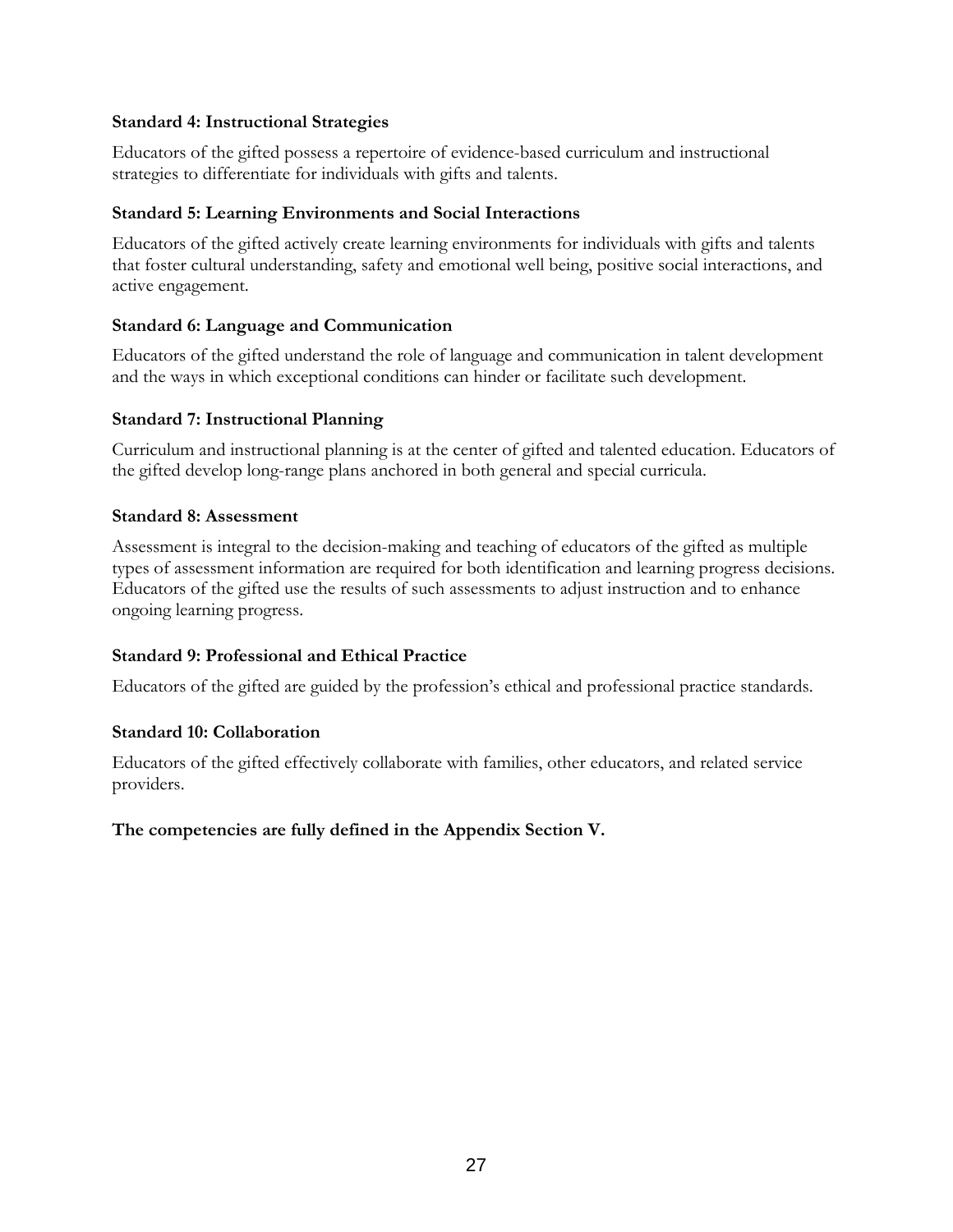**Standard 4: Instructional Strategies**

Educators of the gifted possess a repertoire of evidence-based curriculum and instructional strategies to differentiate for individuals with gifts and talents.

**Standard 5: Learning Environments and Social Interactions**

Educators of the gifted actively create learning environments for individuals with gifts and talents that foster cultural understanding, safety and emotional well being, positive social interactions, and active engagement.

**Standard 6: Language and Communication**

Educators of the gifted understand the role of language and communication in talent development and the ways in which exceptional conditions can hinder or facilitate such development.

**Standard 7: Instructional Planning**

Curriculum and instructional planning is at the center of gifted and talented education. Educators of the gifted develop long-range plans anchored in both general and special curricula.

**Standard 8: Assessment**

Assessment is integral to the decision-making and teaching of educators of the gifted as multiple types of assessment information are required for both identification and learning progress decisions. Educators of the gifted use the results of such assessments to adjust instruction and to enhance ongoing learning progress.

**Standard 9: Professional and Ethical Practice**

Educators of the gifted are guided by the profession's ethical and professional practice standards.

**Standard 10: Collaboration**

Educators of the gifted effectively collaborate with families, other educators, and related service providers.

**The competencies are fully defined in the Appendix Section V.**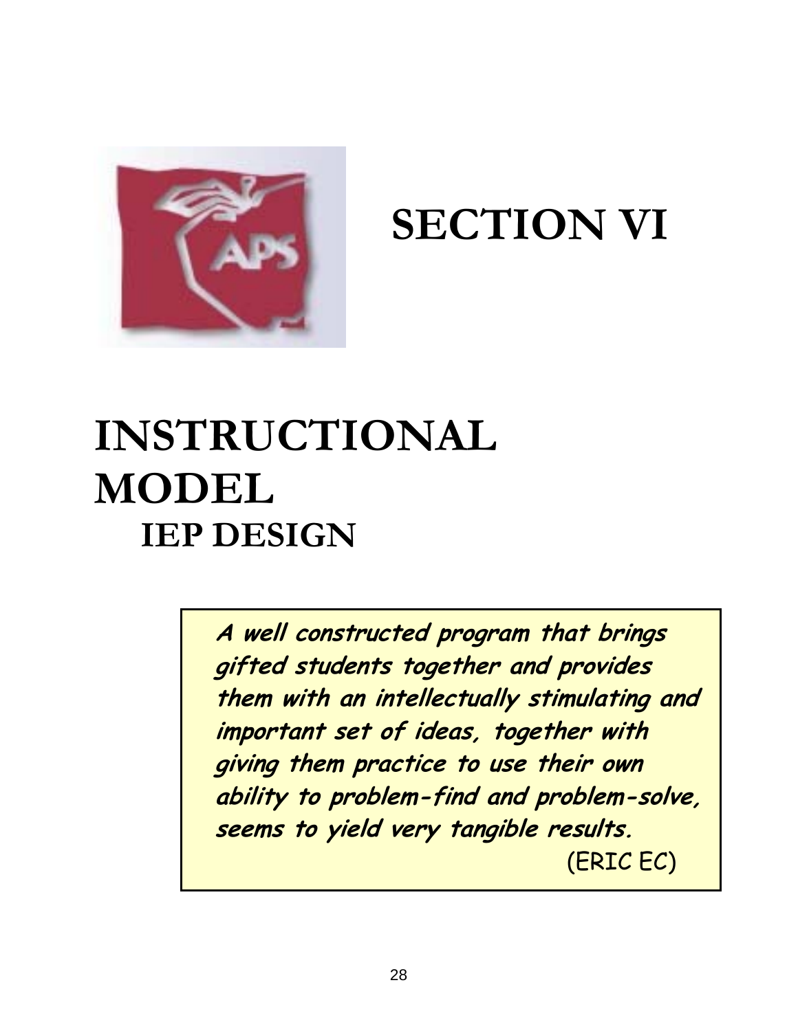# SECTION VI

# INSTRUCTIONAL MODEL

## IEP DESIGN

> ***A well constructed program that brings gifted students together and provides them with an intellectually stimulating and important set of ideas, together with giving them practice to use their own ability to problem-find and problem-solve, seems to yield very tangible results.***
>
> (ERIC EC)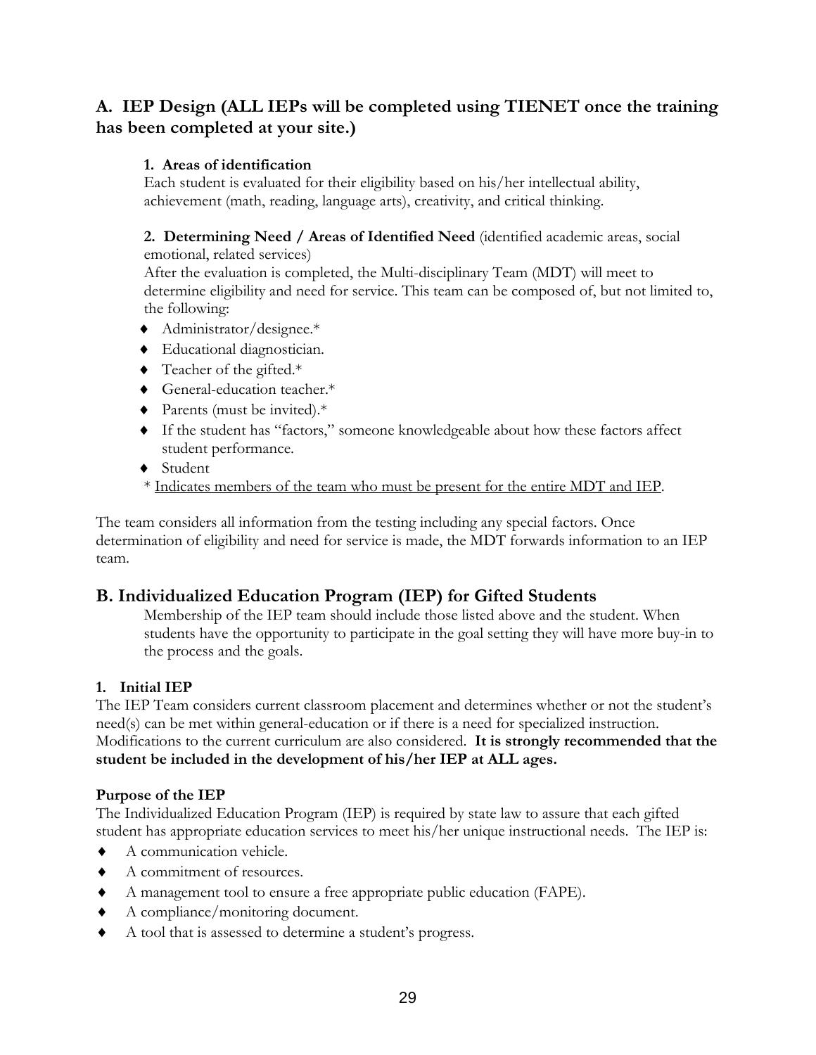## A. IEP Design (ALL IEPs will be completed using TIENET once the training has been completed at your site.)

**1. Areas of identification**

Each student is evaluated for their eligibility based on his/her intellectual ability, achievement (math, reading, language arts), creativity, and critical thinking.

**2. Determining Need / Areas of Identified Need** (identified academic areas, social emotional, related services)

After the evaluation is completed, the Multi-disciplinary Team (MDT) will meet to determine eligibility and need for service. This team can be composed of, but not limited to, the following:

- Administrator/designee.*
- Educational diagnostician.
- Teacher of the gifted.*
- General-education teacher.*
- Parents (must be invited).*
- If the student has "factors," someone knowledgeable about how these factors affect student performance.
- Student

\* <u>Indicates members of the team who must be present for the entire MDT and IEP</u>.

The team considers all information from the testing including any special factors. Once determination of eligibility and need for service is made, the MDT forwards information to an IEP team.

## B. Individualized Education Program (IEP) for Gifted Students

Membership of the IEP team should include those listed above and the student. When students have the opportunity to participate in the goal setting they will have more buy-in to the process and the goals.

### 1. Initial IEP

The IEP Team considers current classroom placement and determines whether or not the student's need(s) can be met within general-education or if there is a need for specialized instruction. Modifications to the current curriculum are also considered. **It is strongly recommended that the student be included in the development of his/her IEP at ALL ages.**

### Purpose of the IEP

The Individualized Education Program (IEP) is required by state law to assure that each gifted student has appropriate education services to meet his/her unique instructional needs. The IEP is:

- A communication vehicle.
- A commitment of resources.
- A management tool to ensure a free appropriate public education (FAPE).
- A compliance/monitoring document.
- A tool that is assessed to determine a student's progress.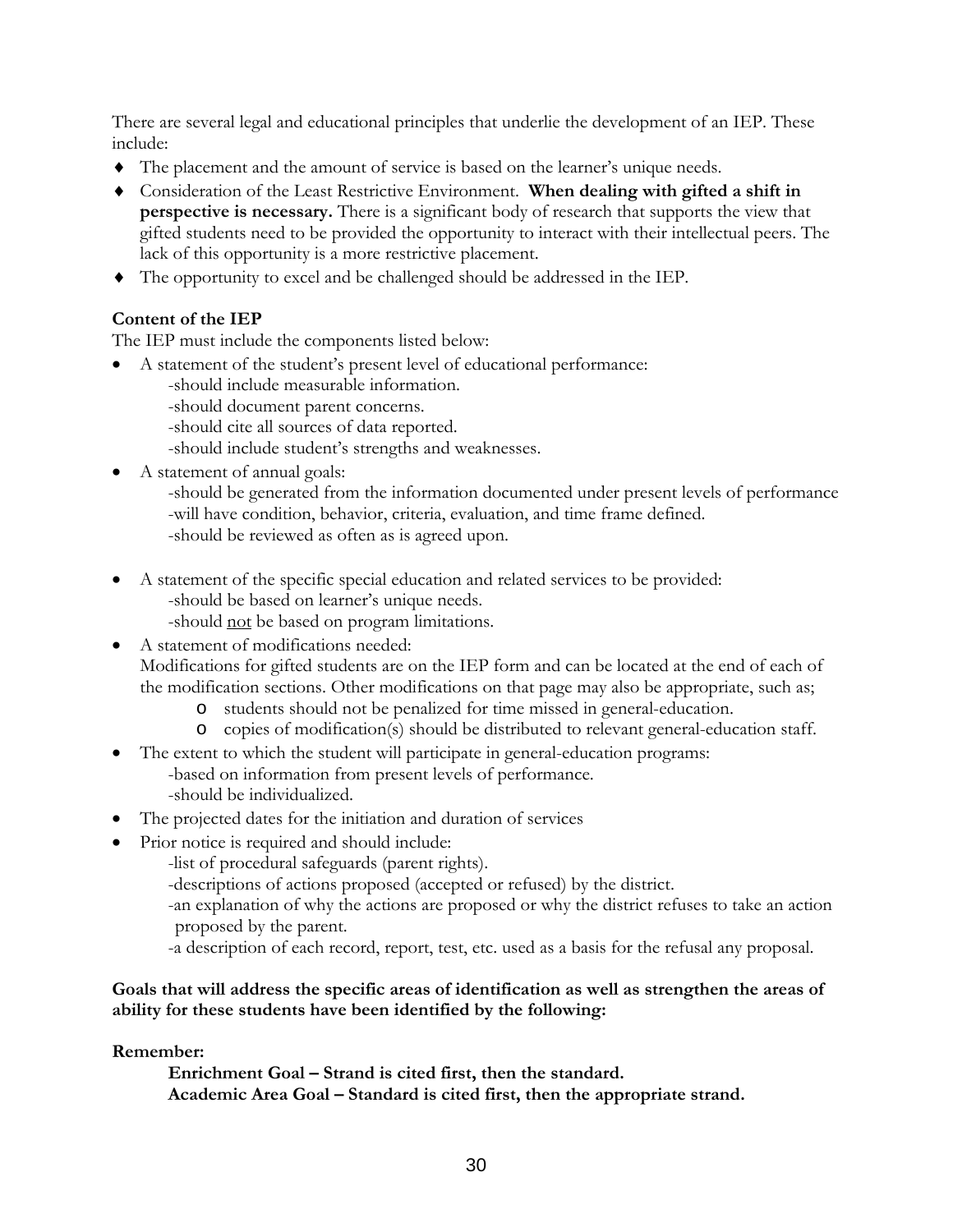There are several legal and educational principles that underlie the development of an IEP. These include:

- The placement and the amount of service is based on the learner's unique needs.
- Consideration of the Least Restrictive Environment. **When dealing with gifted a shift in perspective is necessary.** There is a significant body of research that supports the view that gifted students need to be provided the opportunity to interact with their intellectual peers. The lack of this opportunity is a more restrictive placement.
- The opportunity to excel and be challenged should be addressed in the IEP.

**Content of the IEP**

The IEP must include the components listed below:

- A statement of the student's present level of educational performance:
  - -should include measurable information.
  - -should document parent concerns.
  - -should cite all sources of data reported.
  - -should include student's strengths and weaknesses.
- A statement of annual goals:
  - -should be generated from the information documented under present levels of performance
  - -will have condition, behavior, criteria, evaluation, and time frame defined.
  - -should be reviewed as often as is agreed upon.
- A statement of the specific special education and related services to be provided:
  - -should be based on learner's unique needs.
  - -should <u>not</u> be based on program limitations.
- A statement of modifications needed:
  Modifications for gifted students are on the IEP form and can be located at the end of each of the modification sections. Other modifications on that page may also be appropriate, such as;
  - students should not be penalized for time missed in general-education.
  - copies of modification(s) should be distributed to relevant general-education staff.
- The extent to which the student will participate in general-education programs:
  - -based on information from present levels of performance.
  - -should be individualized.
- The projected dates for the initiation and duration of services
- Prior notice is required and should include:
  - -list of procedural safeguards (parent rights).
  - -descriptions of actions proposed (accepted or refused) by the district.
  - -an explanation of why the actions are proposed or why the district refuses to take an action proposed by the parent.
  - -a description of each record, report, test, etc. used as a basis for the refusal any proposal.

**Goals that will address the specific areas of identification as well as strengthen the areas of ability for these students have been identified by the following:**

**Remember:**

**Enrichment Goal – Strand is cited first, then the standard.**
**Academic Area Goal – Standard is cited first, then the appropriate strand.**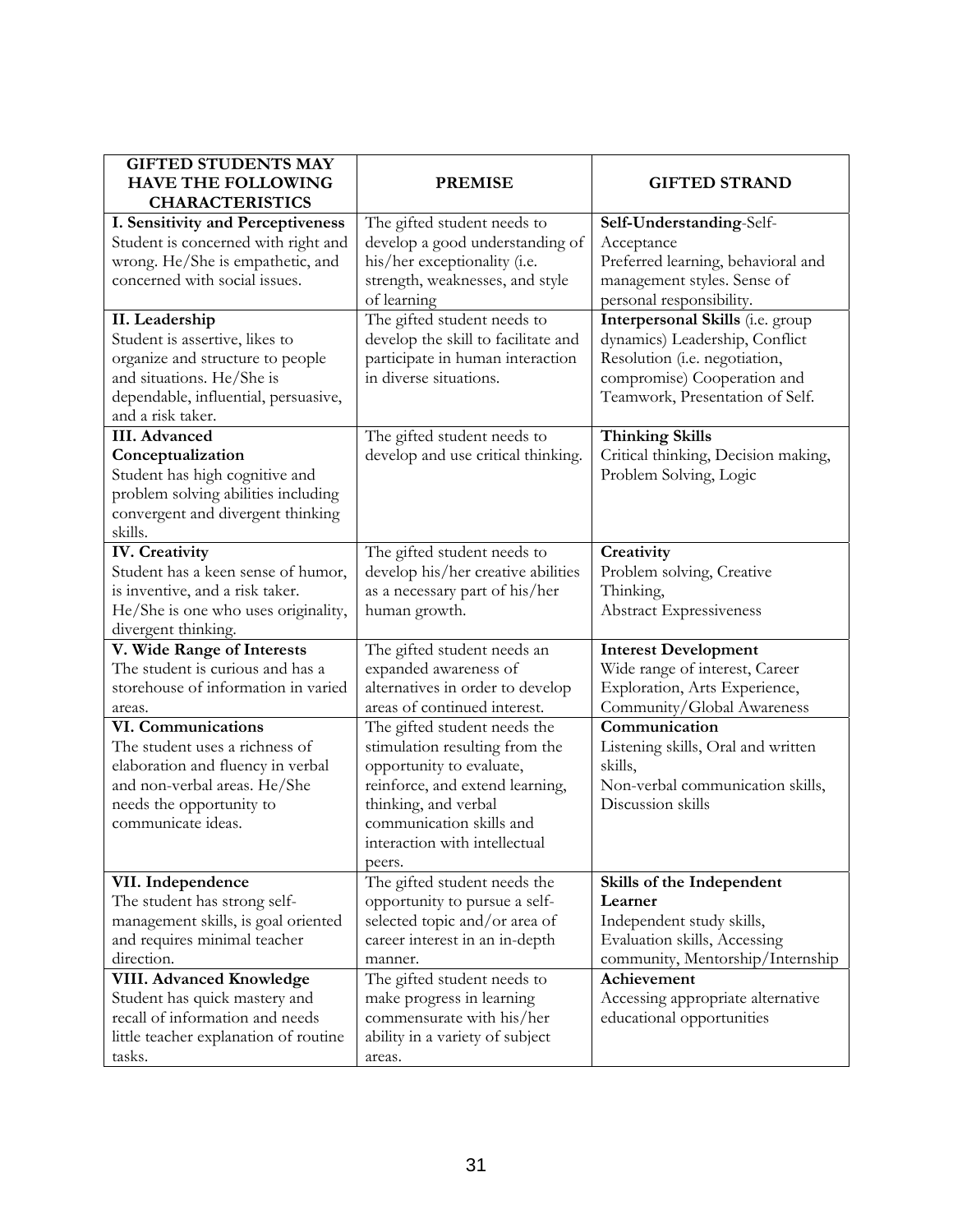| GIFTED STUDENTS MAY HAVE THE FOLLOWING CHARACTERISTICS | PREMISE | GIFTED STRAND |
|---|---|---|
| **I. Sensitivity and Perceptiveness** Student is concerned with right and wrong. He/She is empathetic, and concerned with social issues. | The gifted student needs to develop a good understanding of his/her exceptionality (i.e. strength, weaknesses, and style of learning | **Self-Understanding**-Self-Acceptance Preferred learning, behavioral and management styles. Sense of personal responsibility. |
| **II. Leadership** Student is assertive, likes to organize and structure to people and situations. He/She is dependable, influential, persuasive, and a risk taker. | The gifted student needs to develop the skill to facilitate and participate in human interaction in diverse situations. | **Interpersonal Skills** (i.e. group dynamics) Leadership, Conflict Resolution (i.e. negotiation, compromise) Cooperation and Teamwork, Presentation of Self. |
| **III. Advanced Conceptualization** Student has high cognitive and problem solving abilities including convergent and divergent thinking skills. | The gifted student needs to develop and use critical thinking. | **Thinking Skills** Critical thinking, Decision making, Problem Solving, Logic |
| **IV. Creativity** Student has a keen sense of humor, is inventive, and a risk taker. He/She is one who uses originality, divergent thinking. | The gifted student needs to develop his/her creative abilities as a necessary part of his/her human growth. | **Creativity** Problem solving, Creative Thinking, Abstract Expressiveness |
| **V. Wide Range of Interests** The student is curious and has a storehouse of information in varied areas. | The gifted student needs an expanded awareness of alternatives in order to develop areas of continued interest. | **Interest Development** Wide range of interest, Career Exploration, Arts Experience, Community/Global Awareness |
| **VI. Communications** The student uses a richness of elaboration and fluency in verbal and non-verbal areas. He/She needs the opportunity to communicate ideas. | The gifted student needs the stimulation resulting from the opportunity to evaluate, reinforce, and extend learning, thinking, and verbal communication skills and interaction with intellectual peers. | **Communication** Listening skills, Oral and written skills, Non-verbal communication skills, Discussion skills |
| **VII. Independence** The student has strong self-management skills, is goal oriented and requires minimal teacher direction. | The gifted student needs the opportunity to pursue a self-selected topic and/or area of career interest in an in-depth manner. | **Skills of the Independent Learner** Independent study skills, Evaluation skills, Accessing community, Mentorship/Internship |
| **VIII. Advanced Knowledge** Student has quick mastery and recall of information and needs little teacher explanation of routine tasks. | The gifted student needs to make progress in learning commensurate with his/her ability in a variety of subject areas. | **Achievement** Accessing appropriate alternative educational opportunities |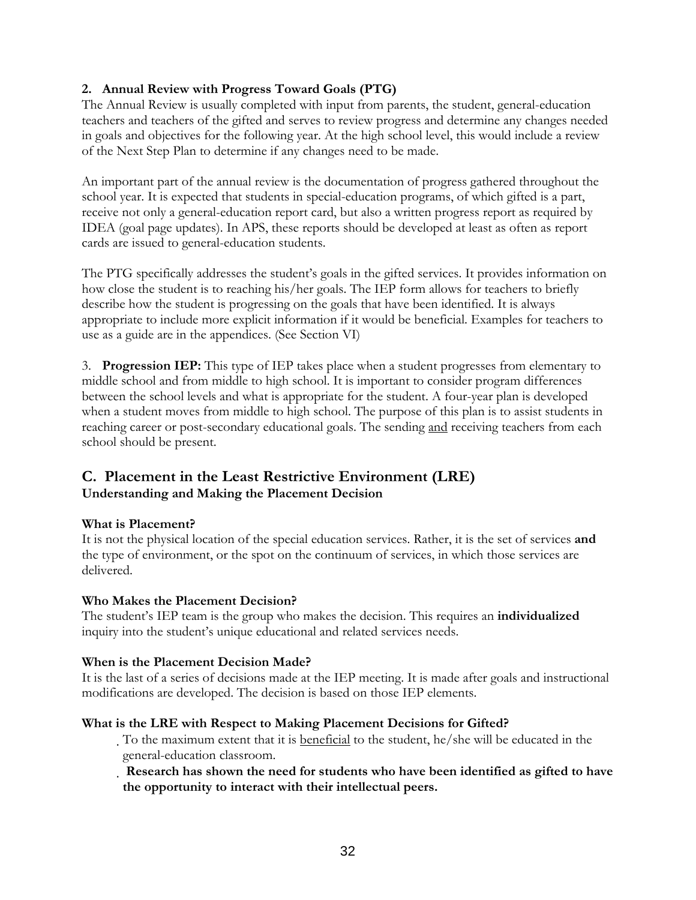**2. Annual Review with Progress Toward Goals (PTG)**

The Annual Review is usually completed with input from parents, the student, general-education teachers and teachers of the gifted and serves to review progress and determine any changes needed in goals and objectives for the following year. At the high school level, this would include a review of the Next Step Plan to determine if any changes need to be made.

An important part of the annual review is the documentation of progress gathered throughout the school year. It is expected that students in special-education programs, of which gifted is a part, receive not only a general-education report card, but also a written progress report as required by IDEA (goal page updates). In APS, these reports should be developed at least as often as report cards are issued to general-education students.

The PTG specifically addresses the student's goals in the gifted services. It provides information on how close the student is to reaching his/her goals. The IEP form allows for teachers to briefly describe how the student is progressing on the goals that have been identified. It is always appropriate to include more explicit information if it would be beneficial. Examples for teachers to use as a guide are in the appendices. (See Section VI)

3. **Progression IEP:** This type of IEP takes place when a student progresses from elementary to middle school and from middle to high school. It is important to consider program differences between the school levels and what is appropriate for the student. A four-year plan is developed when a student moves from middle to high school. The purpose of this plan is to assist students in reaching career or post-secondary educational goals. The sending and receiving teachers from each school should be present.

## C. Placement in the Least Restrictive Environment (LRE)

**Understanding and Making the Placement Decision**

**What is Placement?**

It is not the physical location of the special education services. Rather, it is the set of services **and** the type of environment, or the spot on the continuum of services, in which those services are delivered.

**Who Makes the Placement Decision?**

The student's IEP team is the group who makes the decision. This requires an **individualized** inquiry into the student's unique educational and related services needs.

**When is the Placement Decision Made?**

It is the last of a series of decisions made at the IEP meeting. It is made after goals and instructional modifications are developed. The decision is based on those IEP elements.

**What is the LRE with Respect to Making Placement Decisions for Gifted?**

- To the maximum extent that it is beneficial to the student, he/she will be educated in the general-education classroom.
- **Research has shown the need for students who have been identified as gifted to have the opportunity to interact with their intellectual peers.**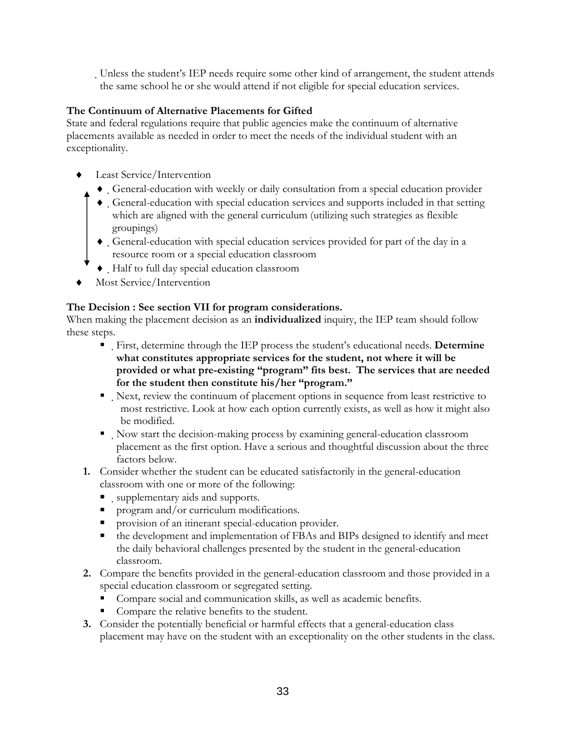- Unless the student's IEP needs require some other kind of arrangement, the student attends the same school he or she would attend if not eligible for special education services.

**The Continuum of Alternative Placements for Gifted**
State and federal regulations require that public agencies make the continuum of alternative placements available as needed in order to meet the needs of the individual student with an exceptionality.

- Least Service/Intervention
  - General-education with weekly or daily consultation from a special education provider
  - General-education with special education services and supports included in that setting which are aligned with the general curriculum (utilizing such strategies as flexible groupings)
  - General-education with special education services provided for part of the day in a resource room or a special education classroom
  - Half to full day special education classroom
- Most Service/Intervention

**The Decision : See section VII for program considerations.**
When making the placement decision as an **individualized** inquiry, the IEP team should follow these steps.

- First, determine through the IEP process the student's educational needs. **Determine what constitutes appropriate services for the student, not where it will be provided or what pre-existing "program" fits best. The services that are needed for the student then constitute his/her "program."**
- Next, review the continuum of placement options in sequence from least restrictive to most restrictive. Look at how each option currently exists, as well as how it might also be modified.
- Now start the decision-making process by examining general-education classroom placement as the first option. Have a serious and thoughtful discussion about the three factors below.

1. Consider whether the student can be educated satisfactorily in the general-education classroom with one or more of the following:
   - supplementary aids and supports.
   - program and/or curriculum modifications.
   - provision of an itinerant special-education provider.
   - the development and implementation of FBAs and BIPs designed to identify and meet the daily behavioral challenges presented by the student in the general-education classroom.
2. Compare the benefits provided in the general-education classroom and those provided in a special education classroom or segregated setting.
   - Compare social and communication skills, as well as academic benefits.
   - Compare the relative benefits to the student.
3. Consider the potentially beneficial or harmful effects that a general-education class placement may have on the student with an exceptionality on the other students in the class.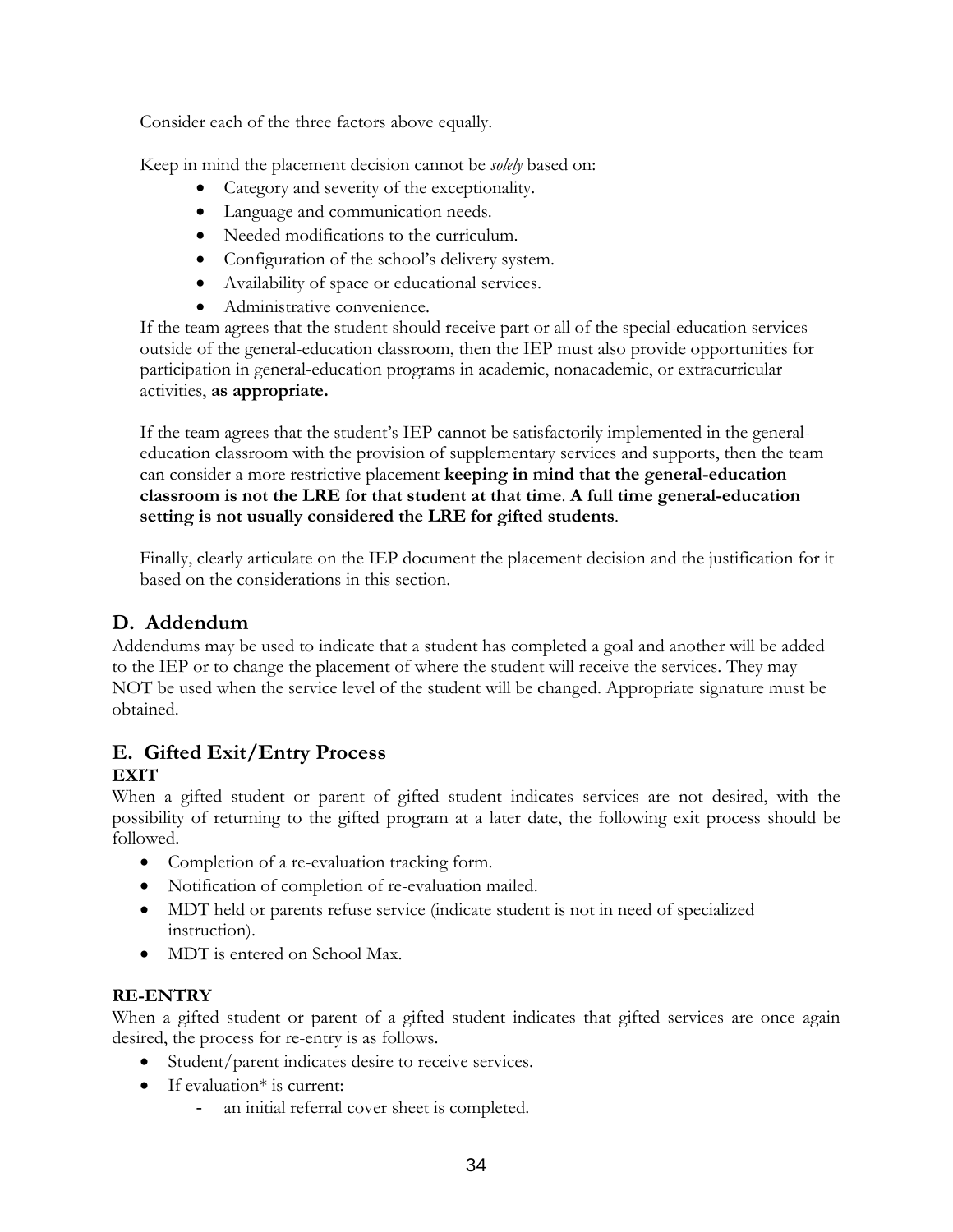Consider each of the three factors above equally.

Keep in mind the placement decision cannot be *solely* based on:

- Category and severity of the exceptionality.
- Language and communication needs.
- Needed modifications to the curriculum.
- Configuration of the school's delivery system.
- Availability of space or educational services.
- Administrative convenience.

If the team agrees that the student should receive part or all of the special-education services outside of the general-education classroom, then the IEP must also provide opportunities for participation in general-education programs in academic, nonacademic, or extracurricular activities, **as appropriate.**

If the team agrees that the student's IEP cannot be satisfactorily implemented in the general-education classroom with the provision of supplementary services and supports, then the team can consider a more restrictive placement **keeping in mind that the general-education classroom is not the LRE for that student at that time**. **A full time general-education setting is not usually considered the LRE for gifted students**.

Finally, clearly articulate on the IEP document the placement decision and the justification for it based on the considerations in this section.

## D. Addendum

Addendums may be used to indicate that a student has completed a goal and another will be added to the IEP or to change the placement of where the student will receive the services. They may NOT be used when the service level of the student will be changed. Appropriate signature must be obtained.

## E. Gifted Exit/Entry Process

**EXIT**

When a gifted student or parent of gifted student indicates services are not desired, with the possibility of returning to the gifted program at a later date, the following exit process should be followed.

- Completion of a re-evaluation tracking form.
- Notification of completion of re-evaluation mailed.
- MDT held or parents refuse service (indicate student is not in need of specialized instruction).
- MDT is entered on School Max.

**RE-ENTRY**

When a gifted student or parent of a gifted student indicates that gifted services are once again desired, the process for re-entry is as follows.

- Student/parent indicates desire to receive services.
- If evaluation* is current:
  - an initial referral cover sheet is completed.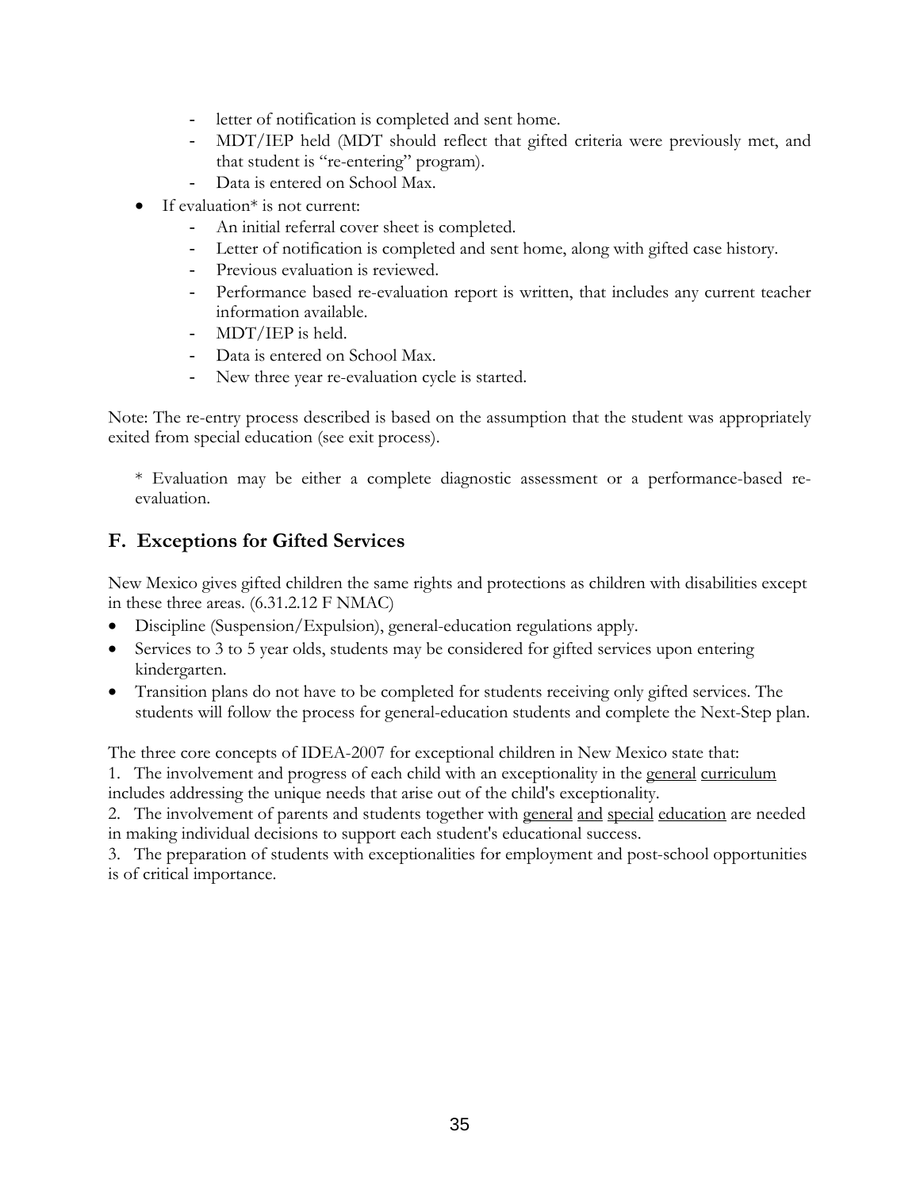- letter of notification is completed and sent home.
  - MDT/IEP held (MDT should reflect that gifted criteria were previously met, and that student is "re-entering" program).
  - Data is entered on School Max.
- If evaluation* is not current:
  - An initial referral cover sheet is completed.
  - Letter of notification is completed and sent home, along with gifted case history.
  - Previous evaluation is reviewed.
  - Performance based re-evaluation report is written, that includes any current teacher information available.
  - MDT/IEP is held.
  - Data is entered on School Max.
  - New three year re-evaluation cycle is started.

Note: The re-entry process described is based on the assumption that the student was appropriately exited from special education (see exit process).

> * Evaluation may be either a complete diagnostic assessment or a performance-based re-evaluation.

## F. Exceptions for Gifted Services

New Mexico gives gifted children the same rights and protections as children with disabilities except in these three areas. (6.31.2.12 F NMAC)

- Discipline (Suspension/Expulsion), general-education regulations apply.
- Services to 3 to 5 year olds, students may be considered for gifted services upon entering kindergarten.
- Transition plans do not have to be completed for students receiving only gifted services. The students will follow the process for general-education students and complete the Next-Step plan.

The three core concepts of IDEA-2007 for exceptional children in New Mexico state that:

1. The involvement and progress of each child with an exceptionality in the general curriculum includes addressing the unique needs that arise out of the child's exceptionality.
2. The involvement of parents and students together with general and special education are needed in making individual decisions to support each student's educational success.
3. The preparation of students with exceptionalities for employment and post-school opportunities is of critical importance.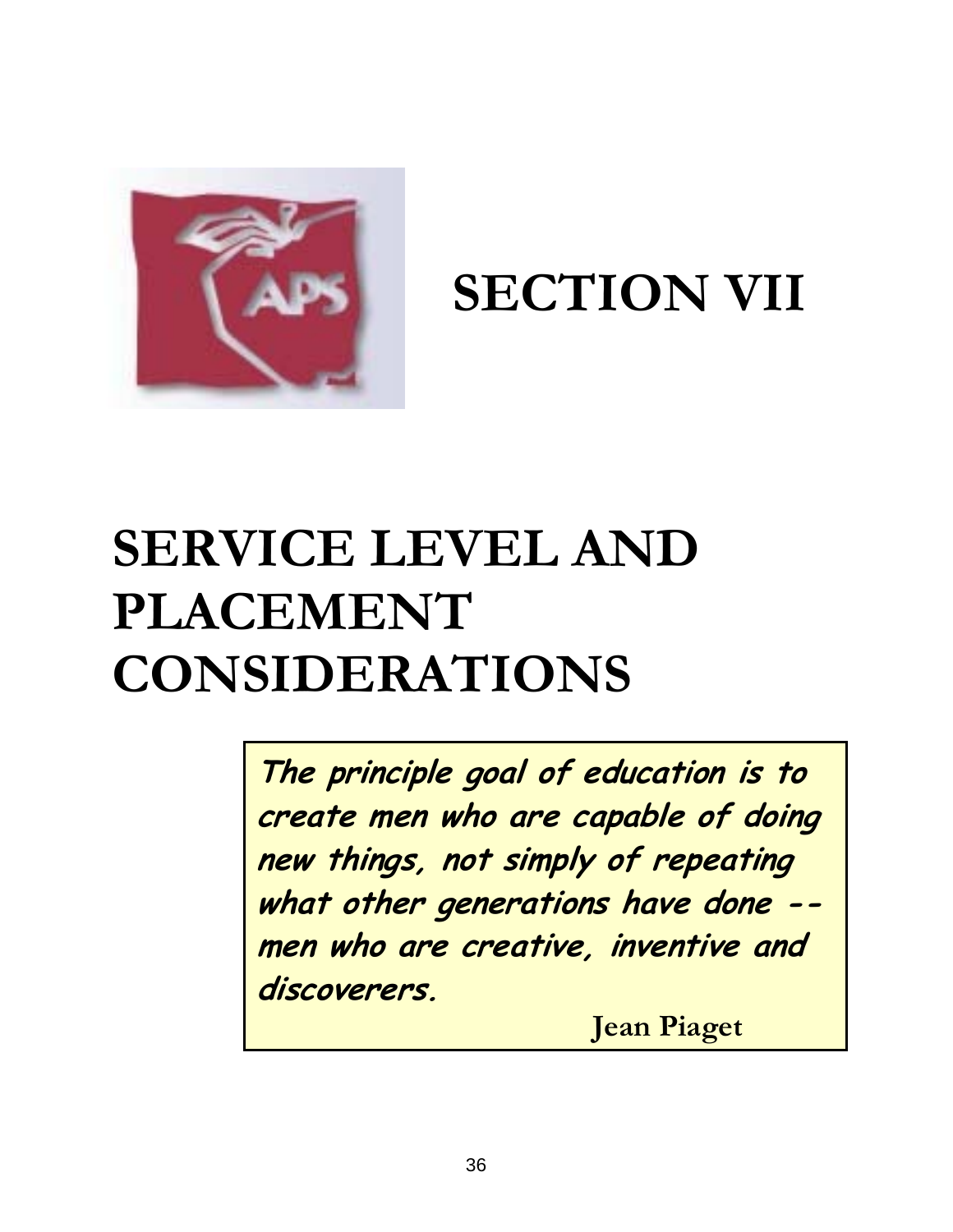# SECTION VII

# SERVICE LEVEL AND PLACEMENT CONSIDERATIONS

> ***The principle goal of education is to create men who are capable of doing new things, not simply of repeating what other generations have done -- men who are creative, inventive and discoverers.***
>
> **Jean Piaget**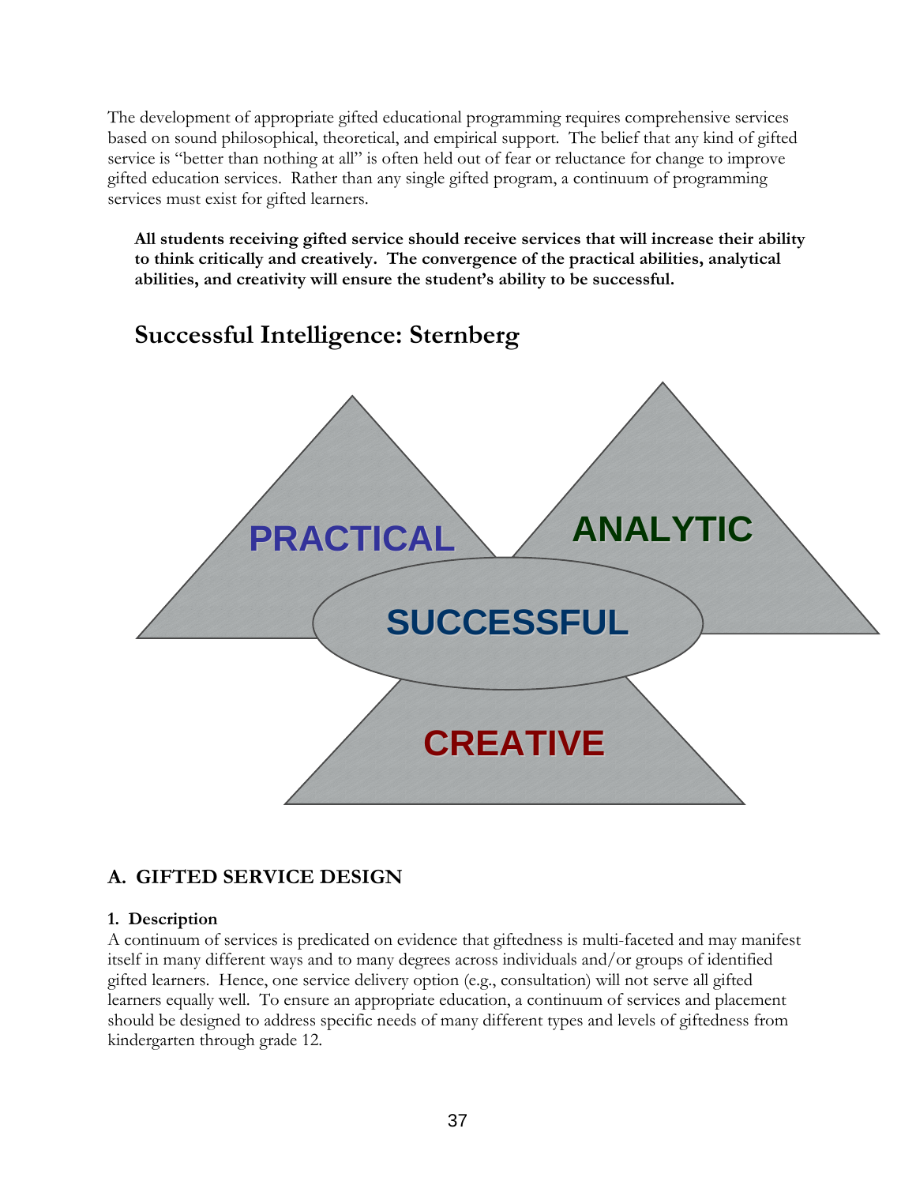The development of appropriate gifted educational programming requires comprehensive services based on sound philosophical, theoretical, and empirical support. The belief that any kind of gifted service is "better than nothing at all" is often held out of fear or reluctance for change to improve gifted education services. Rather than any single gifted program, a continuum of programming services must exist for gifted learners.

**All students receiving gifted service should receive services that will increase their ability to think critically and creatively. The convergence of the practical abilities, analytical abilities, and creativity will ensure the student's ability to be successful.**

## Successful Intelligence: Sternberg

PRACTICAL

ANALYTIC

SUCCESSFUL

CREATIVE

## A. GIFTED SERVICE DESIGN

### 1. Description

A continuum of services is predicated on evidence that giftedness is multi-faceted and may manifest itself in many different ways and to many degrees across individuals and/or groups of identified gifted learners. Hence, one service delivery option (e.g., consultation) will not serve all gifted learners equally well. To ensure an appropriate education, a continuum of services and placement should be designed to address specific needs of many different types and levels of giftedness from kindergarten through grade 12.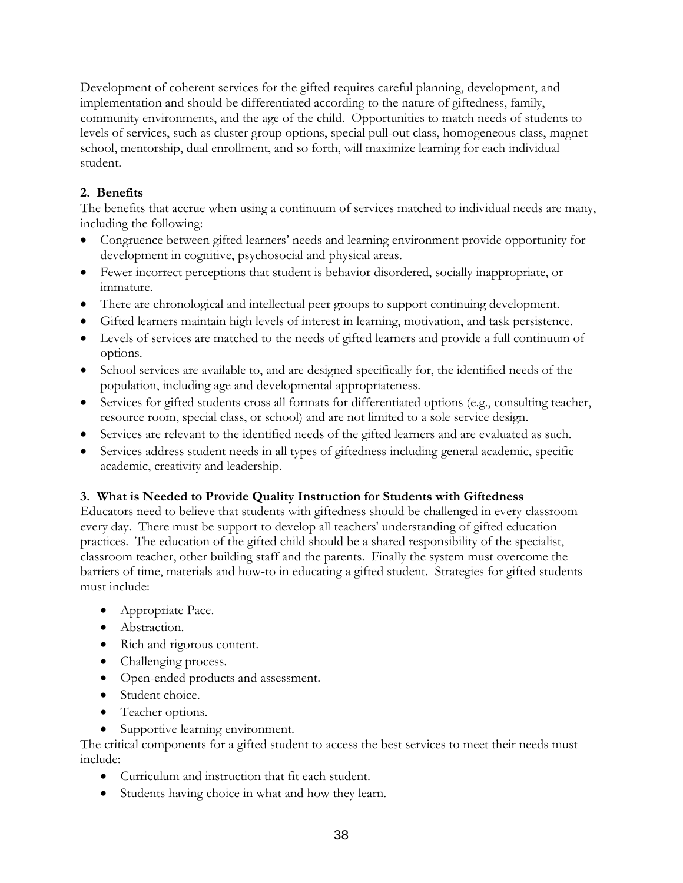Development of coherent services for the gifted requires careful planning, development, and implementation and should be differentiated according to the nature of giftedness, family, community environments, and the age of the child. Opportunities to match needs of students to levels of services, such as cluster group options, special pull-out class, homogeneous class, magnet school, mentorship, dual enrollment, and so forth, will maximize learning for each individual student.

**2. Benefits**

The benefits that accrue when using a continuum of services matched to individual needs are many, including the following:

- Congruence between gifted learners' needs and learning environment provide opportunity for development in cognitive, psychosocial and physical areas.
- Fewer incorrect perceptions that student is behavior disordered, socially inappropriate, or immature.
- There are chronological and intellectual peer groups to support continuing development.
- Gifted learners maintain high levels of interest in learning, motivation, and task persistence.
- Levels of services are matched to the needs of gifted learners and provide a full continuum of options.
- School services are available to, and are designed specifically for, the identified needs of the population, including age and developmental appropriateness.
- Services for gifted students cross all formats for differentiated options (e.g., consulting teacher, resource room, special class, or school) and are not limited to a sole service design.
- Services are relevant to the identified needs of the gifted learners and are evaluated as such.
- Services address student needs in all types of giftedness including general academic, specific academic, creativity and leadership.

**3. What is Needed to Provide Quality Instruction for Students with Giftedness**

Educators need to believe that students with giftedness should be challenged in every classroom every day. There must be support to develop all teachers' understanding of gifted education practices. The education of the gifted child should be a shared responsibility of the specialist, classroom teacher, other building staff and the parents. Finally the system must overcome the barriers of time, materials and how-to in educating a gifted student. Strategies for gifted students must include:

- Appropriate Pace.
- Abstraction.
- Rich and rigorous content.
- Challenging process.
- Open-ended products and assessment.
- Student choice.
- Teacher options.
- Supportive learning environment.

The critical components for a gifted student to access the best services to meet their needs must include:

- Curriculum and instruction that fit each student.
- Students having choice in what and how they learn.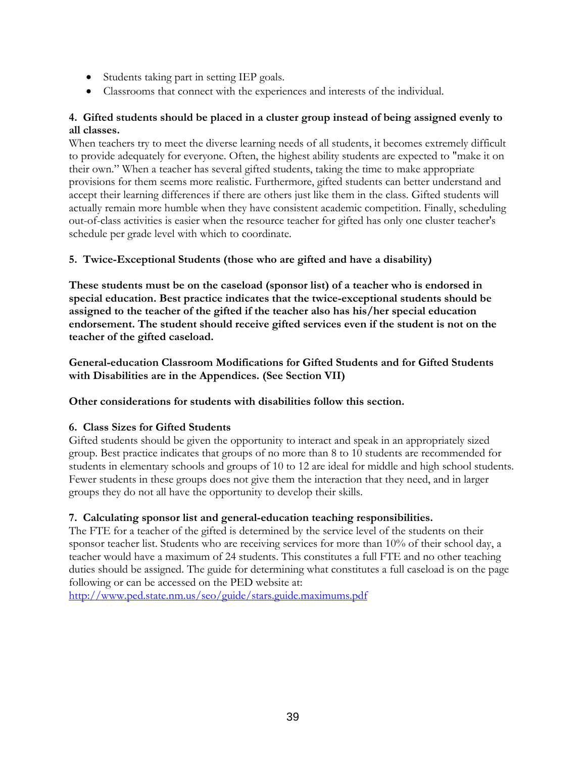- Students taking part in setting IEP goals.
- Classrooms that connect with the experiences and interests of the individual.

**4. Gifted students should be placed in a cluster group instead of being assigned evenly to all classes.**

When teachers try to meet the diverse learning needs of all students, it becomes extremely difficult to provide adequately for everyone. Often, the highest ability students are expected to "make it on their own." When a teacher has several gifted students, taking the time to make appropriate provisions for them seems more realistic. Furthermore, gifted students can better understand and accept their learning differences if there are others just like them in the class. Gifted students will actually remain more humble when they have consistent academic competition. Finally, scheduling out-of-class activities is easier when the resource teacher for gifted has only one cluster teacher's schedule per grade level with which to coordinate.

**5. Twice-Exceptional Students (those who are gifted and have a disability)**

**These students must be on the caseload (sponsor list) of a teacher who is endorsed in special education. Best practice indicates that the twice-exceptional students should be assigned to the teacher of the gifted if the teacher also has his/her special education endorsement. The student should receive gifted services even if the student is not on the teacher of the gifted caseload.**

**General-education Classroom Modifications for Gifted Students and for Gifted Students with Disabilities are in the Appendices. (See Section VII)**

**Other considerations for students with disabilities follow this section.**

**6. Class Sizes for Gifted Students**

Gifted students should be given the opportunity to interact and speak in an appropriately sized group. Best practice indicates that groups of no more than 8 to 10 students are recommended for students in elementary schools and groups of 10 to 12 are ideal for middle and high school students. Fewer students in these groups does not give them the interaction that they need, and in larger groups they do not all have the opportunity to develop their skills.

**7. Calculating sponsor list and general-education teaching responsibilities.**

The FTE for a teacher of the gifted is determined by the service level of the students on their sponsor teacher list. Students who are receiving services for more than 10% of their school day, a teacher would have a maximum of 24 students. This constitutes a full FTE and no other teaching duties should be assigned. The guide for determining what constitutes a full caseload is on the page following or can be accessed on the PED website at:
http://www.ped.state.nm.us/seo/guide/stars.guide.maximums.pdf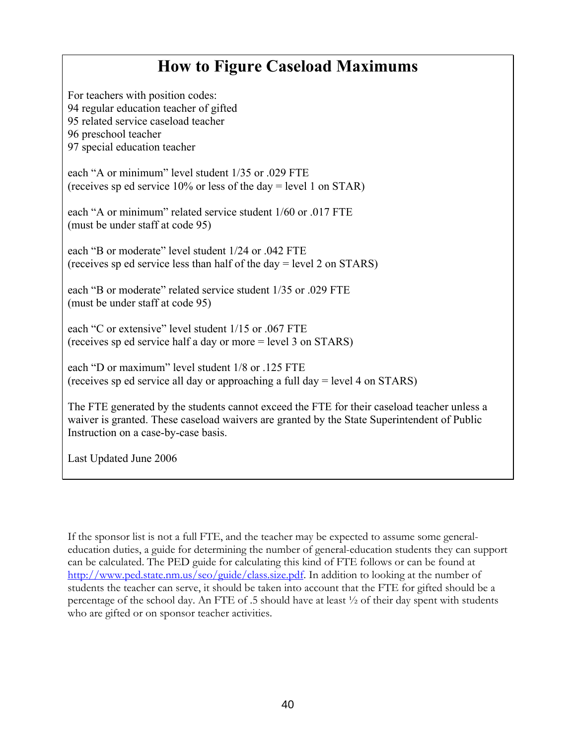# How to Figure Caseload Maximums

For teachers with position codes:
94 regular education teacher of gifted
95 related service caseload teacher
96 preschool teacher
97 special education teacher

each "A or minimum" level student 1/35 or .029 FTE
(receives sp ed service 10% or less of the day = level 1 on STAR)

each "A or minimum" related service student 1/60 or .017 FTE
(must be under staff at code 95)

each "B or moderate" level student 1/24 or .042 FTE
(receives sp ed service less than half of the day = level 2 on STARS)

each "B or moderate" related service student 1/35 or .029 FTE
(must be under staff at code 95)

each "C or extensive" level student 1/15 or .067 FTE
(receives sp ed service half a day or more = level 3 on STARS)

each "D or maximum" level student 1/8 or .125 FTE
(receives sp ed service all day or approaching a full day = level 4 on STARS)

The FTE generated by the students cannot exceed the FTE for their caseload teacher unless a waiver is granted. These caseload waivers are granted by the State Superintendent of Public Instruction on a case-by-case basis.

Last Updated June 2006

If the sponsor list is not a full FTE, and the teacher may be expected to assume some general-education duties, a guide for determining the number of general-education students they can support can be calculated. The PED guide for calculating this kind of FTE follows or can be found at [http://www.ped.state.nm.us/seo/guide/class.size.pdf](http://www.ped.state.nm.us/seo/guide/class.size.pdf). In addition to looking at the number of students the teacher can serve, it should be taken into account that the FTE for gifted should be a percentage of the school day. An FTE of .5 should have at least ½ of their day spent with students who are gifted or on sponsor teacher activities.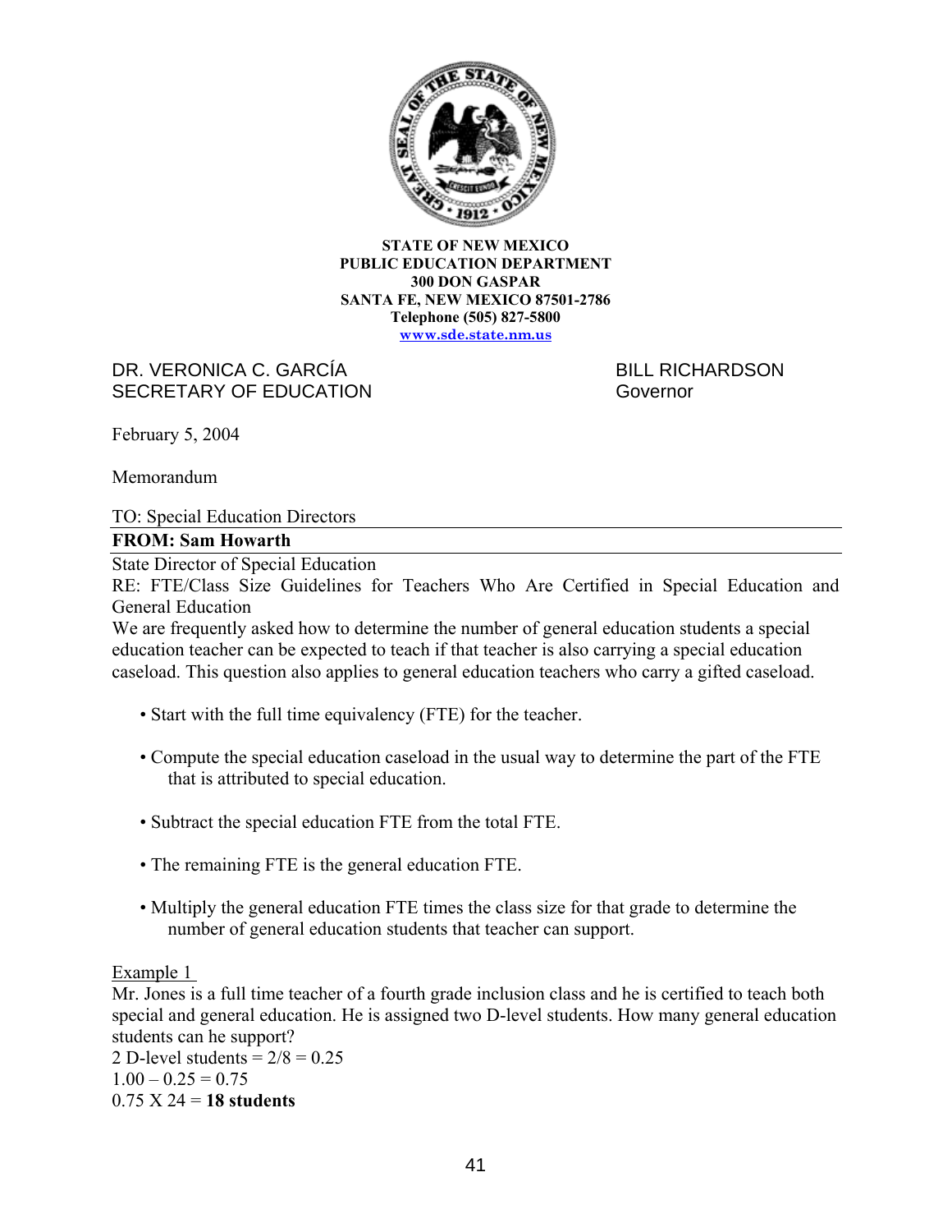**STATE OF NEW MEXICO**
**PUBLIC EDUCATION DEPARTMENT**
**300 DON GASPAR**
**SANTA FE, NEW MEXICO 87501-2786**
**Telephone (505) 827-5800**
**www.sde.state.nm.us**

DR. VERONICA C. GARCÍA
SECRETARY OF EDUCATION

BILL RICHARDSON
Governor

February 5, 2004

Memorandum

TO: Special Education Directors

**FROM: Sam Howarth**

State Director of Special Education

RE: FTE/Class Size Guidelines for Teachers Who Are Certified in Special Education and General Education

We are frequently asked how to determine the number of general education students a special education teacher can be expected to teach if that teacher is also carrying a special education caseload. This question also applies to general education teachers who carry a gifted caseload.

- Start with the full time equivalency (FTE) for the teacher.
- Compute the special education caseload in the usual way to determine the part of the FTE that is attributed to special education.
- Subtract the special education FTE from the total FTE.
- The remaining FTE is the general education FTE.
- Multiply the general education FTE times the class size for that grade to determine the number of general education students that teacher can support.

Example 1

Mr. Jones is a full time teacher of a fourth grade inclusion class and he is certified to teach both special and general education. He is assigned two D-level students. How many general education students can he support?

2 D-level students = 2/8 = 0.25

1.00 – 0.25 = 0.75

0.75 X 24 = **18 students**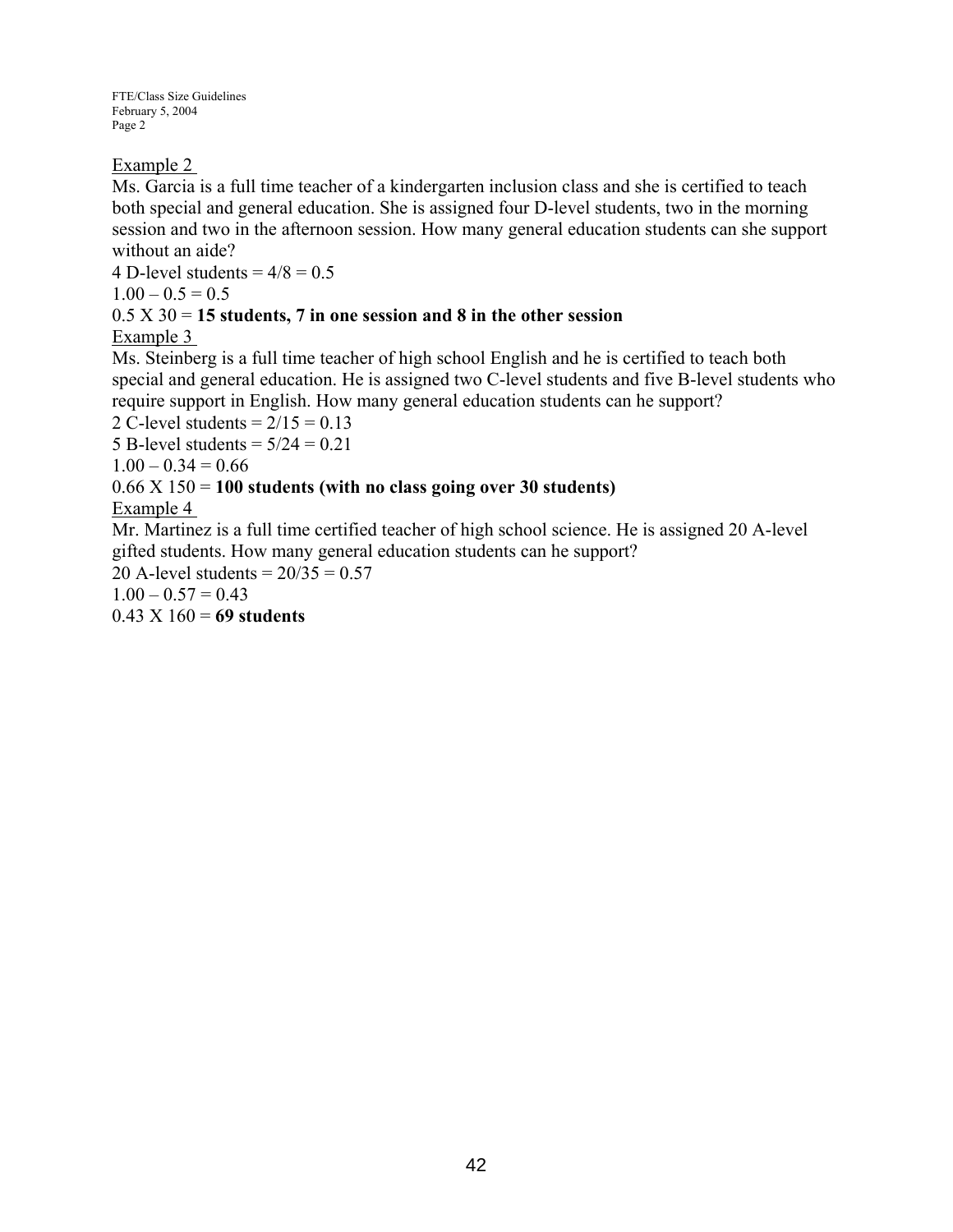Example 2

Ms. Garcia is a full time teacher of a kindergarten inclusion class and she is certified to teach both special and general education. She is assigned four D-level students, two in the morning session and two in the afternoon session. How many general education students can she support without an aide?

4 D-level students = 4/8 = 0.5

1.00 – 0.5 = 0.5

0.5 X 30 = **15 students, 7 in one session and 8 in the other session**

Example 3

Ms. Steinberg is a full time teacher of high school English and he is certified to teach both special and general education. He is assigned two C-level students and five B-level students who require support in English. How many general education students can he support?

2 C-level students = 2/15 = 0.13

5 B-level students = 5/24 = 0.21

1.00 – 0.34 = 0.66

0.66 X 150 = **100 students (with no class going over 30 students)**

Example 4

Mr. Martinez is a full time certified teacher of high school science. He is assigned 20 A-level gifted students. How many general education students can he support?

20 A-level students = 20/35 = 0.57

1.00 – 0.57 = 0.43

0.43 X 160 = **69 students**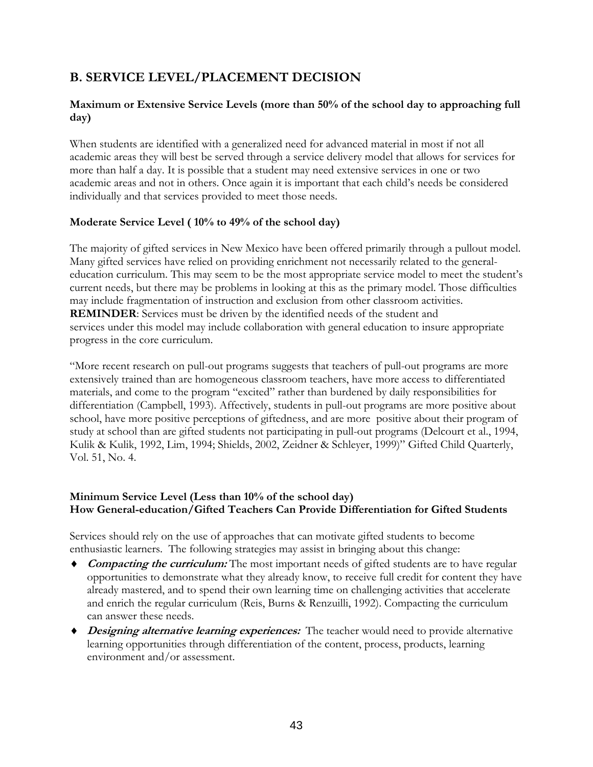## B. SERVICE LEVEL/PLACEMENT DECISION

**Maximum or Extensive Service Levels (more than 50% of the school day to approaching full day)**

When students are identified with a generalized need for advanced material in most if not all academic areas they will best be served through a service delivery model that allows for services for more than half a day. It is possible that a student may need extensive services in one or two academic areas and not in others. Once again it is important that each child's needs be considered individually and that services provided to meet those needs.

**Moderate Service Level ( 10% to 49% of the school day)**

The majority of gifted services in New Mexico have been offered primarily through a pullout model. Many gifted services have relied on providing enrichment not necessarily related to the general-education curriculum. This may seem to be the most appropriate service model to meet the student's current needs, but there may be problems in looking at this as the primary model. Those difficulties may include fragmentation of instruction and exclusion from other classroom activities.
**REMINDER**: Services must be driven by the identified needs of the student and services under this model may include collaboration with general education to insure appropriate progress in the core curriculum.

"More recent research on pull-out programs suggests that teachers of pull-out programs are more extensively trained than are homogeneous classroom teachers, have more access to differentiated materials, and come to the program "excited" rather than burdened by daily responsibilities for differentiation (Campbell, 1993). Affectively, students in pull-out programs are more positive about school, have more positive perceptions of giftedness, and are more positive about their program of study at school than are gifted students not participating in pull-out programs (Delcourt et al., 1994, Kulik & Kulik, 1992, Lim, 1994; Shields, 2002, Zeidner & Schleyer, 1999)" Gifted Child Quarterly, Vol. 51, No. 4.

**Minimum Service Level (Less than 10% of the school day)**
**How General-education/Gifted Teachers Can Provide Differentiation for Gifted Students**

Services should rely on the use of approaches that can motivate gifted students to become enthusiastic learners. The following strategies may assist in bringing about this change:

- ***Compacting the curriculum:*** The most important needs of gifted students are to have regular opportunities to demonstrate what they already know, to receive full credit for content they have already mastered, and to spend their own learning time on challenging activities that accelerate and enrich the regular curriculum (Reis, Burns & Renzuilli, 1992). Compacting the curriculum can answer these needs.
- ***Designing alternative learning experiences:*** The teacher would need to provide alternative learning opportunities through differentiation of the content, process, products, learning environment and/or assessment.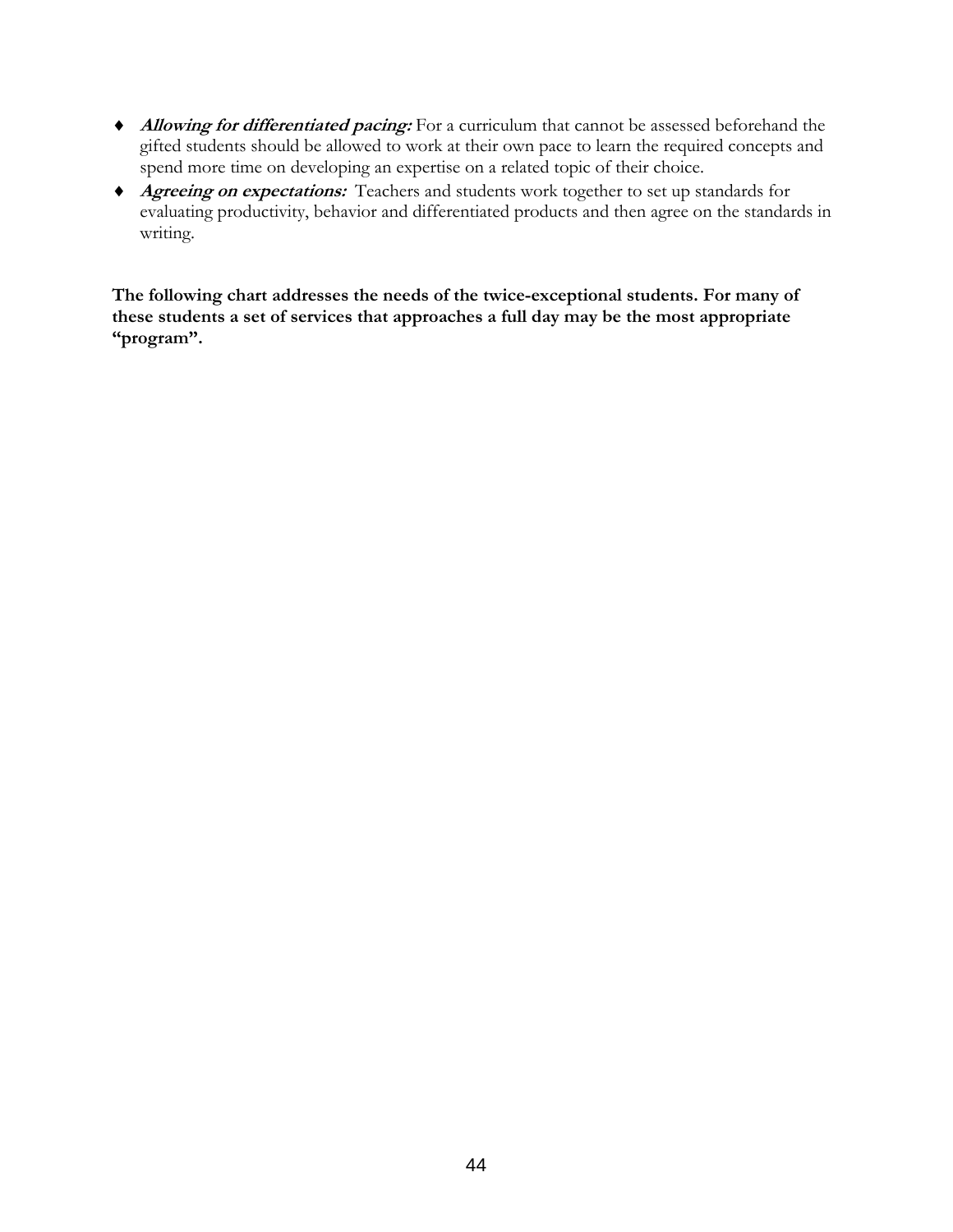- ***Allowing for differentiated pacing:*** For a curriculum that cannot be assessed beforehand the gifted students should be allowed to work at their own pace to learn the required concepts and spend more time on developing an expertise on a related topic of their choice.
- ***Agreeing on expectations:*** Teachers and students work together to set up standards for evaluating productivity, behavior and differentiated products and then agree on the standards in writing.

**The following chart addresses the needs of the twice-exceptional students. For many of these students a set of services that approaches a full day may be the most appropriate "program".**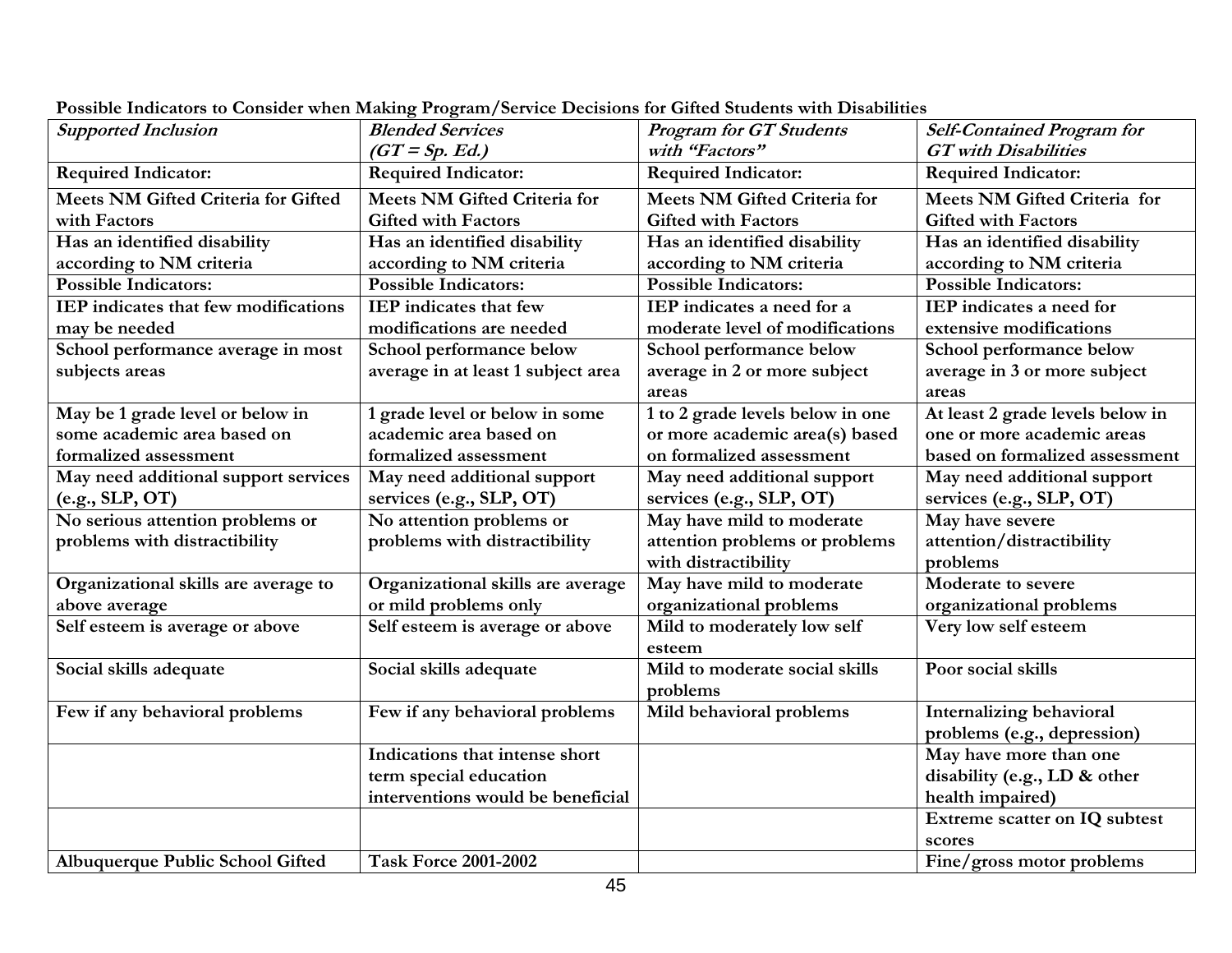**Possible Indicators to Consider when Making Program/Service Decisions for Gifted Students with Disabilities**

| ***Supported Inclusion*** | ***Blended Services (GT = Sp. Ed.)*** | ***Program for GT Students with "Factors"*** | ***Self-Contained Program for GT with Disabilities*** |
|---|---|---|---|
| **Required Indicator:** | **Required Indicator:** | **Required Indicator:** | **Required Indicator:** |
| **Meets NM Gifted Criteria for Gifted with Factors** | **Meets NM Gifted Criteria for Gifted with Factors** | **Meets NM Gifted Criteria for Gifted with Factors** | **Meets NM Gifted Criteria for Gifted with Factors** |
| **Has an identified disability according to NM criteria** | **Has an identified disability according to NM criteria** | **Has an identified disability according to NM criteria** | **Has an identified disability according to NM criteria** |
| **Possible Indicators:** | **Possible Indicators:** | **Possible Indicators:** | **Possible Indicators:** |
| **IEP indicates that few modifications may be needed** | **IEP indicates that few modifications are needed** | **IEP indicates a need for a moderate level of modifications** | **IEP indicates a need for extensive modifications** |
| **School performance average in most subjects areas** | **School performance below average in at least 1 subject area** | **School performance below average in 2 or more subject areas** | **School performance below average in 3 or more subject areas** |
| **May be 1 grade level or below in some academic area based on formalized assessment** | **1 grade level or below in some academic area based on formalized assessment** | **1 to 2 grade levels below in one or more academic area(s) based on formalized assessment** | **At least 2 grade levels below in one or more academic areas based on formalized assessment** |
| **May need additional support services (e.g., SLP, OT)** | **May need additional support services (e.g., SLP, OT)** | **May need additional support services (e.g., SLP, OT)** | **May need additional support services (e.g., SLP, OT)** |
| **No serious attention problems or problems with distractibility** | **No attention problems or problems with distractibility** | **May have mild to moderate attention problems or problems with distractibility** | **May have severe attention/distractibility problems** |
| **Organizational skills are average to above average** | **Organizational skills are average or mild problems only** | **May have mild to moderate organizational problems** | **Moderate to severe organizational problems** |
| **Self esteem is average or above** | **Self esteem is average or above** | **Mild to moderately low self esteem** | **Very low self esteem** |
| **Social skills adequate** | **Social skills adequate** | **Mild to moderate social skills problems** | **Poor social skills** |
| **Few if any behavioral problems** | **Few if any behavioral problems** | **Mild behavioral problems** | **Internalizing behavioral problems (e.g., depression)** |
| | **Indications that intense short term special education interventions would be beneficial** | | **May have more than one disability (e.g., LD & other health impaired)** |
| | | | **Extreme scatter on IQ subtest scores** |
| **Albuquerque Public School Gifted** | **Task Force 2001-2002** | | **Fine/gross motor problems** |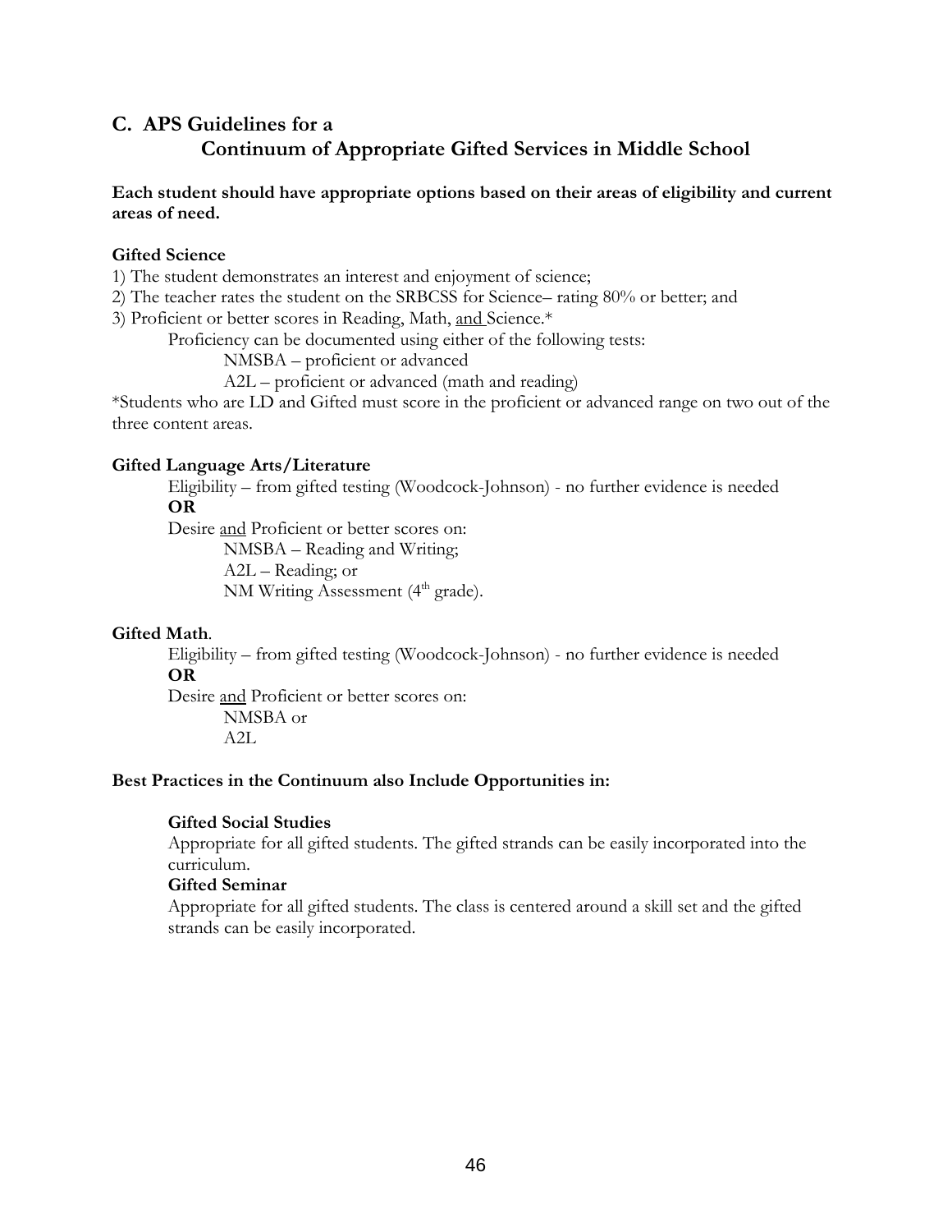## C. APS Guidelines for a Continuum of Appropriate Gifted Services in Middle School

**Each student should have appropriate options based on their areas of eligibility and current areas of need.**

**Gifted Science**

1) The student demonstrates an interest and enjoyment of science;
2) The teacher rates the student on the SRBCSS for Science– rating 80% or better; and
3) Proficient or better scores in Reading, Math, and Science.*

Proficiency can be documented using either of the following tests:

NMSBA – proficient or advanced

A2L – proficient or advanced (math and reading)

*Students who are LD and Gifted must score in the proficient or advanced range on two out of the three content areas.

**Gifted Language Arts/Literature**

Eligibility – from gifted testing (Woodcock-Johnson) - no further evidence is needed

**OR**

Desire and Proficient or better scores on:

NMSBA – Reading and Writing;

A2L – Reading; or

NM Writing Assessment (4th grade).

**Gifted Math**.

Eligibility – from gifted testing (Woodcock-Johnson) - no further evidence is needed

**OR**

Desire and Proficient or better scores on:

NMSBA or

A2L

**Best Practices in the Continuum also Include Opportunities in:**

**Gifted Social Studies**

Appropriate for all gifted students. The gifted strands can be easily incorporated into the curriculum.

**Gifted Seminar**

Appropriate for all gifted students. The class is centered around a skill set and the gifted strands can be easily incorporated.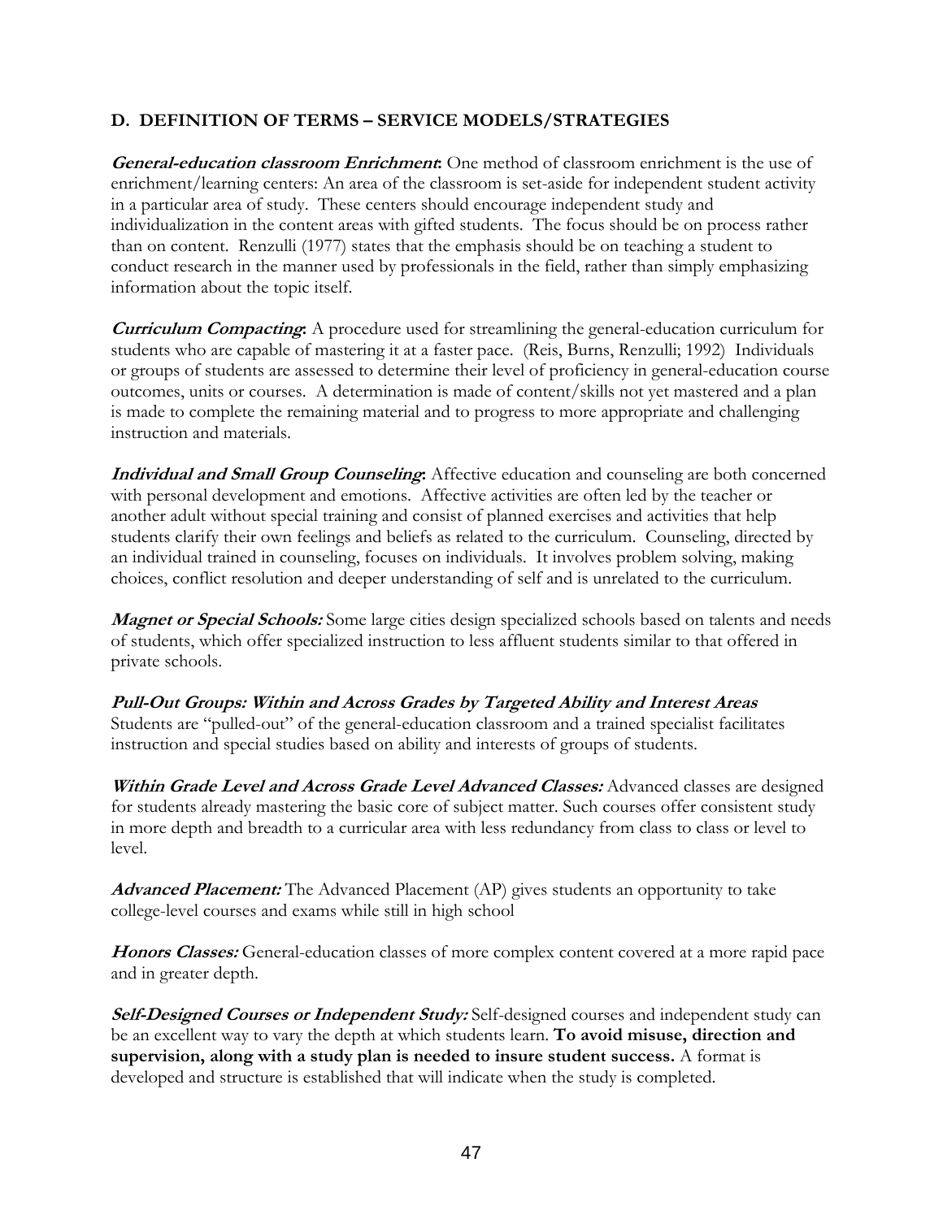## D. DEFINITION OF TERMS – SERVICE MODELS/STRATEGIES

***General-education classroom Enrichment*:** One method of classroom enrichment is the use of enrichment/learning centers: An area of the classroom is set-aside for independent student activity in a particular area of study. These centers should encourage independent study and individualization in the content areas with gifted students. The focus should be on process rather than on content. Renzulli (1977) states that the emphasis should be on teaching a student to conduct research in the manner used by professionals in the field, rather than simply emphasizing information about the topic itself.

***Curriculum Compacting*:** A procedure used for streamlining the general-education curriculum for students who are capable of mastering it at a faster pace. (Reis, Burns, Renzulli; 1992) Individuals or groups of students are assessed to determine their level of proficiency in general-education course outcomes, units or courses. A determination is made of content/skills not yet mastered and a plan is made to complete the remaining material and to progress to more appropriate and challenging instruction and materials.

***Individual and Small Group Counseling*:** Affective education and counseling are both concerned with personal development and emotions. Affective activities are often led by the teacher or another adult without special training and consist of planned exercises and activities that help students clarify their own feelings and beliefs as related to the curriculum. Counseling, directed by an individual trained in counseling, focuses on individuals. It involves problem solving, making choices, conflict resolution and deeper understanding of self and is unrelated to the curriculum.

***Magnet or Special Schools:*** Some large cities design specialized schools based on talents and needs of students, which offer specialized instruction to less affluent students similar to that offered in private schools.

***Pull-Out Groups: Within and Across Grades by Targeted Ability and Interest Areas***
Students are "pulled-out" of the general-education classroom and a trained specialist facilitates instruction and special studies based on ability and interests of groups of students.

***Within Grade Level and Across Grade Level Advanced Classes:*** Advanced classes are designed for students already mastering the basic core of subject matter. Such courses offer consistent study in more depth and breadth to a curricular area with less redundancy from class to class or level to level.

***Advanced Placement:*** The Advanced Placement (AP) gives students an opportunity to take college-level courses and exams while still in high school

***Honors Classes:*** General-education classes of more complex content covered at a more rapid pace and in greater depth.

***Self-Designed Courses or Independent Study:*** Self-designed courses and independent study can be an excellent way to vary the depth at which students learn. **To avoid misuse, direction and supervision, along with a study plan is needed to insure student success.** A format is developed and structure is established that will indicate when the study is completed.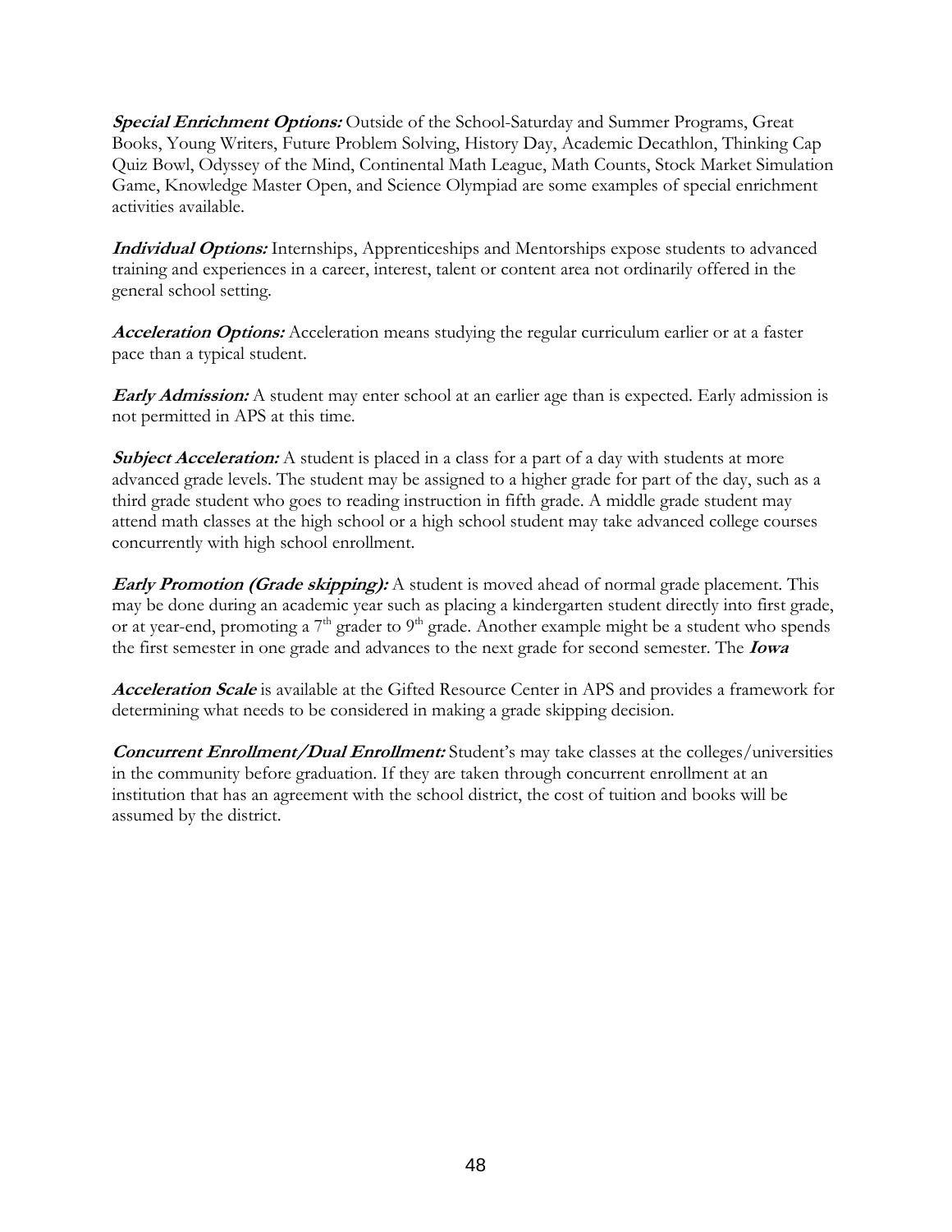***Special Enrichment Options:*** Outside of the School-Saturday and Summer Programs, Great Books, Young Writers, Future Problem Solving, History Day, Academic Decathlon, Thinking Cap Quiz Bowl, Odyssey of the Mind, Continental Math League, Math Counts, Stock Market Simulation Game, Knowledge Master Open, and Science Olympiad are some examples of special enrichment activities available.

***Individual Options:*** Internships, Apprenticeships and Mentorships expose students to advanced training and experiences in a career, interest, talent or content area not ordinarily offered in the general school setting.

***Acceleration Options:*** Acceleration means studying the regular curriculum earlier or at a faster pace than a typical student.

***Early Admission:*** A student may enter school at an earlier age than is expected. Early admission is not permitted in APS at this time.

***Subject Acceleration:*** A student is placed in a class for a part of a day with students at more advanced grade levels. The student may be assigned to a higher grade for part of the day, such as a third grade student who goes to reading instruction in fifth grade. A middle grade student may attend math classes at the high school or a high school student may take advanced college courses concurrently with high school enrollment.

***Early Promotion (Grade skipping):*** A student is moved ahead of normal grade placement. This may be done during an academic year such as placing a kindergarten student directly into first grade, or at year-end, promoting a 7th grader to 9th grade. Another example might be a student who spends the first semester in one grade and advances to the next grade for second semester. The ***Iowa***

***Acceleration Scale*** is available at the Gifted Resource Center in APS and provides a framework for determining what needs to be considered in making a grade skipping decision.

***Concurrent Enrollment/Dual Enrollment:*** Student's may take classes at the colleges/universities in the community before graduation. If they are taken through concurrent enrollment at an institution that has an agreement with the school district, the cost of tuition and books will be assumed by the district.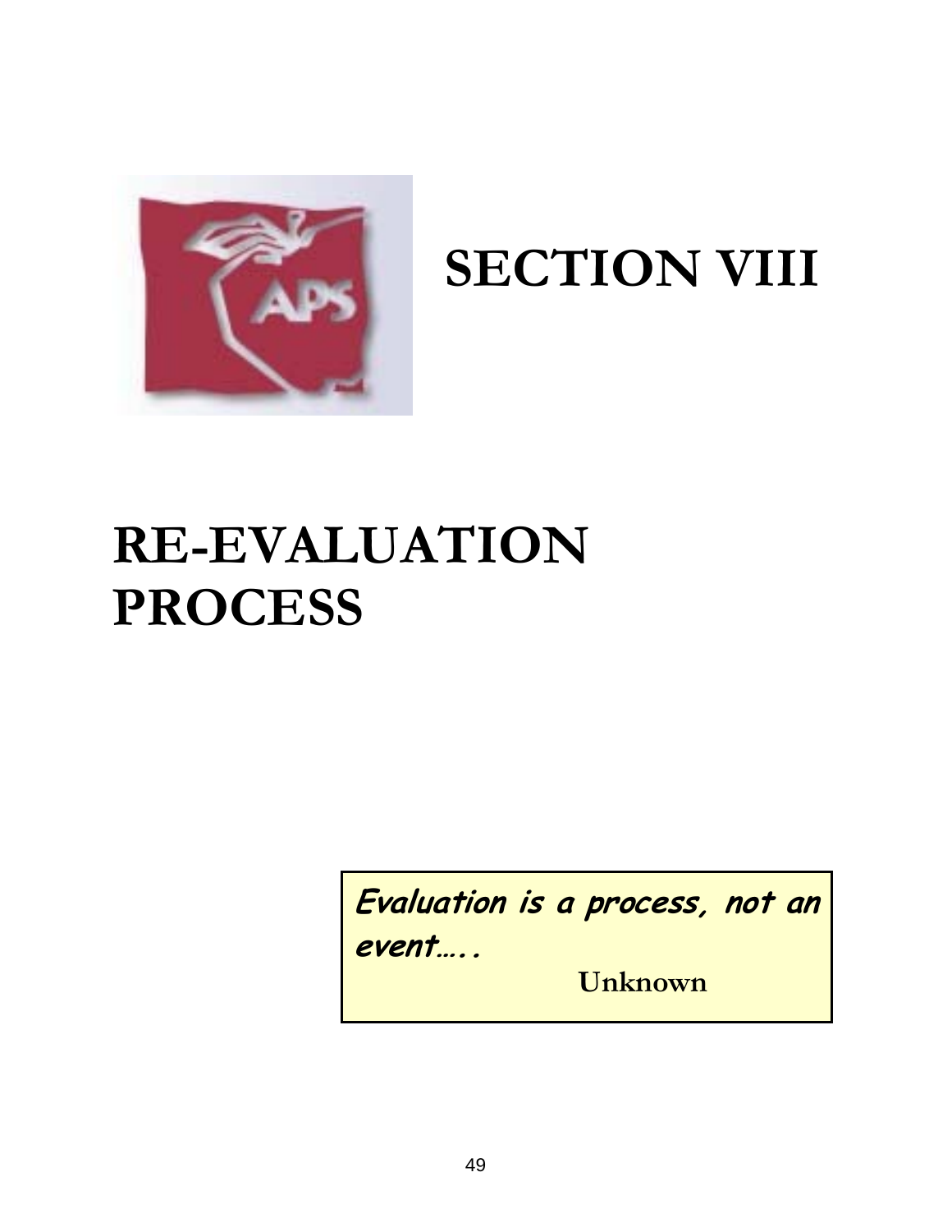# SECTION VIII

# RE-EVALUATION PROCESS

> ***Evaluation is a process, not an event…..***
>
> **Unknown**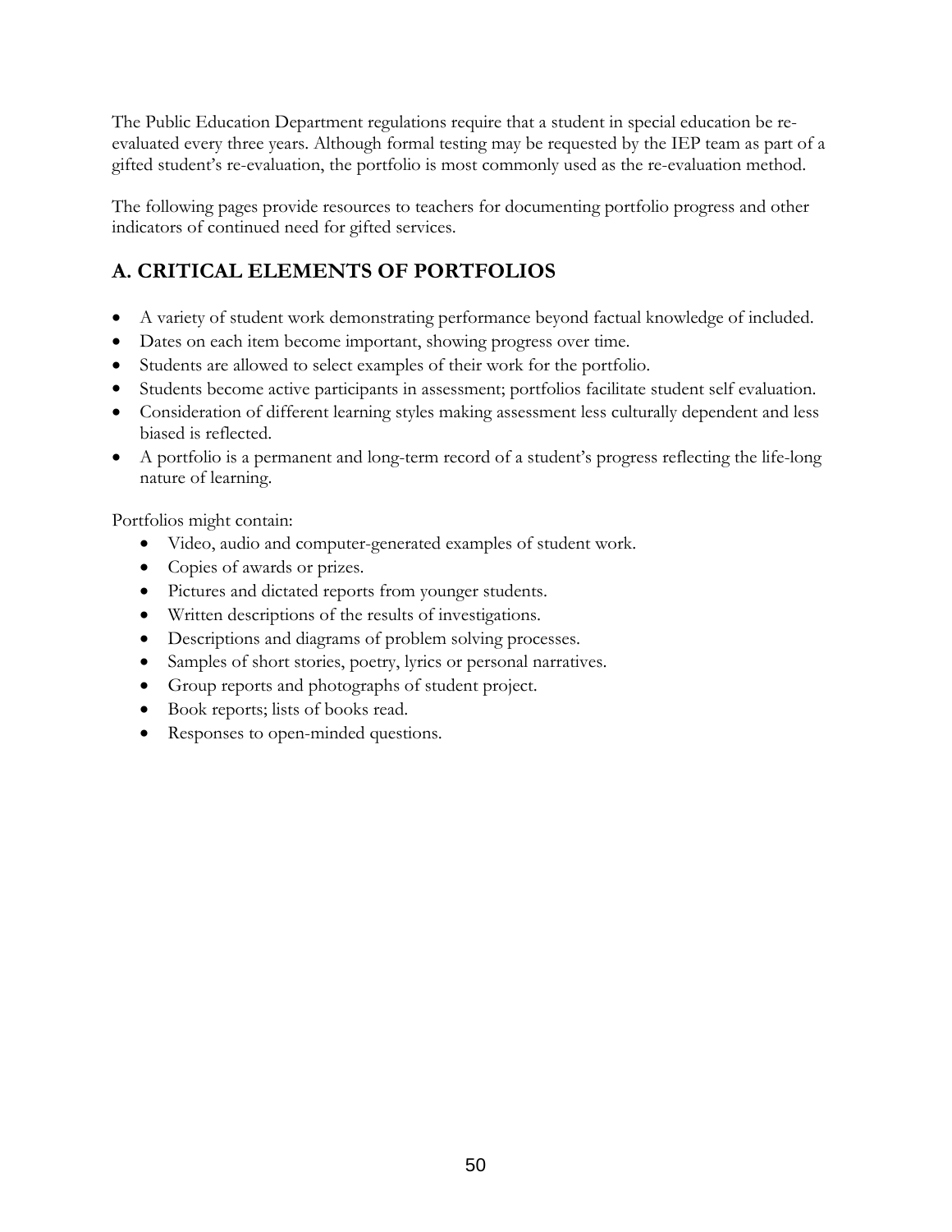The Public Education Department regulations require that a student in special education be re-evaluated every three years. Although formal testing may be requested by the IEP team as part of a gifted student's re-evaluation, the portfolio is most commonly used as the re-evaluation method.

The following pages provide resources to teachers for documenting portfolio progress and other indicators of continued need for gifted services.

## A. CRITICAL ELEMENTS OF PORTFOLIOS

- A variety of student work demonstrating performance beyond factual knowledge of included.
- Dates on each item become important, showing progress over time.
- Students are allowed to select examples of their work for the portfolio.
- Students become active participants in assessment; portfolios facilitate student self evaluation.
- Consideration of different learning styles making assessment less culturally dependent and less biased is reflected.
- A portfolio is a permanent and long-term record of a student's progress reflecting the life-long nature of learning.

Portfolios might contain:

- Video, audio and computer-generated examples of student work.
- Copies of awards or prizes.
- Pictures and dictated reports from younger students.
- Written descriptions of the results of investigations.
- Descriptions and diagrams of problem solving processes.
- Samples of short stories, poetry, lyrics or personal narratives.
- Group reports and photographs of student project.
- Book reports; lists of books read.
- Responses to open-minded questions.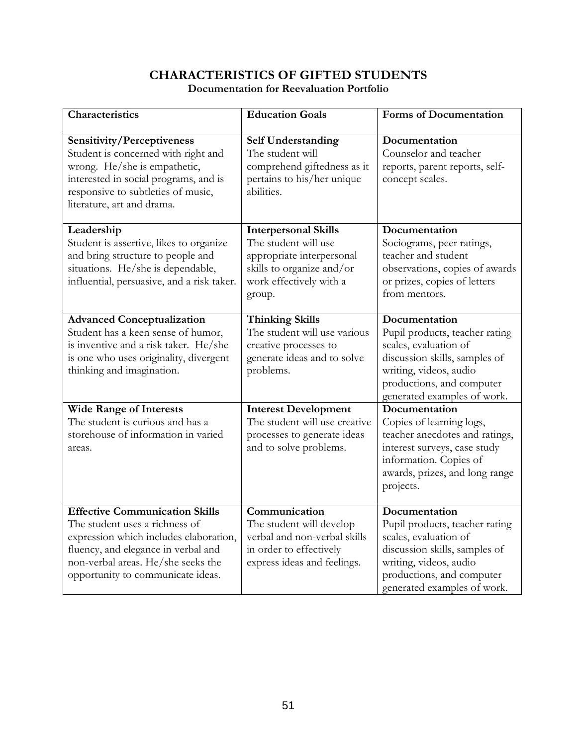# CHARACTERISTICS OF GIFTED STUDENTS

**Documentation for Reevaluation Portfolio**

| Characteristics | Education Goals | Forms of Documentation |
|---|---|---|
| **Sensitivity/Perceptiveness** Student is concerned with right and wrong. He/she is empathetic, interested in social programs, and is responsive to subtleties of music, literature, art and drama. | **Self Understanding** The student will comprehend giftedness as it pertains to his/her unique abilities. | **Documentation** Counselor and teacher reports, parent reports, self-concept scales. |
| **Leadership** Student is assertive, likes to organize and bring structure to people and situations. He/she is dependable, influential, persuasive, and a risk taker. | **Interpersonal Skills** The student will use appropriate interpersonal skills to organize and/or work effectively with a group. | **Documentation** Sociograms, peer ratings, teacher and student observations, copies of awards or prizes, copies of letters from mentors. |
| **Advanced Conceptualization** Student has a keen sense of humor, is inventive and a risk taker. He/she is one who uses originality, divergent thinking and imagination. | **Thinking Skills** The student will use various creative processes to generate ideas and to solve problems. | **Documentation** Pupil products, teacher rating scales, evaluation of discussion skills, samples of writing, videos, audio productions, and computer generated examples of work. |
| **Wide Range of Interests** The student is curious and has a storehouse of information in varied areas. | **Interest Development** The student will use creative processes to generate ideas and to solve problems. | **Documentation** Copies of learning logs, teacher anecdotes and ratings, interest surveys, case study information. Copies of awards, prizes, and long range projects. |
| **Effective Communication Skills** The student uses a richness of expression which includes elaboration, fluency, and elegance in verbal and non-verbal areas. He/she seeks the opportunity to communicate ideas. | **Communication** The student will develop verbal and non-verbal skills in order to effectively express ideas and feelings. | **Documentation** Pupil products, teacher rating scales, evaluation of discussion skills, samples of writing, videos, audio productions, and computer generated examples of work. |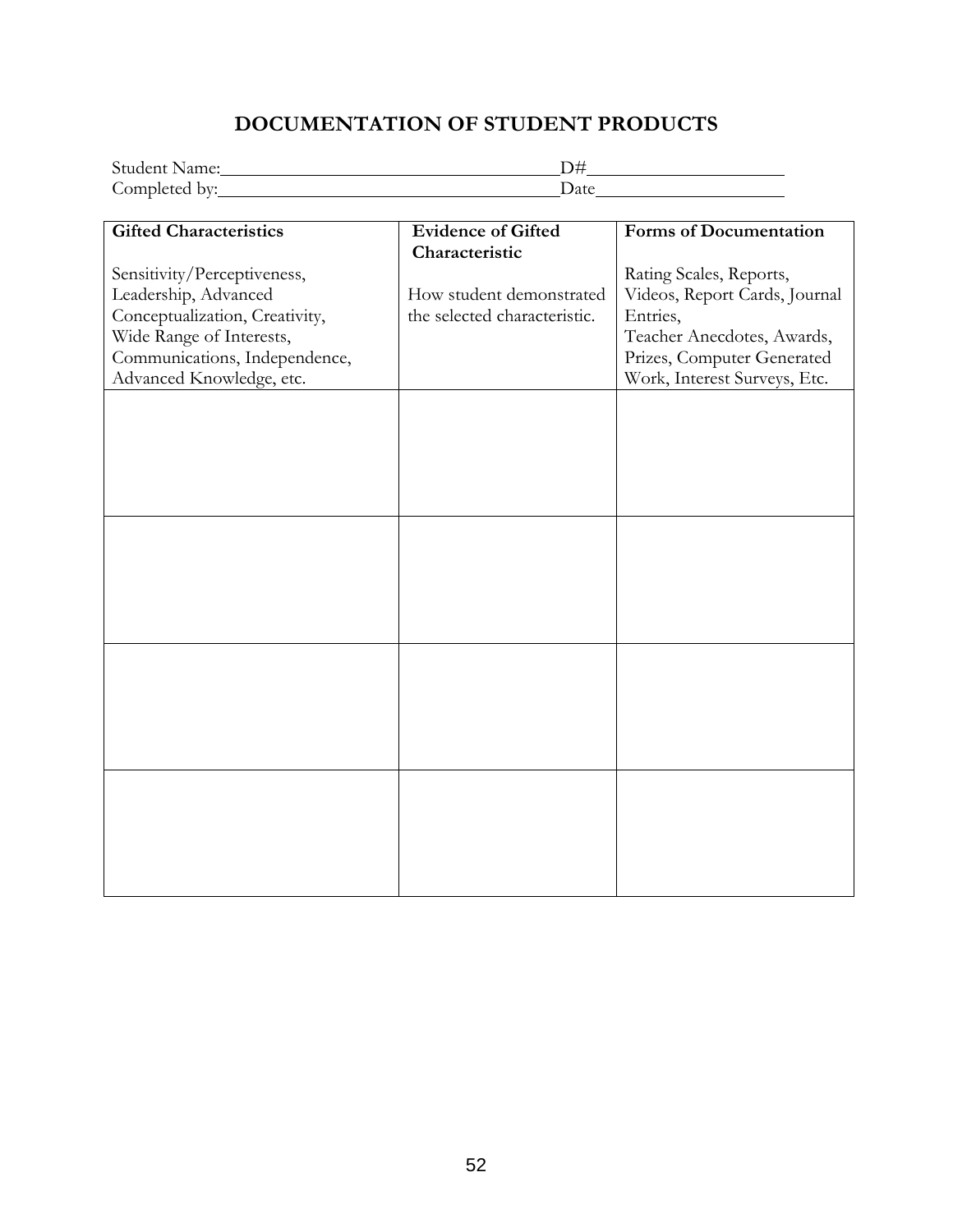# DOCUMENTATION OF STUDENT PRODUCTS

Student Name:_____________________________________D#____________________

Completed by:_____________________________________Date____________________

| **Gifted Characteristics**<br><br>Sensitivity/Perceptiveness, Leadership, Advanced Conceptualization, Creativity, Wide Range of Interests, Communications, Independence, Advanced Knowledge, etc. | **Evidence of Gifted Characteristic**<br><br>How student demonstrated the selected characteristic. | **Forms of Documentation**<br><br>Rating Scales, Reports, Videos, Report Cards, Journal Entries, Teacher Anecdotes, Awards, Prizes, Computer Generated Work, Interest Surveys, Etc. |
|---|---|---|
| | | |
| | | |
| | | |
| | | |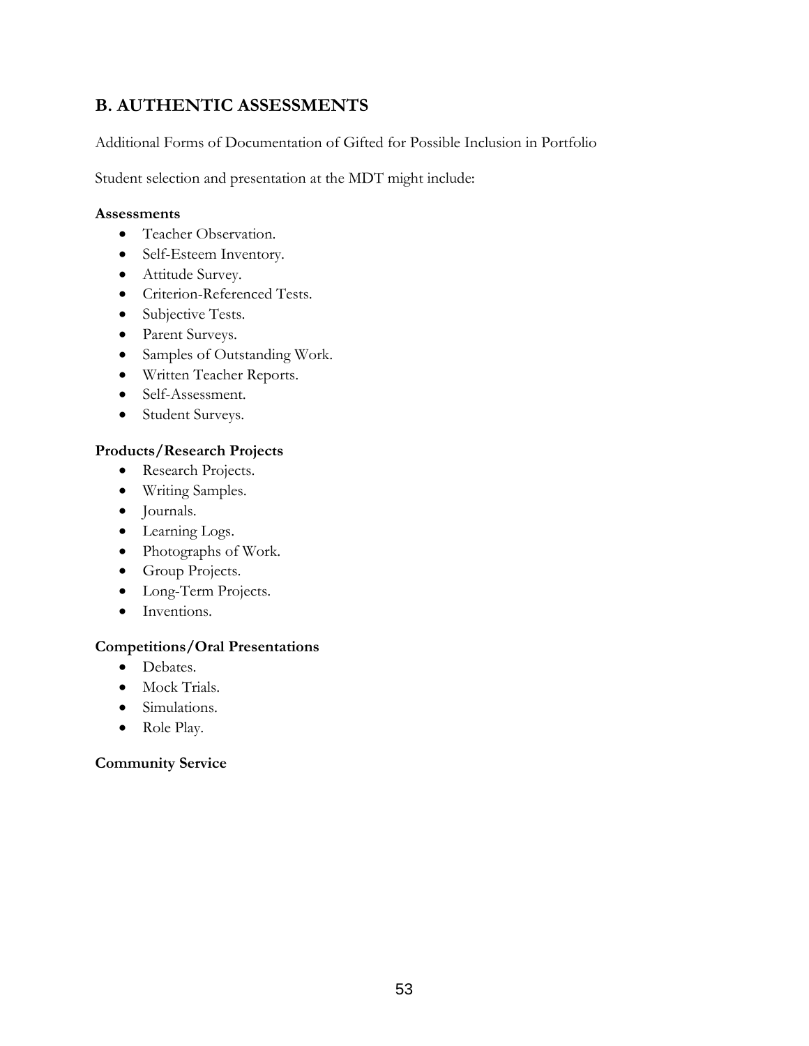## B. AUTHENTIC ASSESSMENTS

Additional Forms of Documentation of Gifted for Possible Inclusion in Portfolio

Student selection and presentation at the MDT might include:

**Assessments**

- Teacher Observation.
- Self-Esteem Inventory.
- Attitude Survey.
- Criterion-Referenced Tests.
- Subjective Tests.
- Parent Surveys.
- Samples of Outstanding Work.
- Written Teacher Reports.
- Self-Assessment.
- Student Surveys.

**Products/Research Projects**

- Research Projects.
- Writing Samples.
- Journals.
- Learning Logs.
- Photographs of Work.
- Group Projects.
- Long-Term Projects.
- Inventions.

**Competitions/Oral Presentations**

- Debates.
- Mock Trials.
- Simulations.
- Role Play.

**Community Service**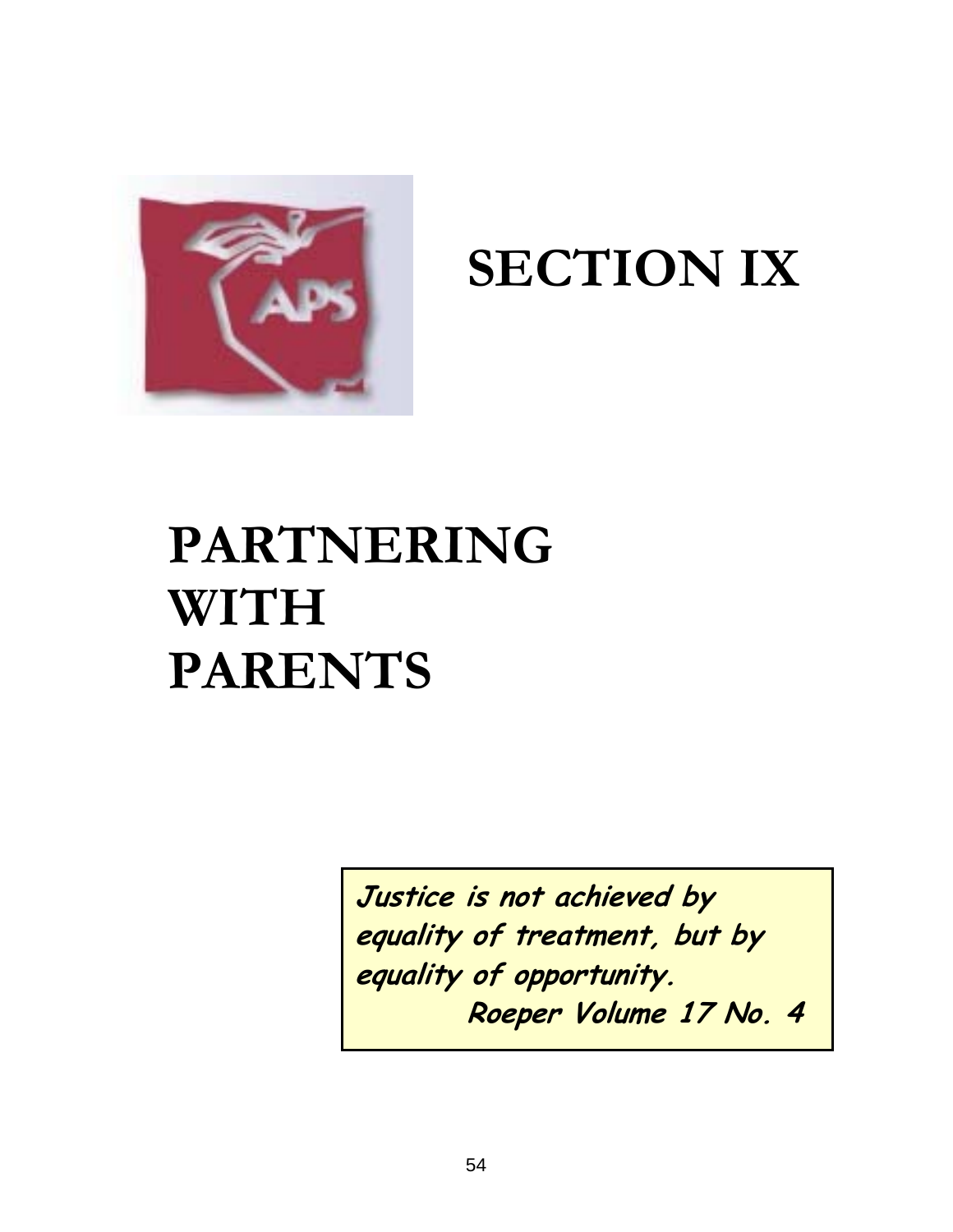# SECTION IX

# PARTNERING WITH PARENTS

***Justice is not achieved by equality of treatment, but by equality of opportunity.***
***Roeper Volume 17 No. 4***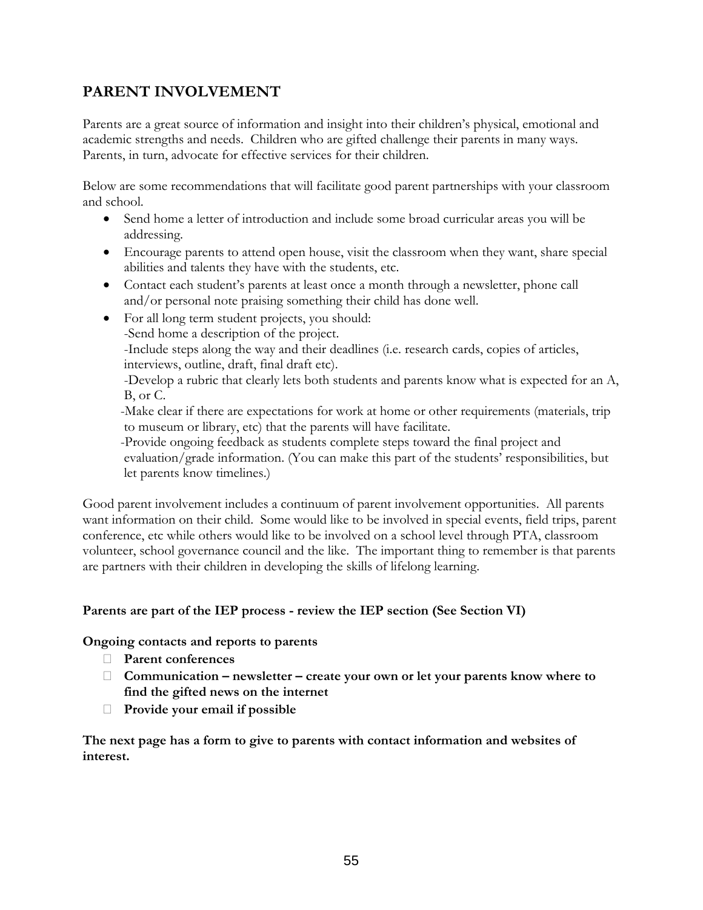## PARENT INVOLVEMENT

Parents are a great source of information and insight into their children's physical, emotional and academic strengths and needs. Children who are gifted challenge their parents in many ways. Parents, in turn, advocate for effective services for their children.

Below are some recommendations that will facilitate good parent partnerships with your classroom and school.

- Send home a letter of introduction and include some broad curricular areas you will be addressing.
- Encourage parents to attend open house, visit the classroom when they want, share special abilities and talents they have with the students, etc.
- Contact each student's parents at least once a month through a newsletter, phone call and/or personal note praising something their child has done well.
- For all long term student projects, you should:
  - -Send home a description of the project.
  - -Include steps along the way and their deadlines (i.e. research cards, copies of articles, interviews, outline, draft, final draft etc).
  - -Develop a rubric that clearly lets both students and parents know what is expected for an A, B, or C.
  - -Make clear if there are expectations for work at home or other requirements (materials, trip to museum or library, etc) that the parents will have facilitate.
  - -Provide ongoing feedback as students complete steps toward the final project and evaluation/grade information. (You can make this part of the students' responsibilities, but let parents know timelines.)

Good parent involvement includes a continuum of parent involvement opportunities. All parents want information on their child. Some would like to be involved in special events, field trips, parent conference, etc while others would like to be involved on a school level through PTA, classroom volunteer, school governance council and the like. The important thing to remember is that parents are partners with their children in developing the skills of lifelong learning.

**Parents are part of the IEP process - review the IEP section (See Section VI)**

**Ongoing contacts and reports to parents**

- **Parent conferences**
- **Communication – newsletter – create your own or let your parents know where to find the gifted news on the internet**
- **Provide your email if possible**

**The next page has a form to give to parents with contact information and websites of interest.**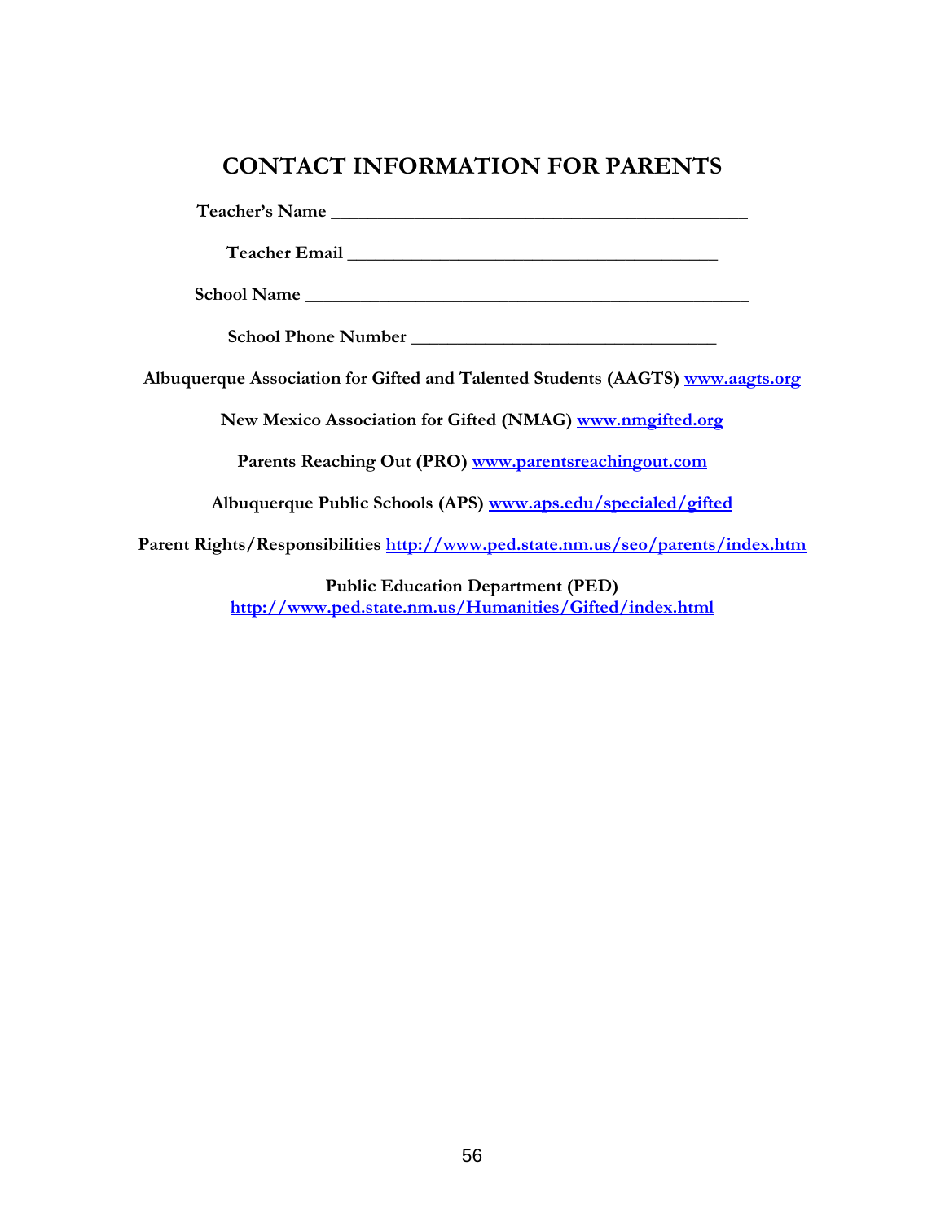# CONTACT INFORMATION FOR PARENTS

**Teacher's Name** ________________________________________________

**Teacher Email** ___________________________________________

**School Name** ____________________________________________________

**School Phone Number** ___________________________________

**Albuquerque Association for Gifted and Talented Students (AAGTS)** www.aagts.org

**New Mexico Association for Gifted (NMAG)** www.nmgifted.org

**Parents Reaching Out (PRO)** www.parentsreachingout.com

**Albuquerque Public Schools (APS)** www.aps.edu/specialed/gifted

**Parent Rights/Responsibilities** http://www.ped.state.nm.us/seo/parents/index.htm

**Public Education Department (PED)**
http://www.ped.state.nm.us/Humanities/Gifted/index.html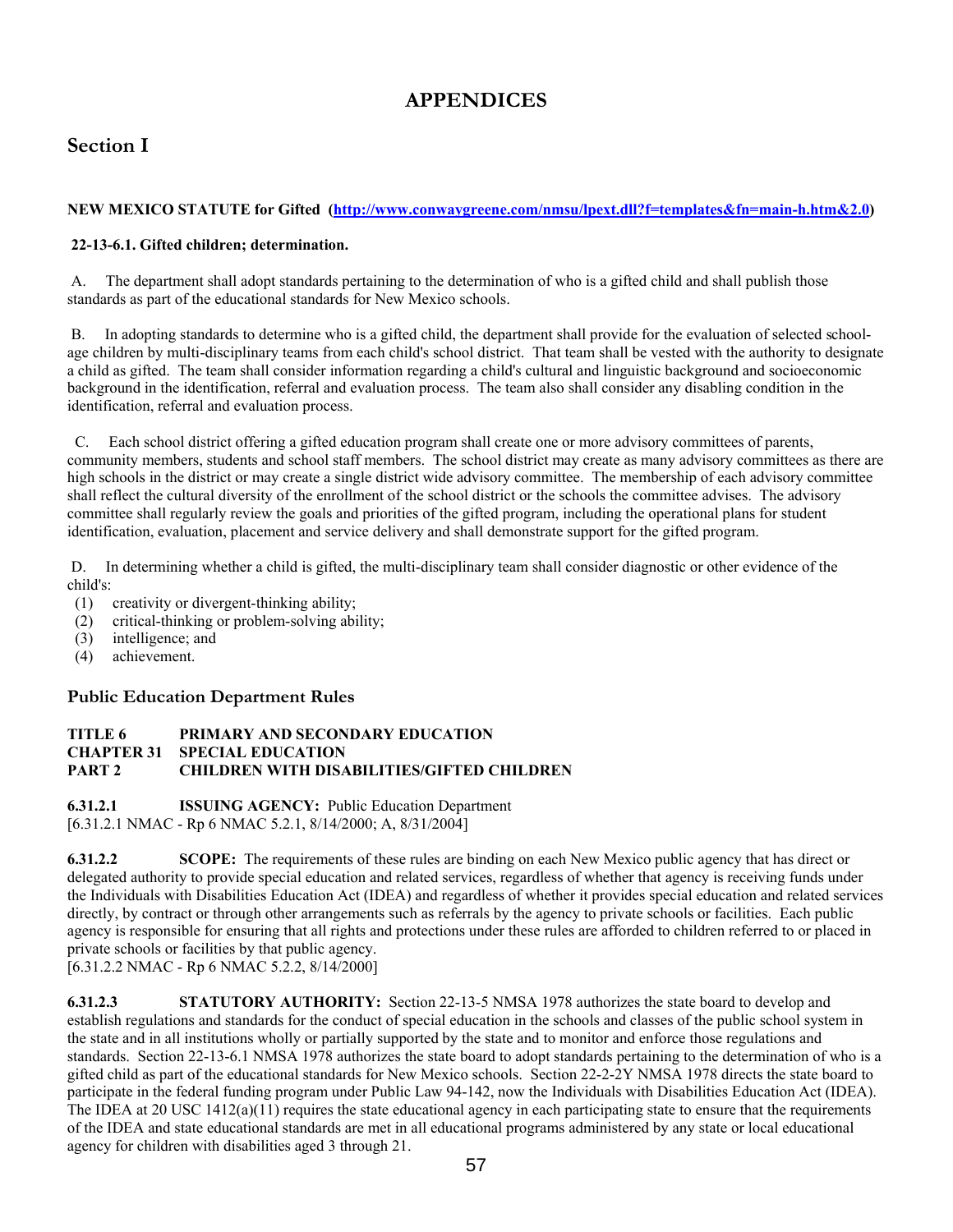# APPENDICES

## Section I

**NEW MEXICO STATUTE for Gifted ([http://www.conwaygreene.com/nmsu/lpext.dll?f=templates&fn=main-h.htm&2.0](http://www.conwaygreene.com/nmsu/lpext.dll?f=templates&fn=main-h.htm&2.0))**

**22-13-6.1. Gifted children; determination.**

A. The department shall adopt standards pertaining to the determination of who is a gifted child and shall publish those standards as part of the educational standards for New Mexico schools.

B. In adopting standards to determine who is a gifted child, the department shall provide for the evaluation of selected school-age children by multi-disciplinary teams from each child's school district. That team shall be vested with the authority to designate a child as gifted. The team shall consider information regarding a child's cultural and linguistic background and socioeconomic background in the identification, referral and evaluation process. The team also shall consider any disabling condition in the identification, referral and evaluation process.

C. Each school district offering a gifted education program shall create one or more advisory committees of parents, community members, students and school staff members. The school district may create as many advisory committees as there are high schools in the district or may create a single district wide advisory committee. The membership of each advisory committee shall reflect the cultural diversity of the enrollment of the school district or the schools the committee advises. The advisory committee shall regularly review the goals and priorities of the gifted program, including the operational plans for student identification, evaluation, placement and service delivery and shall demonstrate support for the gifted program.

D. In determining whether a child is gifted, the multi-disciplinary team shall consider diagnostic or other evidence of the child's:

(1) creativity or divergent-thinking ability;
(2) critical-thinking or problem-solving ability;
(3) intelligence; and
(4) achievement.

### Public Education Department Rules

**TITLE 6 PRIMARY AND SECONDARY EDUCATION**
**CHAPTER 31 SPECIAL EDUCATION**
**PART 2 CHILDREN WITH DISABILITIES/GIFTED CHILDREN**

**6.31.2.1 ISSUING AGENCY:** Public Education Department
[6.31.2.1 NMAC - Rp 6 NMAC 5.2.1, 8/14/2000; A, 8/31/2004]

**6.31.2.2 SCOPE:** The requirements of these rules are binding on each New Mexico public agency that has direct or delegated authority to provide special education and related services, regardless of whether that agency is receiving funds under the Individuals with Disabilities Education Act (IDEA) and regardless of whether it provides special education and related services directly, by contract or through other arrangements such as referrals by the agency to private schools or facilities. Each public agency is responsible for ensuring that all rights and protections under these rules are afforded to children referred to or placed in private schools or facilities by that public agency.
[6.31.2.2 NMAC - Rp 6 NMAC 5.2.2, 8/14/2000]

**6.31.2.3 STATUTORY AUTHORITY:** Section 22-13-5 NMSA 1978 authorizes the state board to develop and establish regulations and standards for the conduct of special education in the schools and classes of the public school system in the state and in all institutions wholly or partially supported by the state and to monitor and enforce those regulations and standards. Section 22-13-6.1 NMSA 1978 authorizes the state board to adopt standards pertaining to the determination of who is a gifted child as part of the educational standards for New Mexico schools. Section 22-2-2Y NMSA 1978 directs the state board to participate in the federal funding program under Public Law 94-142, now the Individuals with Disabilities Education Act (IDEA). The IDEA at 20 USC 1412(a)(11) requires the state educational agency in each participating state to ensure that the requirements of the IDEA and state educational standards are met in all educational programs administered by any state or local educational agency for children with disabilities aged 3 through 21.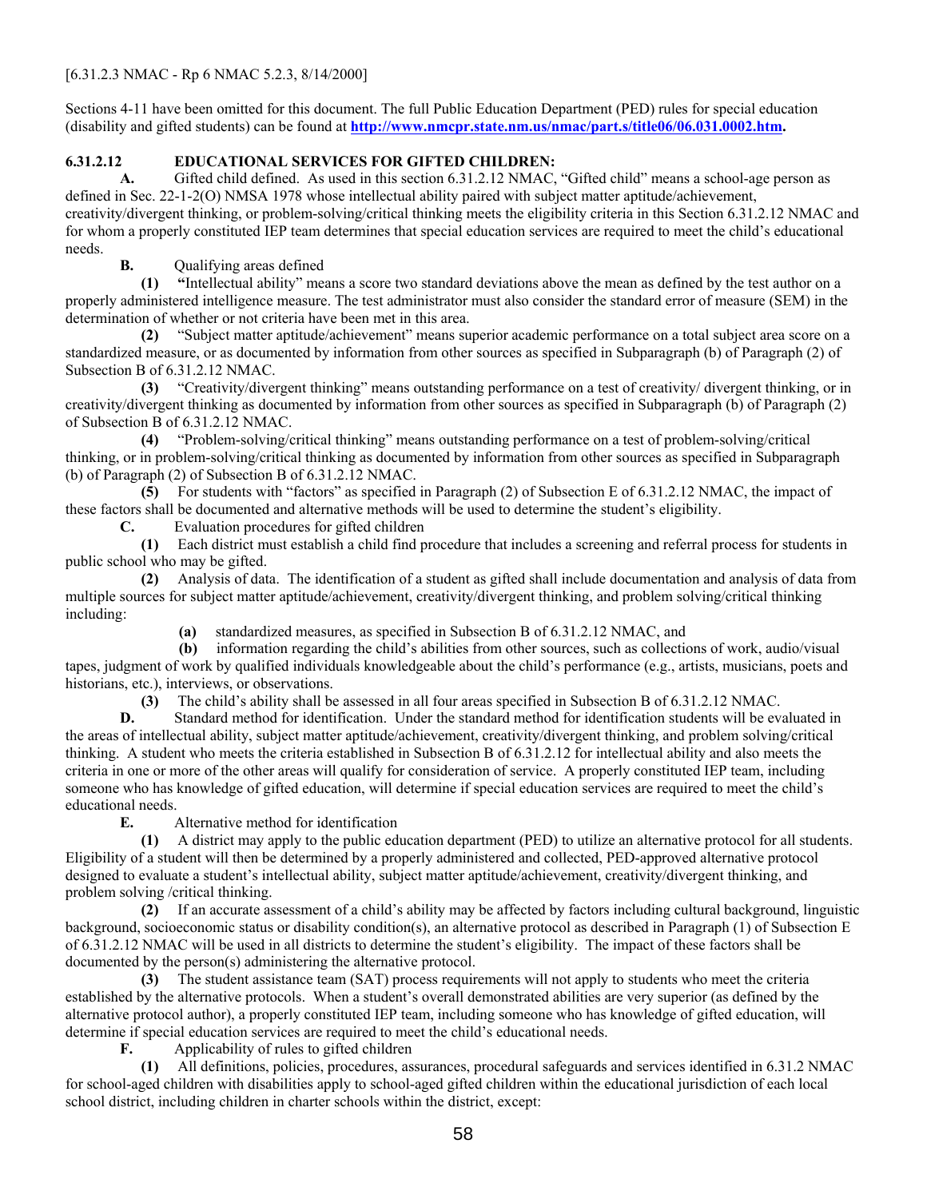[6.31.2.3 NMAC - Rp 6 NMAC 5.2.3, 8/14/2000]

Sections 4-11 have been omitted for this document. The full Public Education Department (PED) rules for special education (disability and gifted students) can be found at **http://www.nmcpr.state.nm.us/nmac/part.s/title06/06.031.0002.htm.**

**6.31.2.12 EDUCATIONAL SERVICES FOR GIFTED CHILDREN:**

**A.** Gifted child defined. As used in this section 6.31.2.12 NMAC, "Gifted child" means a school-age person as defined in Sec. 22-1-2(O) NMSA 1978 whose intellectual ability paired with subject matter aptitude/achievement, creativity/divergent thinking, or problem-solving/critical thinking meets the eligibility criteria in this Section 6.31.2.12 NMAC and for whom a properly constituted IEP team determines that special education services are required to meet the child's educational needs.

**B.** Qualifying areas defined

**(1)** "Intellectual ability" means a score two standard deviations above the mean as defined by the test author on a properly administered intelligence measure. The test administrator must also consider the standard error of measure (SEM) in the determination of whether or not criteria have been met in this area.

**(2)** "Subject matter aptitude/achievement" means superior academic performance on a total subject area score on a standardized measure, or as documented by information from other sources as specified in Subparagraph (b) of Paragraph (2) of Subsection B of 6.31.2.12 NMAC.

**(3)** "Creativity/divergent thinking" means outstanding performance on a test of creativity/ divergent thinking, or in creativity/divergent thinking as documented by information from other sources as specified in Subparagraph (b) of Paragraph (2) of Subsection B of 6.31.2.12 NMAC.

**(4)** "Problem-solving/critical thinking" means outstanding performance on a test of problem-solving/critical thinking, or in problem-solving/critical thinking as documented by information from other sources as specified in Subparagraph (b) of Paragraph (2) of Subsection B of 6.31.2.12 NMAC.

**(5)** For students with "factors" as specified in Paragraph (2) of Subsection E of 6.31.2.12 NMAC, the impact of these factors shall be documented and alternative methods will be used to determine the student's eligibility.

**C.** Evaluation procedures for gifted children

**(1)** Each district must establish a child find procedure that includes a screening and referral process for students in public school who may be gifted.

**(2)** Analysis of data. The identification of a student as gifted shall include documentation and analysis of data from multiple sources for subject matter aptitude/achievement, creativity/divergent thinking, and problem solving/critical thinking including:

**(a)** standardized measures, as specified in Subsection B of 6.31.2.12 NMAC, and

**(b)** information regarding the child's abilities from other sources, such as collections of work, audio/visual tapes, judgment of work by qualified individuals knowledgeable about the child's performance (e.g., artists, musicians, poets and historians, etc.), interviews, or observations.

**(3)** The child's ability shall be assessed in all four areas specified in Subsection B of 6.31.2.12 NMAC.

**D.** Standard method for identification. Under the standard method for identification students will be evaluated in the areas of intellectual ability, subject matter aptitude/achievement, creativity/divergent thinking, and problem solving/critical thinking. A student who meets the criteria established in Subsection B of 6.31.2.12 for intellectual ability and also meets the criteria in one or more of the other areas will qualify for consideration of service. A properly constituted IEP team, including someone who has knowledge of gifted education, will determine if special education services are required to meet the child's educational needs.

**E.** Alternative method for identification

**(1)** A district may apply to the public education department (PED) to utilize an alternative protocol for all students. Eligibility of a student will then be determined by a properly administered and collected, PED-approved alternative protocol designed to evaluate a student's intellectual ability, subject matter aptitude/achievement, creativity/divergent thinking, and problem solving /critical thinking.

**(2)** If an accurate assessment of a child's ability may be affected by factors including cultural background, linguistic background, socioeconomic status or disability condition(s), an alternative protocol as described in Paragraph (1) of Subsection E of 6.31.2.12 NMAC will be used in all districts to determine the student's eligibility. The impact of these factors shall be documented by the person(s) administering the alternative protocol.

**(3)** The student assistance team (SAT) process requirements will not apply to students who meet the criteria established by the alternative protocols. When a student's overall demonstrated abilities are very superior (as defined by the alternative protocol author), a properly constituted IEP team, including someone who has knowledge of gifted education, will determine if special education services are required to meet the child's educational needs.

**F.** Applicability of rules to gifted children

**(1)** All definitions, policies, procedures, assurances, procedural safeguards and services identified in 6.31.2 NMAC for school-aged children with disabilities apply to school-aged gifted children within the educational jurisdiction of each local school district, including children in charter schools within the district, except: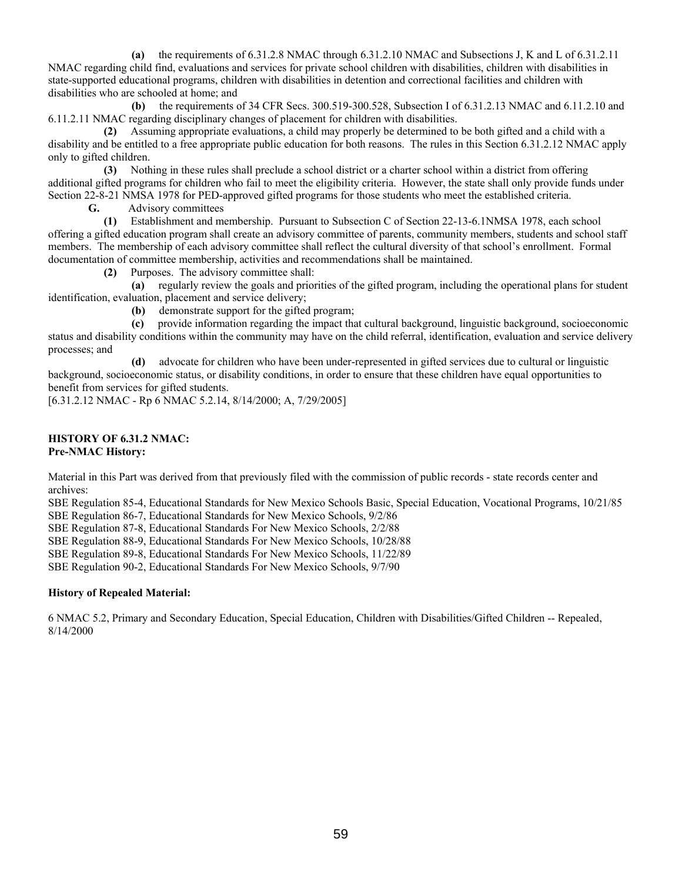**(a)** the requirements of 6.31.2.8 NMAC through 6.31.2.10 NMAC and Subsections J, K and L of 6.31.2.11 NMAC regarding child find, evaluations and services for private school children with disabilities, children with disabilities in state-supported educational programs, children with disabilities in detention and correctional facilities and children with disabilities who are schooled at home; and

**(b)** the requirements of 34 CFR Secs. 300.519-300.528, Subsection I of 6.31.2.13 NMAC and 6.11.2.10 and 6.11.2.11 NMAC regarding disciplinary changes of placement for children with disabilities.

**(2)** Assuming appropriate evaluations, a child may properly be determined to be both gifted and a child with a disability and be entitled to a free appropriate public education for both reasons. The rules in this Section 6.31.2.12 NMAC apply only to gifted children.

**(3)** Nothing in these rules shall preclude a school district or a charter school within a district from offering additional gifted programs for children who fail to meet the eligibility criteria. However, the state shall only provide funds under Section 22-8-21 NMSA 1978 for PED-approved gifted programs for those students who meet the established criteria.

**G.** Advisory committees

**(1)** Establishment and membership. Pursuant to Subsection C of Section 22-13-6.1NMSA 1978, each school offering a gifted education program shall create an advisory committee of parents, community members, students and school staff members. The membership of each advisory committee shall reflect the cultural diversity of that school's enrollment. Formal documentation of committee membership, activities and recommendations shall be maintained.

**(2)** Purposes. The advisory committee shall:

**(a)** regularly review the goals and priorities of the gifted program, including the operational plans for student identification, evaluation, placement and service delivery;

**(b)** demonstrate support for the gifted program;

**(c)** provide information regarding the impact that cultural background, linguistic background, socioeconomic status and disability conditions within the community may have on the child referral, identification, evaluation and service delivery processes; and

**(d)** advocate for children who have been under-represented in gifted services due to cultural or linguistic background, socioeconomic status, or disability conditions, in order to ensure that these children have equal opportunities to benefit from services for gifted students.

[6.31.2.12 NMAC - Rp 6 NMAC 5.2.14, 8/14/2000; A, 7/29/2005]

**HISTORY OF 6.31.2 NMAC:**
**Pre-NMAC History:**

Material in this Part was derived from that previously filed with the commission of public records - state records center and archives:

SBE Regulation 85-4, Educational Standards for New Mexico Schools Basic, Special Education, Vocational Programs, 10/21/85
SBE Regulation 86-7, Educational Standards for New Mexico Schools, 9/2/86
SBE Regulation 87-8, Educational Standards For New Mexico Schools, 2/2/88
SBE Regulation 88-9, Educational Standards For New Mexico Schools, 10/28/88
SBE Regulation 89-8, Educational Standards For New Mexico Schools, 11/22/89
SBE Regulation 90-2, Educational Standards For New Mexico Schools, 9/7/90

**History of Repealed Material:**

6 NMAC 5.2, Primary and Secondary Education, Special Education, Children with Disabilities/Gifted Children -- Repealed, 8/14/2000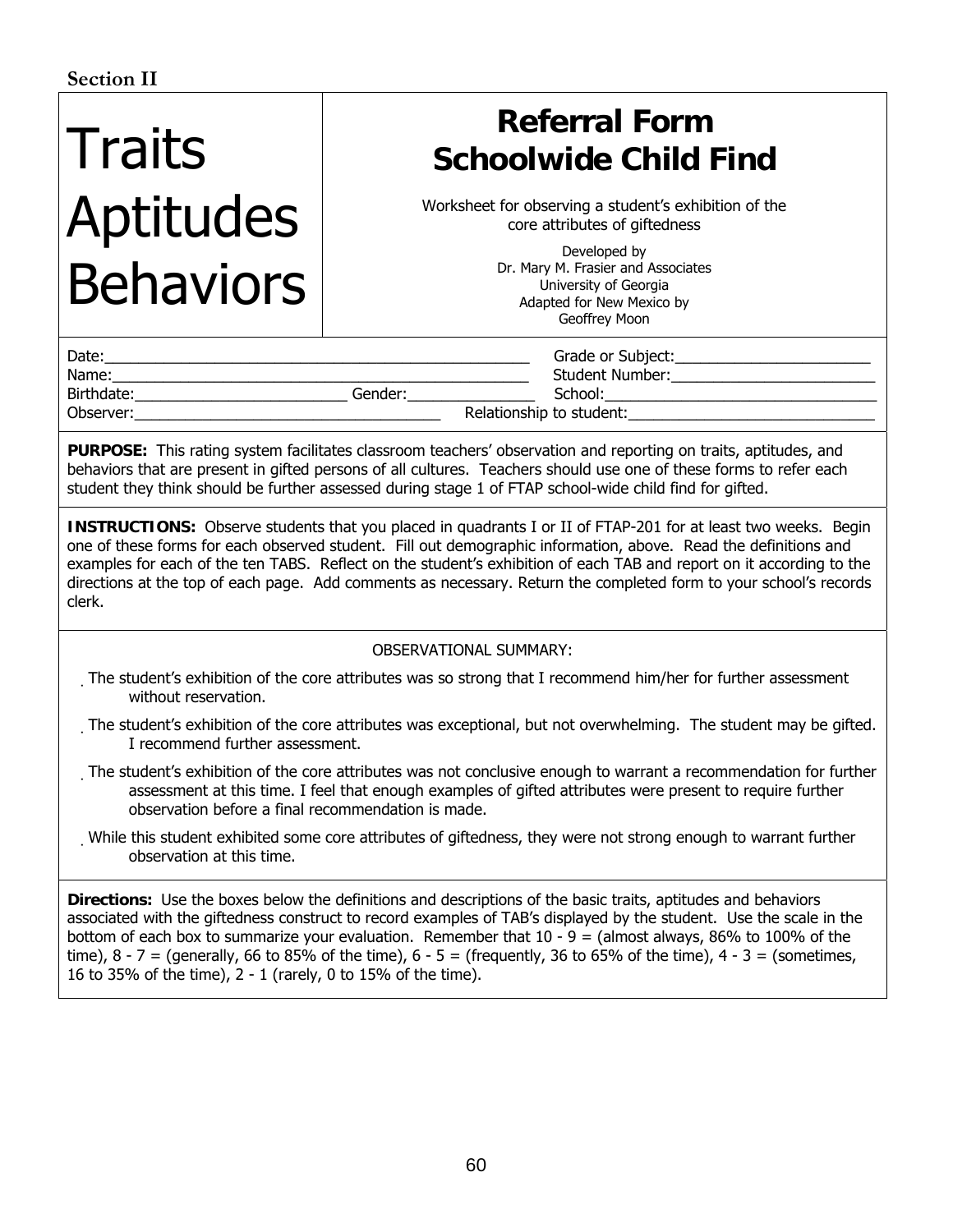**Section II**

# Traits Aptitudes Behaviors

## Referral Form Schoolwide Child Find

Worksheet for observing a student's exhibition of the core attributes of giftedness

Developed by
Dr. Mary M. Frasier and Associates
University of Georgia
Adapted for New Mexico by
Geoffrey Moon

Date:\_\_\_\_\_\_\_\_\_\_\_\_\_\_\_\_\_\_\_\_\_\_\_\_\_\_\_\_\_\_\_\_\_\_\_\_\_\_\_\_\_\_\_\_\_\_\_\_\_\_\_\_ Grade or Subject:\_\_\_\_\_\_\_\_\_\_\_\_\_\_\_\_\_\_\_\_\_\_\_\_\_

Name:\_\_\_\_\_\_\_\_\_\_\_\_\_\_\_\_\_\_\_\_\_\_\_\_\_\_\_\_\_\_\_\_\_\_\_\_\_\_\_\_\_\_\_\_\_\_\_\_\_\_\_\_ Student Number:\_\_\_\_\_\_\_\_\_\_\_\_\_\_\_\_\_\_\_\_\_\_\_\_\_\_

Birthdate:\_\_\_\_\_\_\_\_\_\_\_\_\_\_\_\_\_\_\_\_\_\_\_\_\_\_ Gender:\_\_\_\_\_\_\_\_\_\_\_\_\_\_\_\_ School:\_\_\_\_\_\_\_\_\_\_\_\_\_\_\_\_\_\_\_\_\_\_\_\_\_\_\_\_\_\_\_\_\_\_

Observer:\_\_\_\_\_\_\_\_\_\_\_\_\_\_\_\_\_\_\_\_\_\_\_\_\_\_\_\_\_\_\_\_\_\_\_\_\_\_ Relationship to student:\_\_\_\_\_\_\_\_\_\_\_\_\_\_\_\_\_\_\_\_\_\_\_\_\_\_\_\_\_\_\_

**PURPOSE:** This rating system facilitates classroom teachers' observation and reporting on traits, aptitudes, and behaviors that are present in gifted persons of all cultures. Teachers should use one of these forms to refer each student they think should be further assessed during stage 1 of FTAP school-wide child find for gifted.

**INSTRUCTIONS:** Observe students that you placed in quadrants I or II of FTAP-201 for at least two weeks. Begin one of these forms for each observed student. Fill out demographic information, above. Read the definitions and examples for each of the ten TABS. Reflect on the student's exhibition of each TAB and report on it according to the directions at the top of each page. Add comments as necessary. Return the completed form to your school's records clerk.

OBSERVATIONAL SUMMARY:

- The student's exhibition of the core attributes was so strong that I recommend him/her for further assessment without reservation.
- The student's exhibition of the core attributes was exceptional, but not overwhelming. The student may be gifted. I recommend further assessment.
- The student's exhibition of the core attributes was not conclusive enough to warrant a recommendation for further assessment at this time. I feel that enough examples of gifted attributes were present to require further observation before a final recommendation is made.
- While this student exhibited some core attributes of giftedness, they were not strong enough to warrant further observation at this time.

**Directions:** Use the boxes below the definitions and descriptions of the basic traits, aptitudes and behaviors associated with the giftedness construct to record examples of TAB's displayed by the student. Use the scale in the bottom of each box to summarize your evaluation. Remember that 10 - 9 = (almost always, 86% to 100% of the time), 8 - 7 = (generally, 66 to 85% of the time), 6 - 5 = (frequently, 36 to 65% of the time), 4 - 3 = (sometimes, 16 to 35% of the time), 2 - 1 (rarely, 0 to 15% of the time).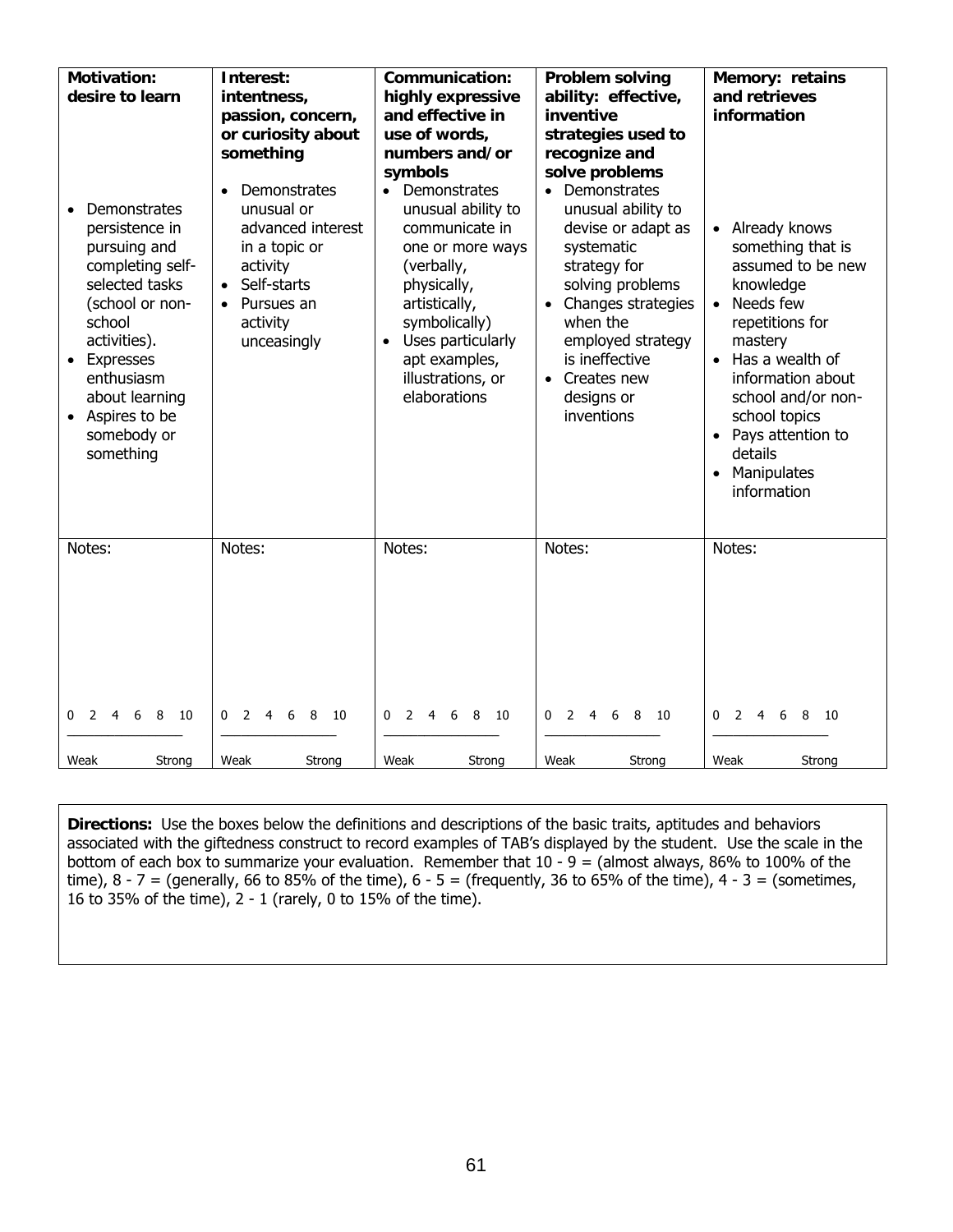| **Motivation: desire to learn** | **Interest: intentness, passion, concern, or curiosity about something** | **Communication: highly expressive and effective in use of words, numbers and/or symbols** | **Problem solving ability: effective, inventive strategies used to recognize and solve problems** | **Memory: retains and retrieves information** |
|---|---|---|---|---|
| • Demonstrates persistence in pursuing and completing self-selected tasks (school or non-school activities).<br>• Expresses enthusiasm about learning<br>• Aspires to be somebody or something | • Demonstrates unusual or advanced interest in a topic or activity<br>• Self-starts<br>• Pursues an activity unceasingly | • Demonstrates unusual ability to communicate in one or more ways (verbally, physically, artistically, symbolically)<br>• Uses particularly apt examples, illustrations, or elaborations | • Demonstrates unusual ability to devise or adapt as systematic strategy for solving problems<br>• Changes strategies when the employed strategy is ineffective<br>• Creates new designs or inventions | • Already knows something that is assumed to be new knowledge<br>• Needs few repetitions for mastery<br>• Has a wealth of information about school and/or non-school topics<br>• Pays attention to details<br>• Manipulates information |
| Notes:<br><br><br><br>0 2 4 6 8 10<br>_______________<br>Weak Strong | Notes:<br><br><br><br>0 2 4 6 8 10<br>_______________<br>Weak Strong | Notes:<br><br><br><br>0 2 4 6 8 10<br>_______________<br>Weak Strong | Notes:<br><br><br><br>0 2 4 6 8 10<br>_______________<br>Weak Strong | Notes:<br><br><br><br>0 2 4 6 8 10<br>_______________<br>Weak Strong |

**Directions:** Use the boxes below the definitions and descriptions of the basic traits, aptitudes and behaviors associated with the giftedness construct to record examples of TAB's displayed by the student. Use the scale in the bottom of each box to summarize your evaluation. Remember that 10 - 9 = (almost always, 86% to 100% of the time), 8 - 7 = (generally, 66 to 85% of the time), 6 - 5 = (frequently, 36 to 65% of the time), 4 - 3 = (sometimes, 16 to 35% of the time), 2 - 1 (rarely, 0 to 15% of the time).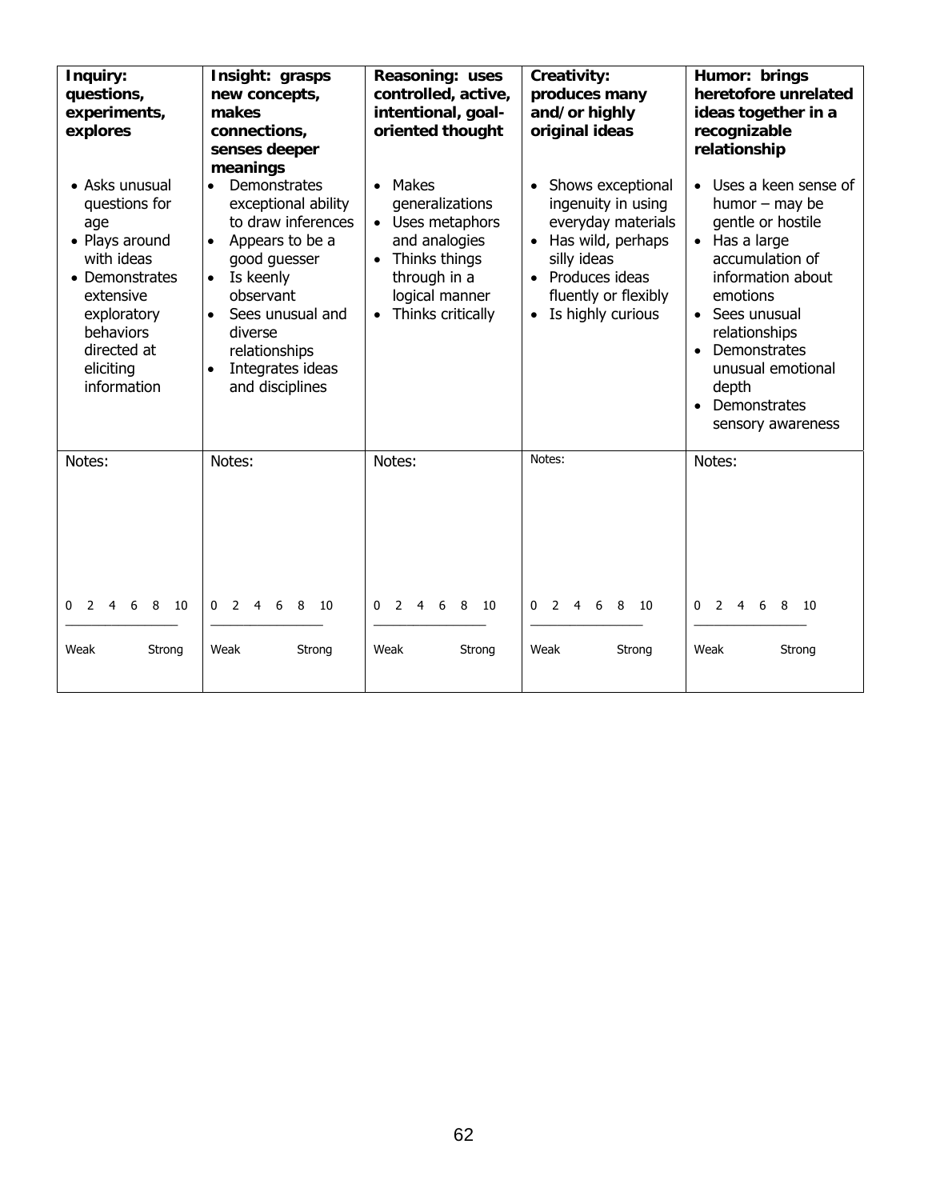| **Inquiry: questions, experiments, explores** | **Insight: grasps new concepts, makes connections, senses deeper meanings** | **Reasoning: uses controlled, active, intentional, goal-oriented thought** | **Creativity: produces many and/or highly original ideas** | **Humor: brings heretofore unrelated ideas together in a recognizable relationship** |
|---|---|---|---|---|
| • Asks unusual questions for age<br>• Plays around with ideas<br>• Demonstrates extensive exploratory behaviors directed at eliciting information | • Demonstrates exceptional ability to draw inferences<br>• Appears to be a good guesser<br>• Is keenly observant<br>• Sees unusual and diverse relationships<br>• Integrates ideas and disciplines | • Makes generalizations<br>• Uses metaphors and analogies<br>• Thinks things through in a logical manner<br>• Thinks critically | • Shows exceptional ingenuity in using everyday materials<br>• Has wild, perhaps silly ideas<br>• Produces ideas fluently or flexibly<br>• Is highly curious | • Uses a keen sense of humor – may be gentle or hostile<br>• Has a large accumulation of information about emotions<br>• Sees unusual relationships<br>• Demonstrates unusual emotional depth<br>• Demonstrates sensory awareness |
| Notes:<br><br><br><br>0 2 4 6 8 10<br>________________<br>Weak Strong | Notes:<br><br><br><br>0 2 4 6 8 10<br>________________<br>Weak Strong | Notes:<br><br><br><br>0 2 4 6 8 10<br>________________<br>Weak Strong | Notes:<br><br><br><br>0 2 4 6 8 10<br>________________<br>Weak Strong | Notes:<br><br><br><br>0 2 4 6 8 10<br>________________<br>Weak Strong |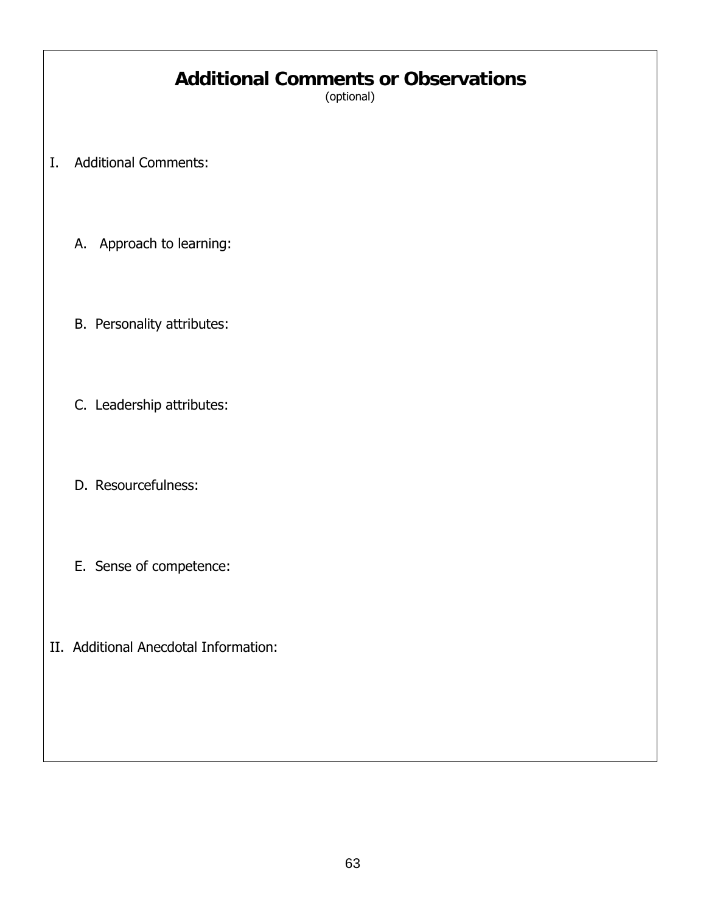# Additional Comments or Observations

(optional)

I. Additional Comments:

A. Approach to learning:

B. Personality attributes:

C. Leadership attributes:

D. Resourcefulness:

E. Sense of competence:

II. Additional Anecdotal Information: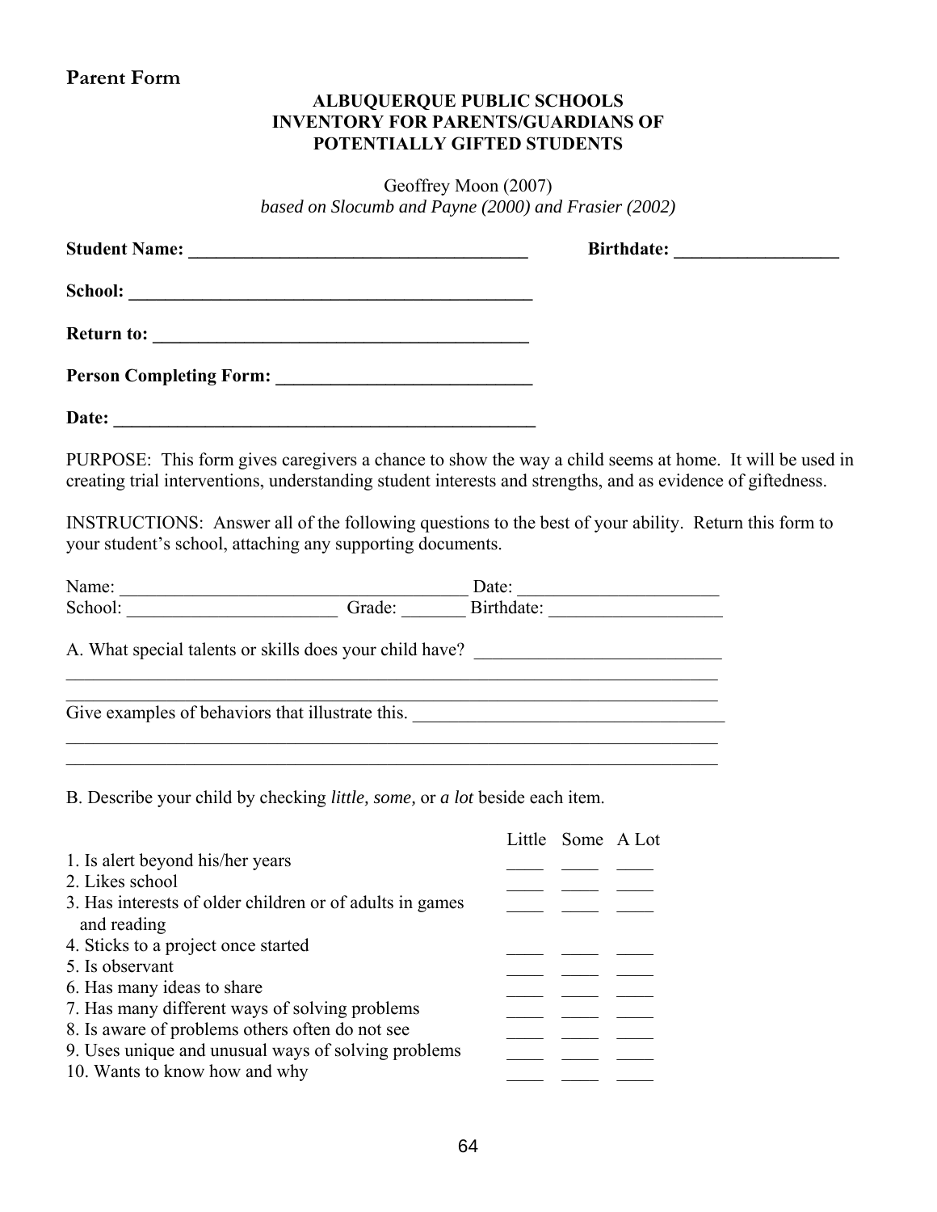## Parent Form

**ALBUQUERQUE PUBLIC SCHOOLS**
**INVENTORY FOR PARENTS/GUARDIANS OF**
**POTENTIALLY GIFTED STUDENTS**

Geoffrey Moon (2007)
*based on Slocumb and Payne (2000) and Frasier (2002)*

**Student Name: ______________________________________ Birthdate: __________________**

**School: ______________________________________________**

**Return to: __________________________________________**

**Person Completing Form: ____________________________**

**Date: ________________________________________________**

PURPOSE: This form gives caregivers a chance to show the way a child seems at home. It will be used in creating trial interventions, understanding student interests and strengths, and as evidence of giftedness.

INSTRUCTIONS: Answer all of the following questions to the best of your ability. Return this form to your student's school, attaching any supporting documents.

Name: ______________________________________ Date: ______________________
School: _______________________ Grade: _______ Birthdate: ___________________

A. What special talents or skills does your child have? ___________________________
___________________________________________________________________________
___________________________________________________________________________
Give examples of behaviors that illustrate this. __________________________________
___________________________________________________________________________
___________________________________________________________________________

B. Describe your child by checking *little, some,* or *a lot* beside each item.

| | Little | Some | A Lot |
|---|---|---|---|
| 1. Is alert beyond his/her years | ____ | ____ | ____ |
| 2. Likes school | ____ | ____ | ____ |
| 3. Has interests of older children or of adults in games and reading | ____ | ____ | ____ |
| 4. Sticks to a project once started | ____ | ____ | ____ |
| 5. Is observant | ____ | ____ | ____ |
| 6. Has many ideas to share | ____ | ____ | ____ |
| 7. Has many different ways of solving problems | ____ | ____ | ____ |
| 8. Is aware of problems others often do not see | ____ | ____ | ____ |
| 9. Uses unique and unusual ways of solving problems | ____ | ____ | ____ |
| 10. Wants to know how and why | ____ | ____ | ____ |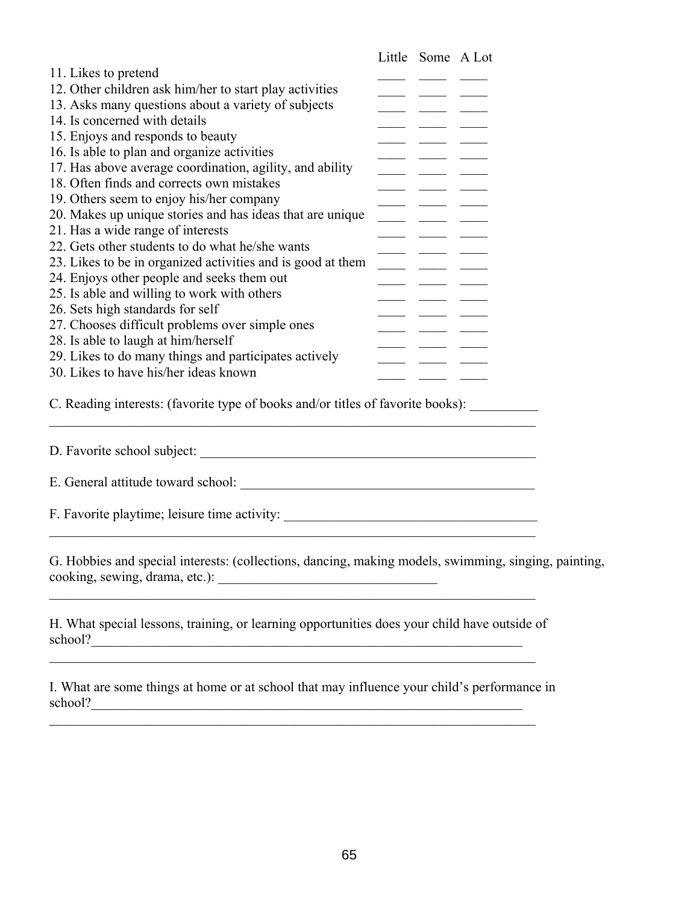| | Little | Some | A Lot |
|---|---|---|---|
| 11. Likes to pretend | ____ | ____ | ____ |
| 12. Other children ask him/her to start play activities | ____ | ____ | ____ |
| 13. Asks many questions about a variety of subjects | ____ | ____ | ____ |
| 14. Is concerned with details | ____ | ____ | ____ |
| 15. Enjoys and responds to beauty | ____ | ____ | ____ |
| 16. Is able to plan and organize activities | ____ | ____ | ____ |
| 17. Has above average coordination, agility, and ability | ____ | ____ | ____ |
| 18. Often finds and corrects own mistakes | ____ | ____ | ____ |
| 19. Others seem to enjoy his/her company | ____ | ____ | ____ |
| 20. Makes up unique stories and has ideas that are unique | ____ | ____ | ____ |
| 21. Has a wide range of interests | ____ | ____ | ____ |
| 22. Gets other students to do what he/she wants | ____ | ____ | ____ |
| 23. Likes to be in organized activities and is good at them | ____ | ____ | ____ |
| 24. Enjoys other people and seeks them out | ____ | ____ | ____ |
| 25. Is able and willing to work with others | ____ | ____ | ____ |
| 26. Sets high standards for self | ____ | ____ | ____ |
| 27. Chooses difficult problems over simple ones | ____ | ____ | ____ |
| 28. Is able to laugh at him/herself | ____ | ____ | ____ |
| 29. Likes to do many things and participates actively | ____ | ____ | ____ |
| 30. Likes to have his/her ideas known | ____ | ____ | ____ |

C. Reading interests: (favorite type of books and/or titles of favorite books): __________
________________________________________________________________________

D. Favorite school subject: ___________________________________________________

E. General attitude toward school: ____________________________________________

F. Favorite playtime; leisure time activity: _____________________________________
________________________________________________________________________

G. Hobbies and special interests: (collections, dancing, making models, swimming, singing, painting, cooking, sewing, drama, etc.): ________________________________
________________________________________________________________________

H. What special lessons, training, or learning opportunities does your child have outside of school?_________________________________________________________________
________________________________________________________________________

I. What are some things at home or at school that may influence your child's performance in school?_________________________________________________________________
________________________________________________________________________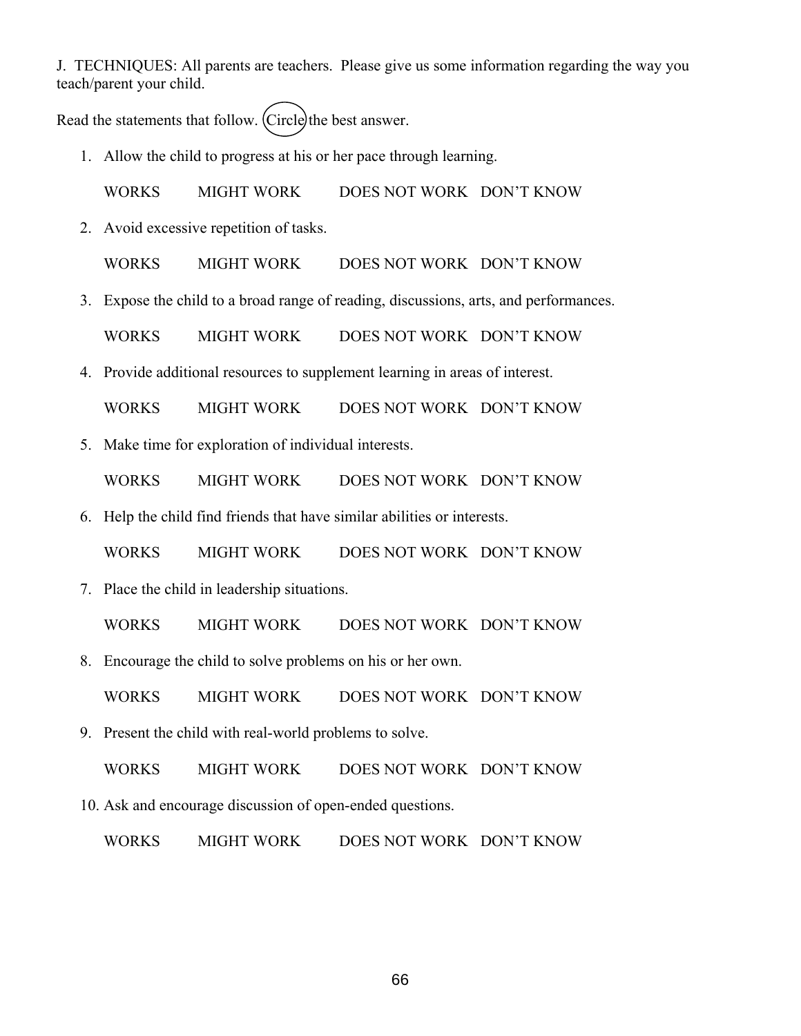J. TECHNIQUES: All parents are teachers. Please give us some information regarding the way you teach/parent your child.

Read the statements that follow. Circle the best answer.

1. Allow the child to progress at his or her pace through learning.

   WORKS MIGHT WORK DOES NOT WORK DON'T KNOW

2. Avoid excessive repetition of tasks.

   WORKS MIGHT WORK DOES NOT WORK DON'T KNOW

3. Expose the child to a broad range of reading, discussions, arts, and performances.

   WORKS MIGHT WORK DOES NOT WORK DON'T KNOW

4. Provide additional resources to supplement learning in areas of interest.

   WORKS MIGHT WORK DOES NOT WORK DON'T KNOW

5. Make time for exploration of individual interests.

   WORKS MIGHT WORK DOES NOT WORK DON'T KNOW

6. Help the child find friends that have similar abilities or interests.

   WORKS MIGHT WORK DOES NOT WORK DON'T KNOW

7. Place the child in leadership situations.

   WORKS MIGHT WORK DOES NOT WORK DON'T KNOW

8. Encourage the child to solve problems on his or her own.

   WORKS MIGHT WORK DOES NOT WORK DON'T KNOW

9. Present the child with real-world problems to solve.

   WORKS MIGHT WORK DOES NOT WORK DON'T KNOW

10. Ask and encourage discussion of open-ended questions.

    WORKS MIGHT WORK DOES NOT WORK DON'T KNOW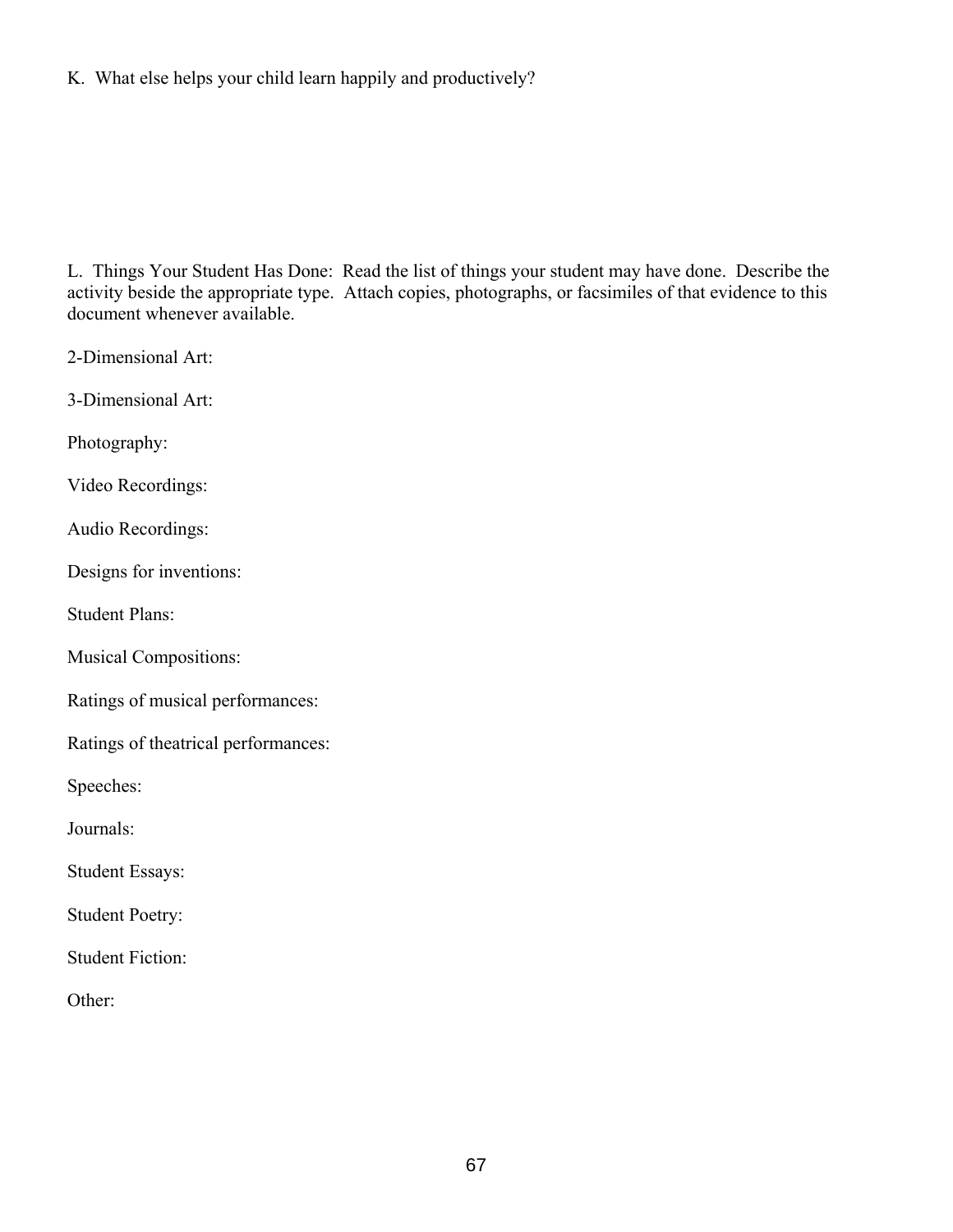K. What else helps your child learn happily and productively?

L. Things Your Student Has Done: Read the list of things your student may have done. Describe the activity beside the appropriate type. Attach copies, photographs, or facsimiles of that evidence to this document whenever available.

2-Dimensional Art:

3-Dimensional Art:

Photography:

Video Recordings:

Audio Recordings:

Designs for inventions:

Student Plans:

Musical Compositions:

Ratings of musical performances:

Ratings of theatrical performances:

Speeches:

Journals:

Student Essays:

Student Poetry:

Student Fiction:

Other: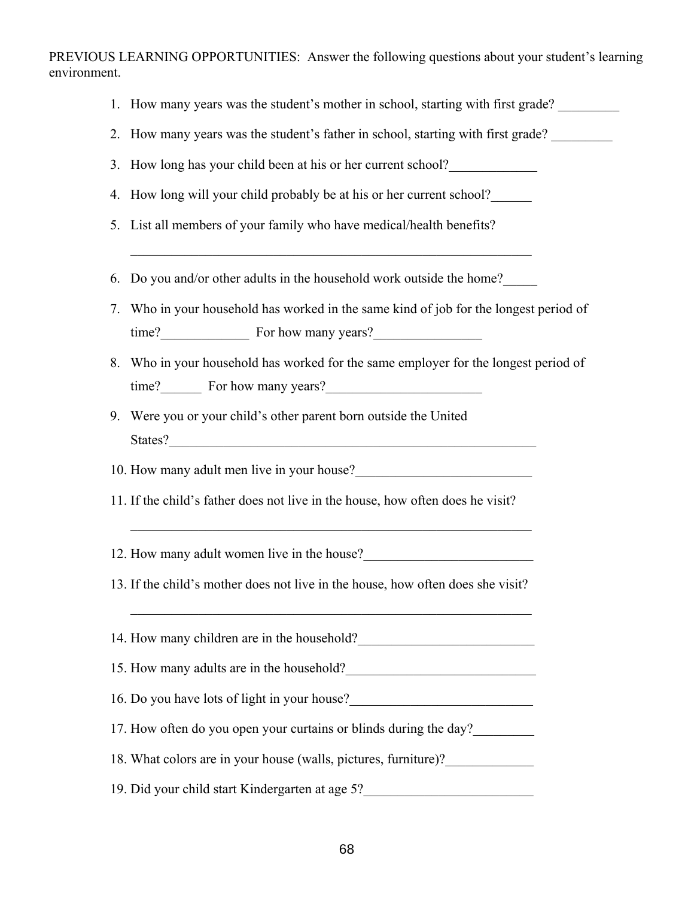PREVIOUS LEARNING OPPORTUNITIES: Answer the following questions about your student's learning environment.

1. How many years was the student's mother in school, starting with first grade? _________
2. How many years was the student's father in school, starting with first grade? _________
3. How long has your child been at his or her current school?_____________
4. How long will your child probably be at his or her current school?______
5. List all members of your family who have medical/health benefits?

   ______________________________________________________________

6. Do you and/or other adults in the household work outside the home?_____
7. Who in your household has worked in the same kind of job for the longest period of time?_____________ For how many years?________________
8. Who in your household has worked for the same employer for the longest period of time?______ For how many years?_______________________
9. Were you or your child's other parent born outside the United States?_________________________________________________________
10. How many adult men live in your house?__________________________
11. If the child's father does not live in the house, how often does he visit?

    ______________________________________________________________

12. How many adult women live in the house?_________________________
13. If the child's mother does not live in the house, how often does she visit?

    ______________________________________________________________

14. How many children are in the household?__________________________
15. How many adults are in the household?____________________________
16. Do you have lots of light in your house?___________________________
17. How often do you open your curtains or blinds during the day?_________
18. What colors are in your house (walls, pictures, furniture)?_____________
19. Did your child start Kindergarten at age 5?_________________________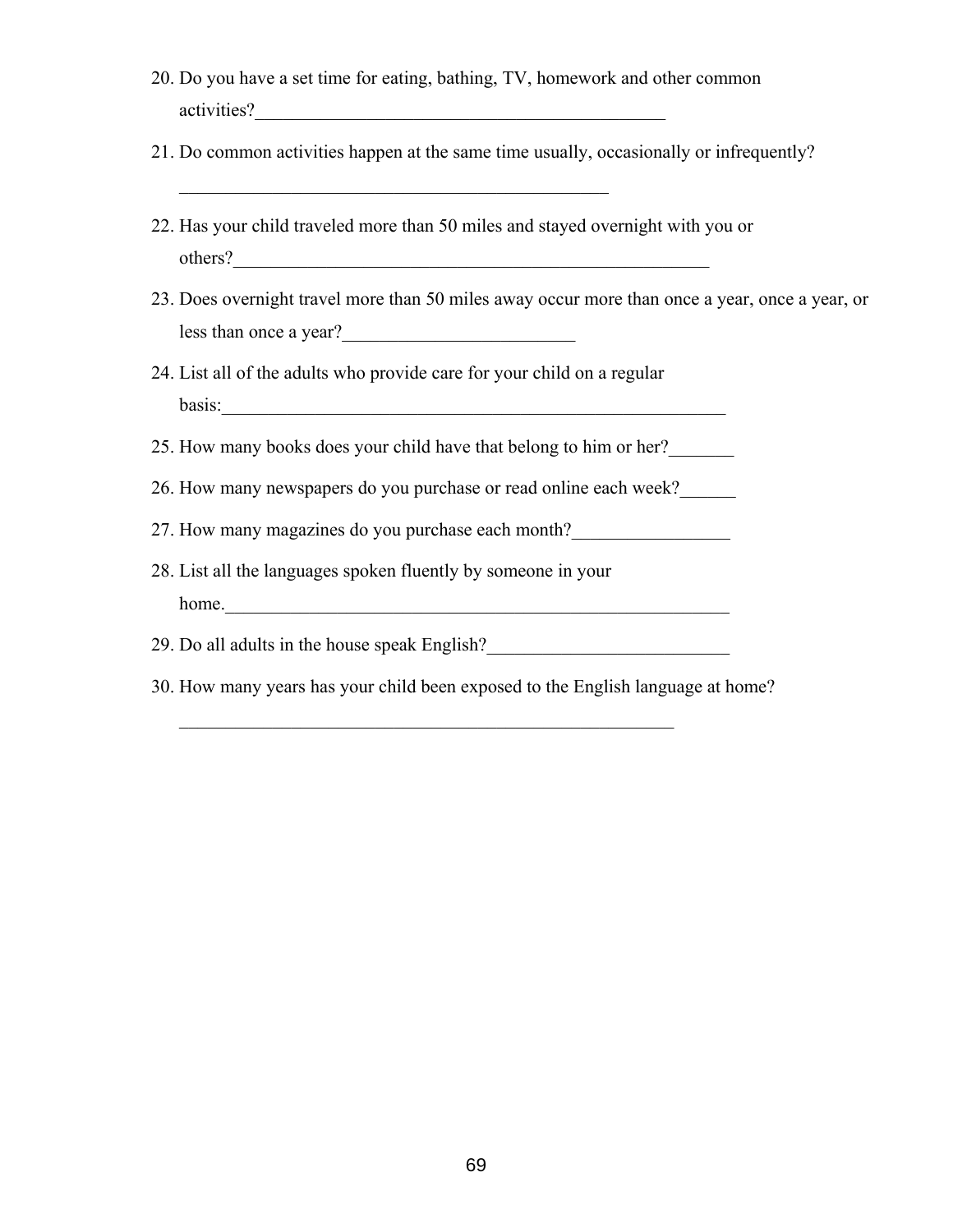20. Do you have a set time for eating, bathing, TV, homework and other common activities?_____________________________________________

21. Do common activities happen at the same time usually, occasionally or infrequently?
_______________________________________________

22. Has your child traveled more than 50 miles and stayed overnight with you or others?___________________________________________________

23. Does overnight travel more than 50 miles away occur more than once a year, once a year, or less than once a year?_________________________

24. List all of the adults who provide care for your child on a regular basis:_______________________________________________________

25. How many books does your child have that belong to him or her?_______

26. How many newspapers do you purchase or read online each week?______

27. How many magazines do you purchase each month?_________________

28. List all the languages spoken fluently by someone in your home.________________________________________________________

29. Do all adults in the house speak English?__________________________

30. How many years has your child been exposed to the English language at home?
_______________________________________________________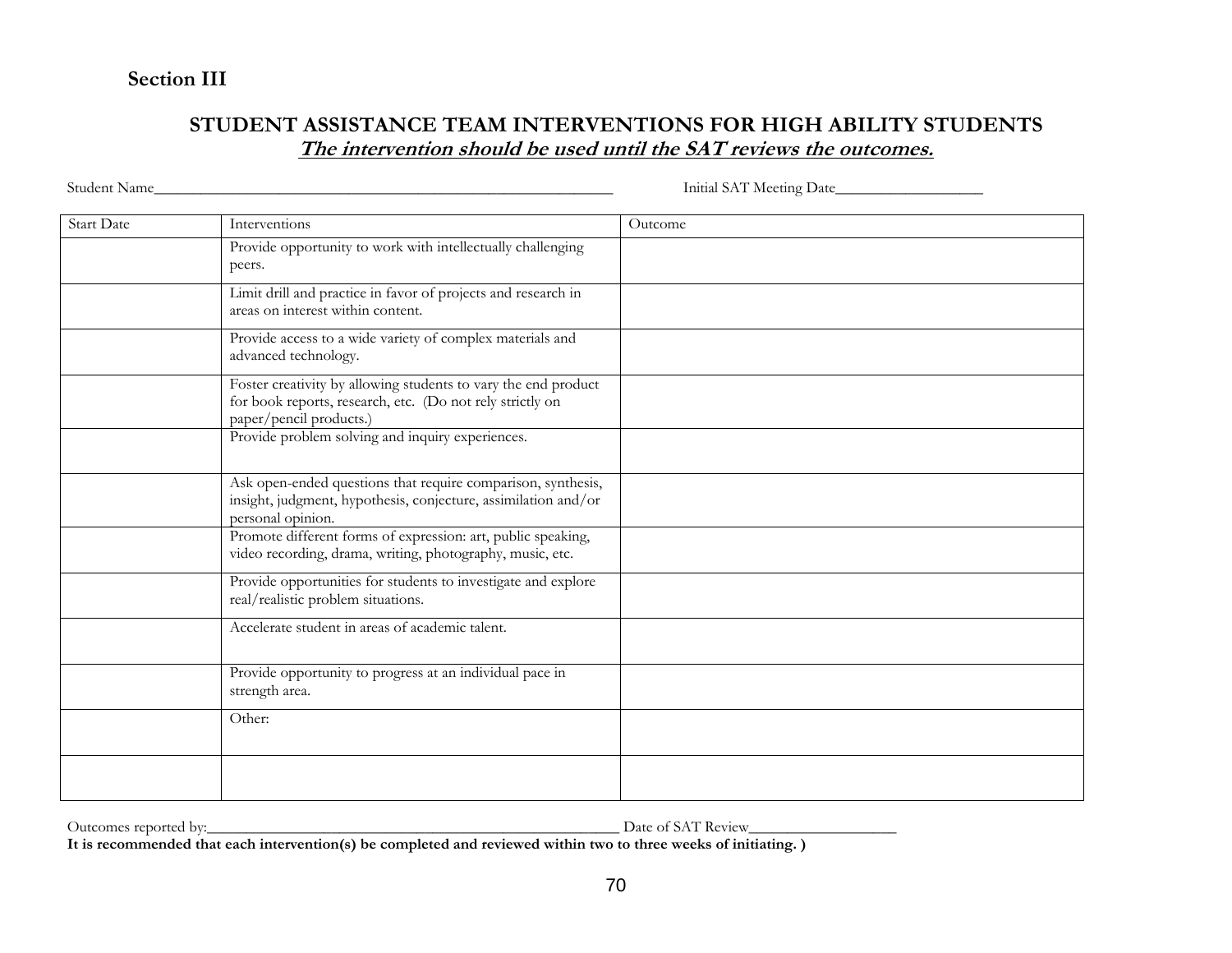**Section III**

## STUDENT ASSISTANCE TEAM INTERVENTIONS FOR HIGH ABILITY STUDENTS

***The intervention should be used until the SAT reviews the outcomes.***

Student Name_____________________________________________________________ Initial SAT Meeting Date___________________

| Start Date | Interventions | Outcome |
|---|---|---|
| | Provide opportunity to work with intellectually challenging peers. | |
| | Limit drill and practice in favor of projects and research in areas on interest within content. | |
| | Provide access to a wide variety of complex materials and advanced technology. | |
| | Foster creativity by allowing students to vary the end product for book reports, research, etc. (Do not rely strictly on paper/pencil products.) | |
| | Provide problem solving and inquiry experiences. | |
| | Ask open-ended questions that require comparison, synthesis, insight, judgment, hypothesis, conjecture, assimilation and/or personal opinion. | |
| | Promote different forms of expression: art, public speaking, video recording, drama, writing, photography, music, etc. | |
| | Provide opportunities for students to investigate and explore real/realistic problem situations. | |
| | Accelerate student in areas of academic talent. | |
| | Provide opportunity to progress at an individual pace in strength area. | |
| | Other: | |
| | | |

Outcomes reported by:_______________________________________________________ Date of SAT Review___________________

**It is recommended that each intervention(s) be completed and reviewed within two to three weeks of initiating. )**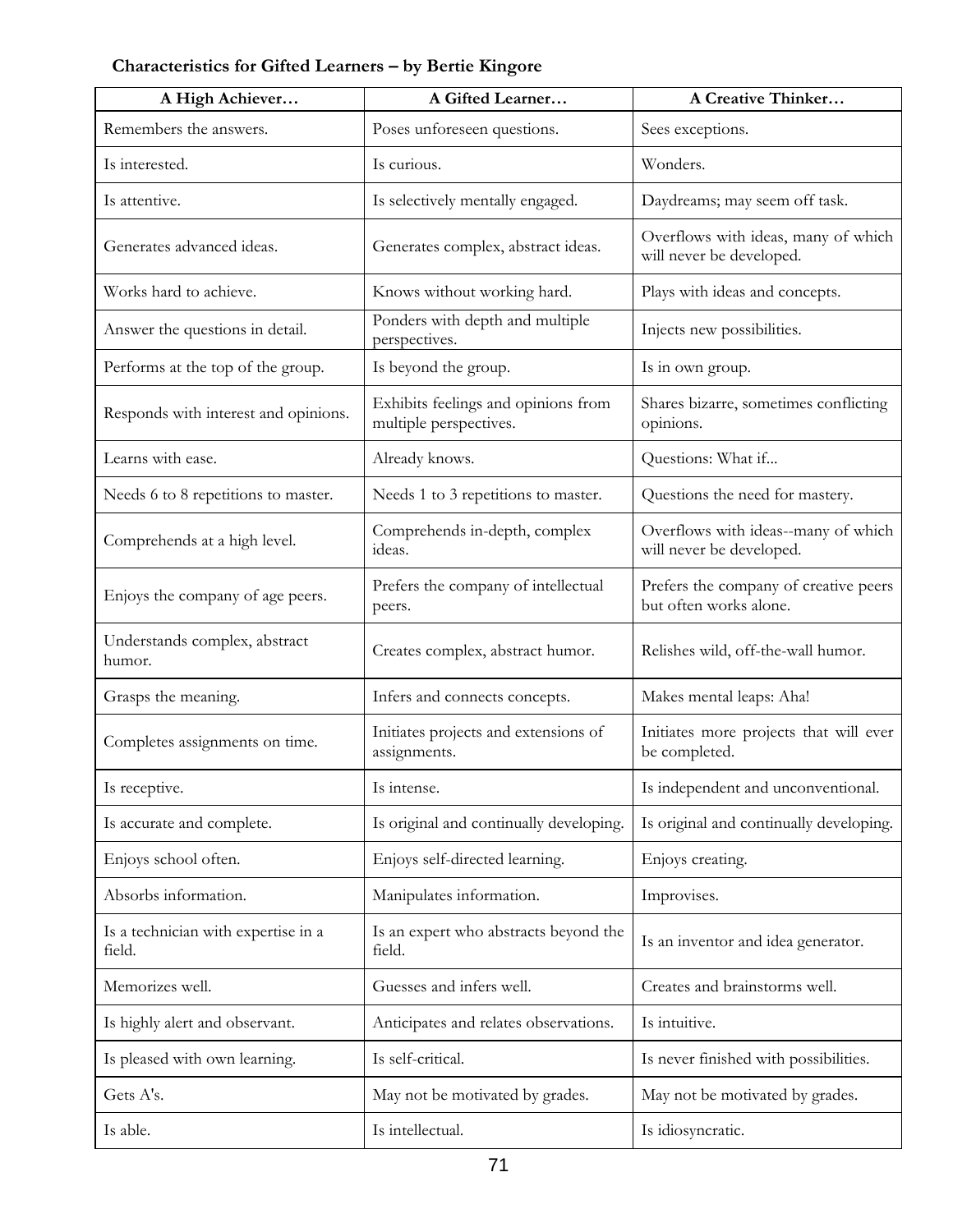**Characteristics for Gifted Learners – by Bertie Kingore**

| A High Achiever… | A Gifted Learner… | A Creative Thinker… |
|---|---|---|
| Remembers the answers. | Poses unforeseen questions. | Sees exceptions. |
| Is interested. | Is curious. | Wonders. |
| Is attentive. | Is selectively mentally engaged. | Daydreams; may seem off task. |
| Generates advanced ideas. | Generates complex, abstract ideas. | Overflows with ideas, many of which will never be developed. |
| Works hard to achieve. | Knows without working hard. | Plays with ideas and concepts. |
| Answer the questions in detail. | Ponders with depth and multiple perspectives. | Injects new possibilities. |
| Performs at the top of the group. | Is beyond the group. | Is in own group. |
| Responds with interest and opinions. | Exhibits feelings and opinions from multiple perspectives. | Shares bizarre, sometimes conflicting opinions. |
| Learns with ease. | Already knows. | Questions: What if... |
| Needs 6 to 8 repetitions to master. | Needs 1 to 3 repetitions to master. | Questions the need for mastery. |
| Comprehends at a high level. | Comprehends in-depth, complex ideas. | Overflows with ideas--many of which will never be developed. |
| Enjoys the company of age peers. | Prefers the company of intellectual peers. | Prefers the company of creative peers but often works alone. |
| Understands complex, abstract humor. | Creates complex, abstract humor. | Relishes wild, off-the-wall humor. |
| Grasps the meaning. | Infers and connects concepts. | Makes mental leaps: Aha! |
| Completes assignments on time. | Initiates projects and extensions of assignments. | Initiates more projects that will ever be completed. |
| Is receptive. | Is intense. | Is independent and unconventional. |
| Is accurate and complete. | Is original and continually developing. | Is original and continually developing. |
| Enjoys school often. | Enjoys self-directed learning. | Enjoys creating. |
| Absorbs information. | Manipulates information. | Improvises. |
| Is a technician with expertise in a field. | Is an expert who abstracts beyond the field. | Is an inventor and idea generator. |
| Memorizes well. | Guesses and infers well. | Creates and brainstorms well. |
| Is highly alert and observant. | Anticipates and relates observations. | Is intuitive. |
| Is pleased with own learning. | Is self-critical. | Is never finished with possibilities. |
| Gets A's. | May not be motivated by grades. | May not be motivated by grades. |
| Is able. | Is intellectual. | Is idiosyncratic. |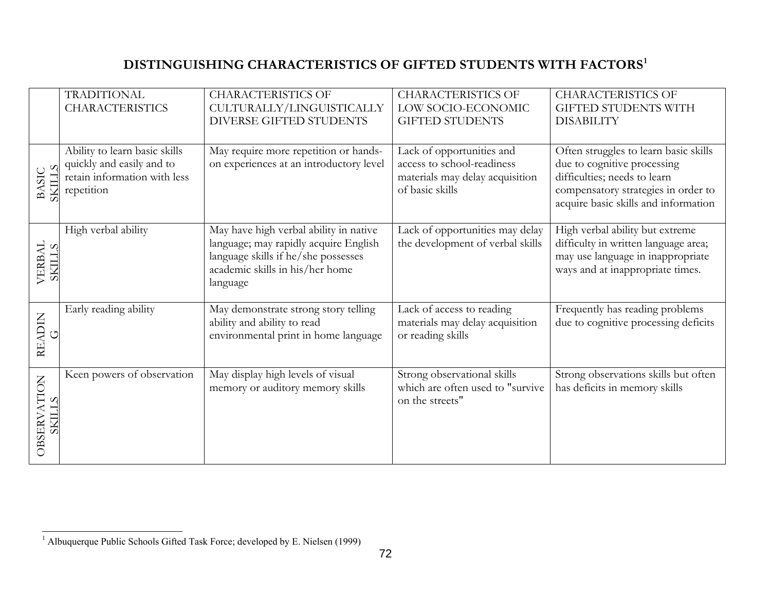## DISTINGUISHING CHARACTERISTICS OF GIFTED STUDENTS WITH FACTORS[1]

| | TRADITIONAL CHARACTERISTICS | CHARACTERISTICS OF CULTURALLY/LINGUISTICALLY DIVERSE GIFTED STUDENTS | CHARACTERISTICS OF LOW SOCIO-ECONOMIC GIFTED STUDENTS | CHARACTERISTICS OF GIFTED STUDENTS WITH DISABILITY |
|---|---|---|---|---|
| BASIC SKILLS | Ability to learn basic skills quickly and easily and to retain information with less repetition | May require more repetition or hands-on experiences at an introductory level | Lack of opportunities and access to school-readiness materials may delay acquisition of basic skills | Often struggles to learn basic skills due to cognitive processing difficulties; needs to learn compensatory strategies in order to acquire basic skills and information |
| VERBAL SKILLS | High verbal ability | May have high verbal ability in native language; may rapidly acquire English language skills if he/she possesses academic skills in his/her home language | Lack of opportunities may delay the development of verbal skills | High verbal ability but extreme difficulty in written language area; may use language in inappropriate ways and at inappropriate times. |
| READING | Early reading ability | May demonstrate strong story telling ability and ability to read environmental print in home language | Lack of access to reading materials may delay acquisition or reading skills | Frequently has reading problems due to cognitive processing deficits |
| OBSERVATION SKILLS | Keen powers of observation | May display high levels of visual memory or auditory memory skills | Strong observational skills which are often used to "survive on the streets" | Strong observations skills but often has deficits in memory skills |

[1] Albuquerque Public Schools Gifted Task Force; developed by E. Nielsen (1999)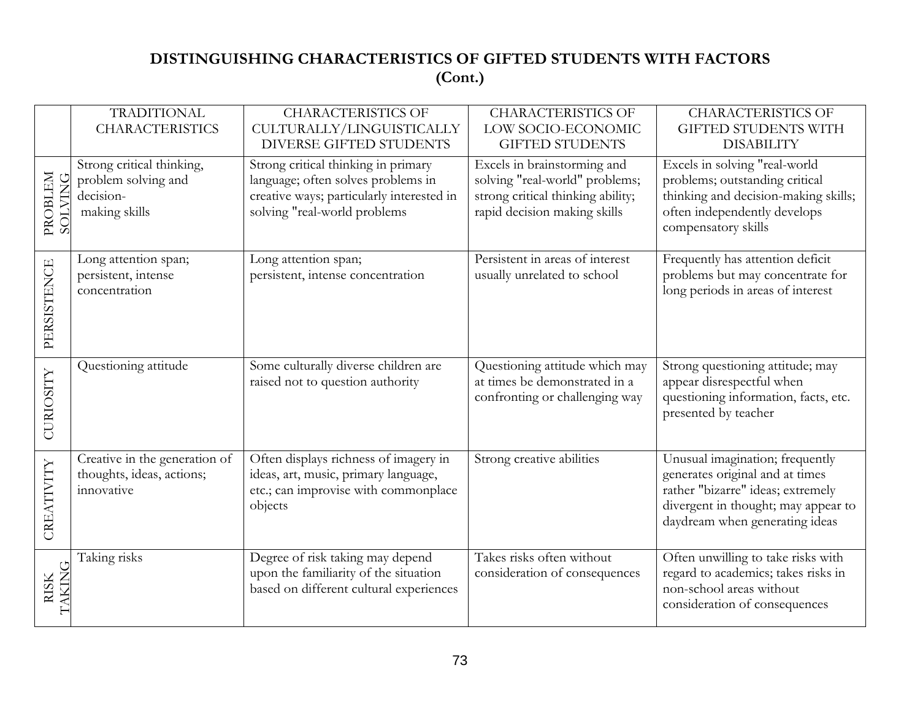## DISTINGUISHING CHARACTERISTICS OF GIFTED STUDENTS WITH FACTORS (Cont.)

| | TRADITIONAL CHARACTERISTICS | CHARACTERISTICS OF CULTURALLY/LINGUISTICALLY DIVERSE GIFTED STUDENTS | CHARACTERISTICS OF LOW SOCIO-ECONOMIC GIFTED STUDENTS | CHARACTERISTICS OF GIFTED STUDENTS WITH DISABILITY |
|---|---|---|---|---|
| PROBLEM SOLVING | Strong critical thinking, problem solving and decision-making skills | Strong critical thinking in primary language; often solves problems in creative ways; particularly interested in solving "real-world problems | Excels in brainstorming and solving "real-world" problems; strong critical thinking ability; rapid decision making skills | Excels in solving "real-world problems; outstanding critical thinking and decision-making skills; often independently develops compensatory skills |
| PERSISTENCE | Long attention span; persistent, intense concentration | Long attention span; persistent, intense concentration | Persistent in areas of interest usually unrelated to school | Frequently has attention deficit problems but may concentrate for long periods in areas of interest |
| CURIOSITY | Questioning attitude | Some culturally diverse children are raised not to question authority | Questioning attitude which may at times be demonstrated in a confronting or challenging way | Strong questioning attitude; may appear disrespectful when questioning information, facts, etc. presented by teacher |
| CREATIVITY | Creative in the generation of thoughts, ideas, actions; innovative | Often displays richness of imagery in ideas, art, music, primary language, etc.; can improvise with commonplace objects | Strong creative abilities | Unusual imagination; frequently generates original and at times rather "bizarre" ideas; extremely divergent in thought; may appear to daydream when generating ideas |
| RISK TAKING | Taking risks | Degree of risk taking may depend upon the familiarity of the situation based on different cultural experiences | Takes risks often without consideration of consequences | Often unwilling to take risks with regard to academics; takes risks in non-school areas without consideration of consequences |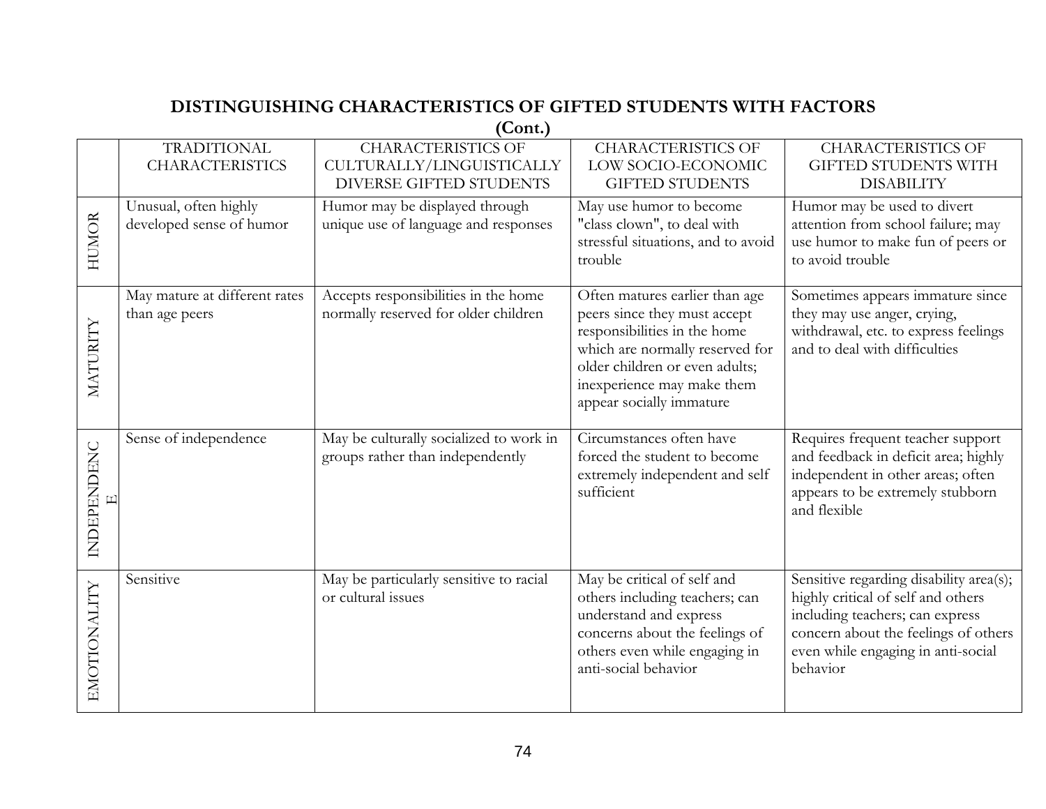## DISTINGUISHING CHARACTERISTICS OF GIFTED STUDENTS WITH FACTORS (Cont.)

| | TRADITIONAL CHARACTERISTICS | CHARACTERISTICS OF CULTURALLY/LINGUISTICALLY DIVERSE GIFTED STUDENTS | CHARACTERISTICS OF LOW SOCIO-ECONOMIC GIFTED STUDENTS | CHARACTERISTICS OF GIFTED STUDENTS WITH DISABILITY |
|---|---|---|---|---|
| HUMOR | Unusual, often highly developed sense of humor | Humor may be displayed through unique use of language and responses | May use humor to become "class clown", to deal with stressful situations, and to avoid trouble | Humor may be used to divert attention from school failure; may use humor to make fun of peers or to avoid trouble |
| MATURITY | May mature at different rates than age peers | Accepts responsibilities in the home normally reserved for older children | Often matures earlier than age peers since they must accept responsibilities in the home which are normally reserved for older children or even adults; inexperience may make them appear socially immature | Sometimes appears immature since they may use anger, crying, withdrawal, etc. to express feelings and to deal with difficulties |
| INDEPENDENCE | Sense of independence | May be culturally socialized to work in groups rather than independently | Circumstances often have forced the student to become extremely independent and self sufficient | Requires frequent teacher support and feedback in deficit area; highly independent in other areas; often appears to be extremely stubborn and flexible |
| EMOTIONALITY | Sensitive | May be particularly sensitive to racial or cultural issues | May be critical of self and others including teachers; can understand and express concerns about the feelings of others even while engaging in anti-social behavior | Sensitive regarding disability area(s); highly critical of self and others including teachers; can express concern about the feelings of others even while engaging in anti-social behavior |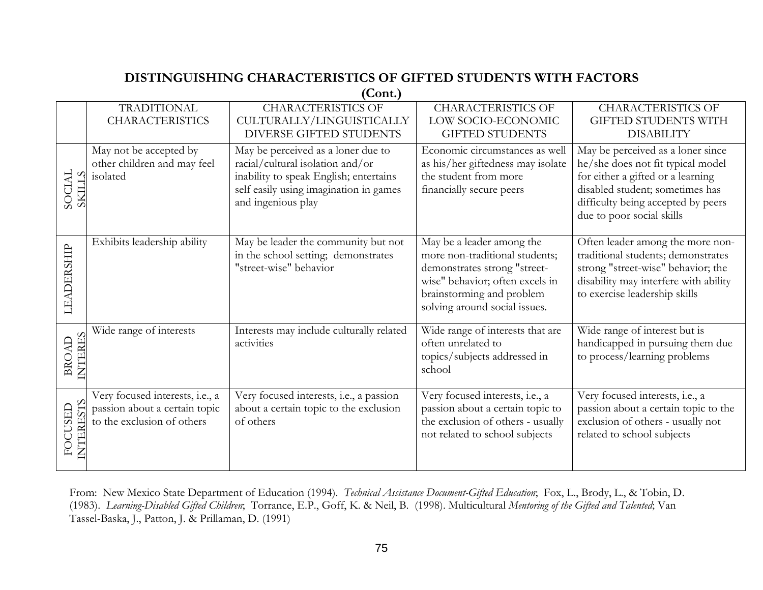## DISTINGUISHING CHARACTERISTICS OF GIFTED STUDENTS WITH FACTORS
**(Cont.)**

| | TRADITIONAL CHARACTERISTICS | CHARACTERISTICS OF CULTURALLY/LINGUISTICALLY DIVERSE GIFTED STUDENTS | CHARACTERISTICS OF LOW SOCIO-ECONOMIC GIFTED STUDENTS | CHARACTERISTICS OF GIFTED STUDENTS WITH DISABILITY |
|---|---|---|---|---|
| SOCIAL SKILLS | May not be accepted by other children and may feel isolated | May be perceived as a loner due to racial/cultural isolation and/or inability to speak English; entertains self easily using imagination in games and ingenious play | Economic circumstances as well as his/her giftedness may isolate the student from more financially secure peers | May be perceived as a loner since he/she does not fit typical model for either a gifted or a learning disabled student; sometimes has difficulty being accepted by peers due to poor social skills |
| LEADERSHIP | Exhibits leadership ability | May be leader the community but not in the school setting; demonstrates "street-wise" behavior | May be a leader among the more non-traditional students; demonstrates strong "street-wise" behavior; often excels in brainstorming and problem solving around social issues. | Often leader among the more non-traditional students; demonstrates strong "street-wise" behavior; the disability may interfere with ability to exercise leadership skills |
| BROAD INTERES | Wide range of interests | Interests may include culturally related activities | Wide range of interests that are often unrelated to topics/subjects addressed in school | Wide range of interest but is handicapped in pursuing them due to process/learning problems |
| FOCUSED INTERESTS | Very focused interests, i.e., a passion about a certain topic to the exclusion of others | Very focused interests, i.e., a passion about a certain topic to the exclusion of others | Very focused interests, i.e., a passion about a certain topic to the exclusion of others - usually not related to school subjects | Very focused interests, i.e., a passion about a certain topic to the exclusion of others - usually not related to school subjects |

From: New Mexico State Department of Education (1994). *Technical Assistance Document-Gifted Education*; Fox, L., Brody, L., & Tobin, D. (1983). *Learning-Disabled Gifted Children*; Torrance, E.P., Goff, K. & Neil, B. (1998). Multicultural *Mentoring of the Gifted and Talented*; Van Tassel-Baska, J., Patton, J. & Prillaman, D. (1991)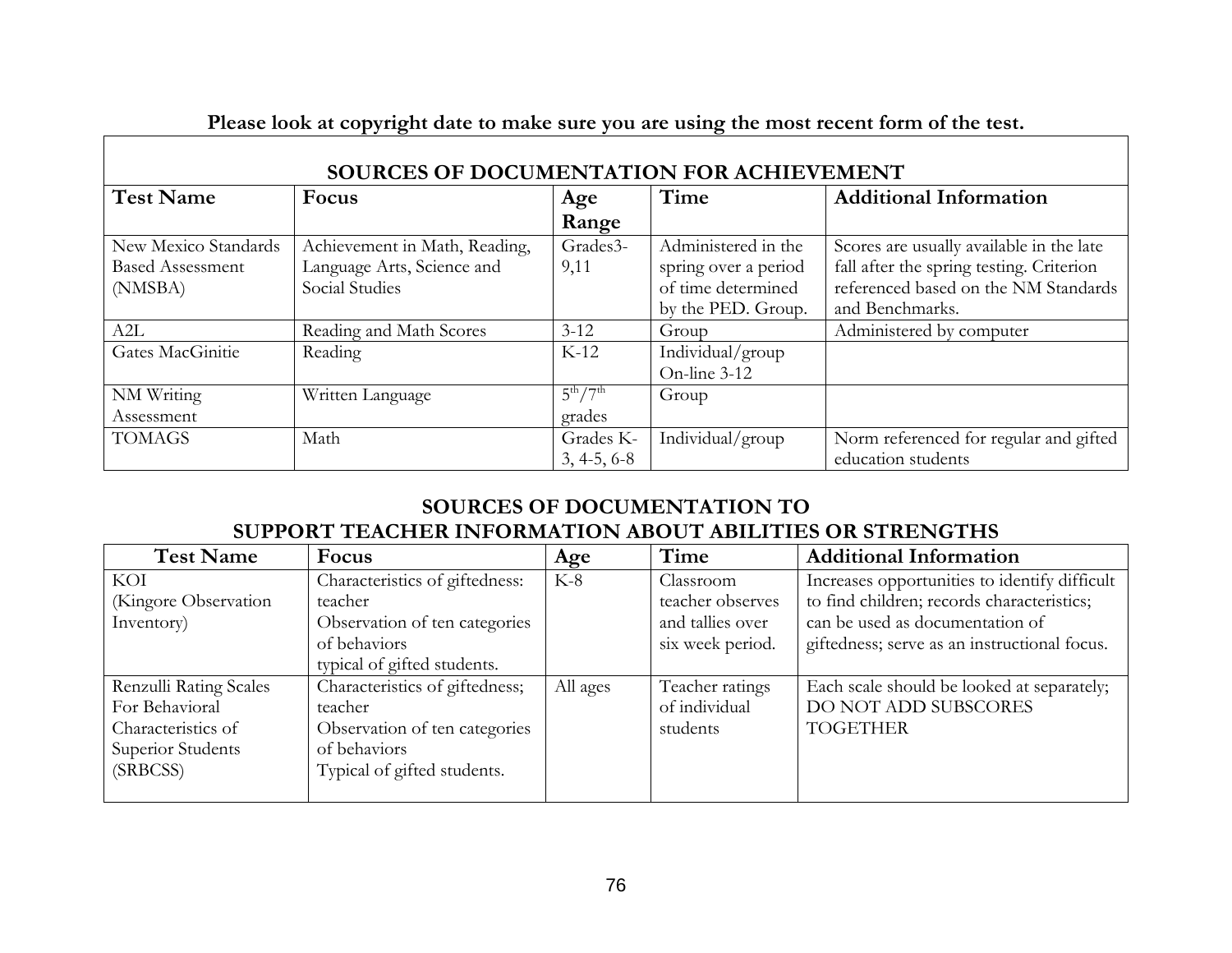**Please look at copyright date to make sure you are using the most recent form of the test.**

| SOURCES OF DOCUMENTATION FOR ACHIEVEMENT | | | | |
|---|---|---|---|---|
| **Test Name** | **Focus** | **Age Range** | **Time** | **Additional Information** |
| New Mexico Standards Based Assessment (NMSBA) | Achievement in Math, Reading, Language Arts, Science and Social Studies | Grades3-9,11 | Administered in the spring over a period of time determined by the PED. Group. | Scores are usually available in the late fall after the spring testing. Criterion referenced based on the NM Standards and Benchmarks. |
| A2L | Reading and Math Scores | 3-12 | Group | Administered by computer |
| Gates MacGinitie | Reading | K-12 | Individual/group On-line 3-12 | |
| NM Writing Assessment | Written Language | 5th/7th grades | Group | |
| TOMAGS | Math | Grades K-3, 4-5, 6-8 | Individual/group | Norm referenced for regular and gifted education students |

## SOURCES OF DOCUMENTATION TO SUPPORT TEACHER INFORMATION ABOUT ABILITIES OR STRENGTHS

| Test Name | Focus | Age | Time | Additional Information |
|---|---|---|---|---|
| KOI (Kingore Observation Inventory) | Characteristics of giftedness: teacher Observation of ten categories of behaviors typical of gifted students. | K-8 | Classroom teacher observes and tallies over six week period. | Increases opportunities to identify difficult to find children; records characteristics; can be used as documentation of giftedness; serve as an instructional focus. |
| Renzulli Rating Scales For Behavioral Characteristics of Superior Students (SRBCSS) | Characteristics of giftedness; teacher Observation of ten categories of behaviors Typical of gifted students. | All ages | Teacher ratings of individual students | Each scale should be looked at separately; DO NOT ADD SUBSCORES TOGETHER |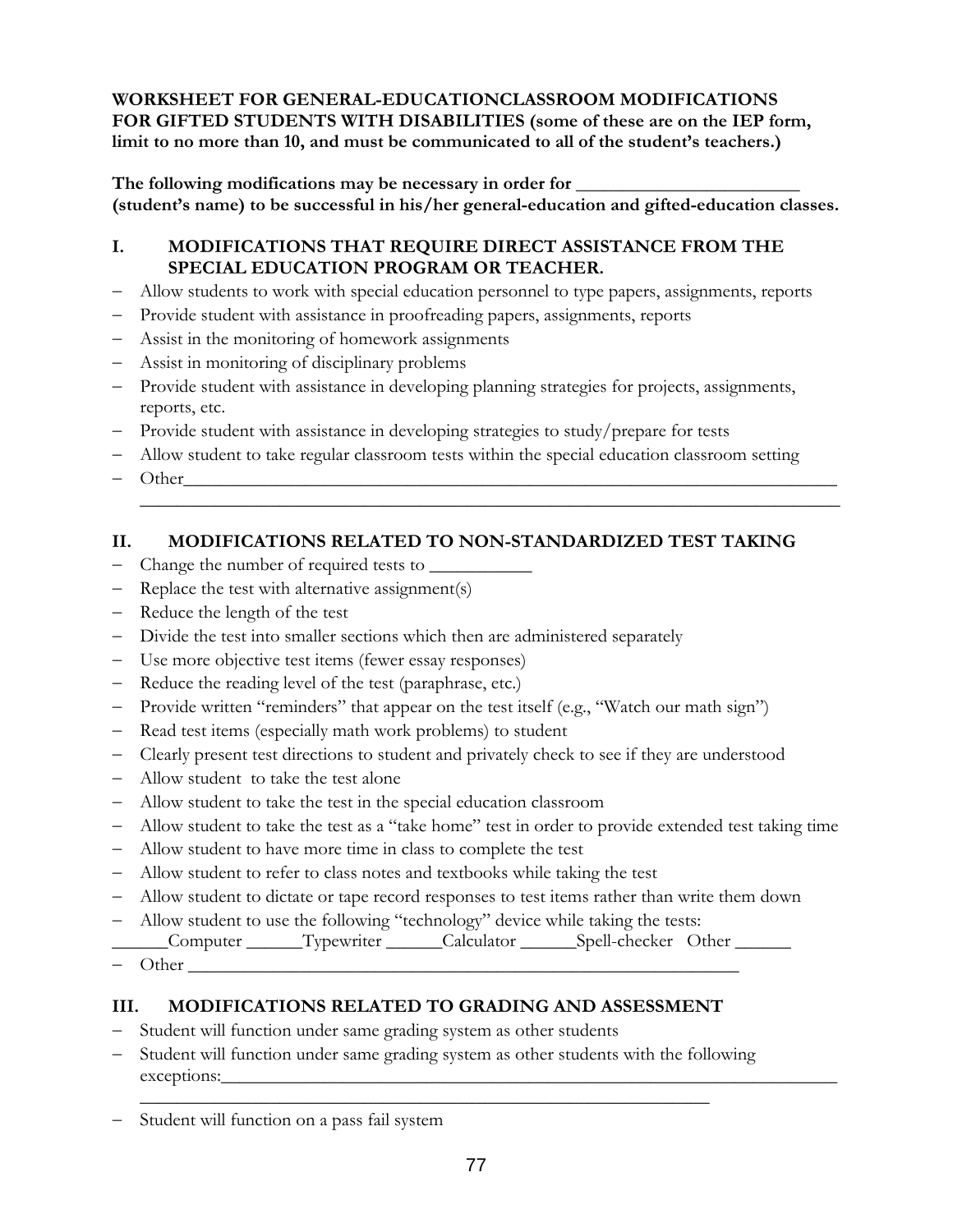**WORKSHEET FOR GENERAL-EDUCATIONCLASSROOM MODIFICATIONS FOR GIFTED STUDENTS WITH DISABILITIES (some of these are on the IEP form, limit to no more than 10, and must be communicated to all of the student's teachers.)**

**The following modifications may be necessary in order for ________________________ (student's name) to be successful in his/her general-education and gifted-education classes.**

## I. MODIFICATIONS THAT REQUIRE DIRECT ASSISTANCE FROM THE SPECIAL EDUCATION PROGRAM OR TEACHER.

- Allow students to work with special education personnel to type papers, assignments, reports
- Provide student with assistance in proofreading papers, assignments, reports
- Assist in the monitoring of homework assignments
- Assist in monitoring of disciplinary problems
- Provide student with assistance in developing planning strategies for projects, assignments, reports, etc.
- Provide student with assistance in developing strategies to study/prepare for tests
- Allow student to take regular classroom tests within the special education classroom setting
- Other____________________________________________________________________________
  ______________________________________________________________________________

## II. MODIFICATIONS RELATED TO NON-STANDARDIZED TEST TAKING

- Change the number of required tests to ___________
- Replace the test with alternative assignment(s)
- Reduce the length of the test
- Divide the test into smaller sections which then are administered separately
- Use more objective test items (fewer essay responses)
- Reduce the reading level of the test (paraphrase, etc.)
- Provide written "reminders" that appear on the test itself (e.g., "Watch our math sign")
- Read test items (especially math work problems) to student
- Clearly present test directions to student and privately check to see if they are understood
- Allow student to take the test alone
- Allow student to take the test in the special education classroom
- Allow student to take the test as a "take home" test in order to provide extended test taking time
- Allow student to have more time in class to complete the test
- Allow student to refer to class notes and textbooks while taking the test
- Allow student to dictate or tape record responses to test items rather than write them down
- Allow student to use the following "technology" device while taking the tests:
  ______Computer ______Typewriter ______Calculator ______Spell-checker Other ______
- Other ______________________________________________________________

## III. MODIFICATIONS RELATED TO GRADING AND ASSESSMENT

- Student will function under same grading system as other students
- Student will function under same grading system as other students with the following exceptions:_______________________________________________________________________
  ______________________________________________________________
- Student will function on a pass fail system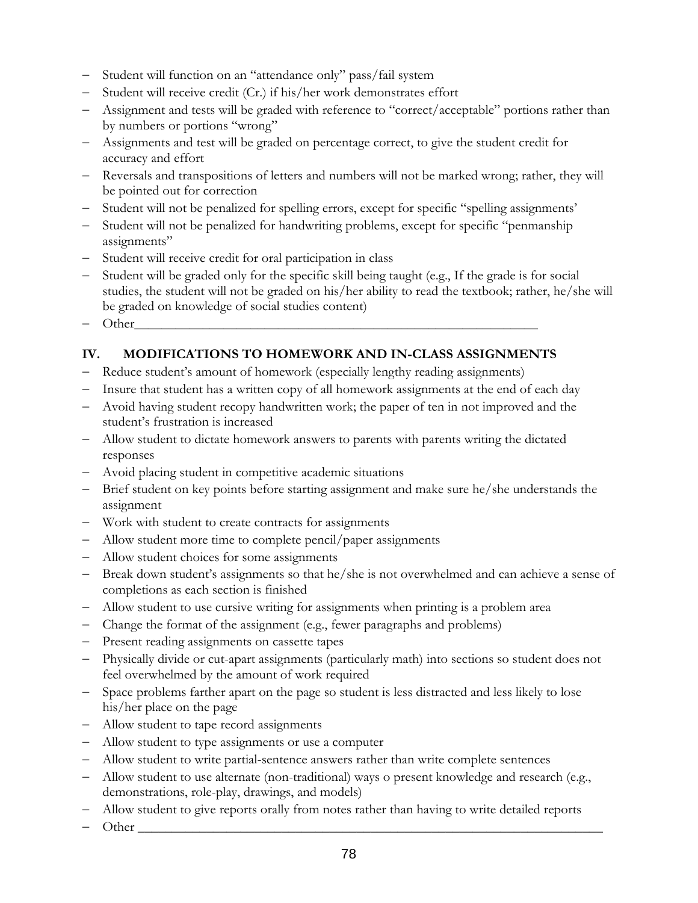- Student will function on an "attendance only" pass/fail system
- Student will receive credit (Cr.) if his/her work demonstrates effort
- Assignment and tests will be graded with reference to "correct/acceptable" portions rather than by numbers or portions "wrong"
- Assignments and test will be graded on percentage correct, to give the student credit for accuracy and effort
- Reversals and transpositions of letters and numbers will not be marked wrong; rather, they will be pointed out for correction
- Student will not be penalized for spelling errors, except for specific "spelling assignments'
- Student will not be penalized for handwriting problems, except for specific "penmanship assignments"
- Student will receive credit for oral participation in class
- Student will be graded only for the specific skill being taught (e.g., If the grade is for social studies, the student will not be graded on his/her ability to read the textbook; rather, he/she will be graded on knowledge of social studies content)
- Other_______________________________________________________________

## IV. MODIFICATIONS TO HOMEWORK AND IN-CLASS ASSIGNMENTS

- Reduce student's amount of homework (especially lengthy reading assignments)
- Insure that student has a written copy of all homework assignments at the end of each day
- Avoid having student recopy handwritten work; the paper of ten in not improved and the student's frustration is increased
- Allow student to dictate homework answers to parents with parents writing the dictated responses
- Avoid placing student in competitive academic situations
- Brief student on key points before starting assignment and make sure he/she understands the assignment
- Work with student to create contracts for assignments
- Allow student more time to complete pencil/paper assignments
- Allow student choices for some assignments
- Break down student's assignments so that he/she is not overwhelmed and can achieve a sense of completions as each section is finished
- Allow student to use cursive writing for assignments when printing is a problem area
- Change the format of the assignment (e.g., fewer paragraphs and problems)
- Present reading assignments on cassette tapes
- Physically divide or cut-apart assignments (particularly math) into sections so student does not feel overwhelmed by the amount of work required
- Space problems farther apart on the page so student is less distracted and less likely to lose his/her place on the page
- Allow student to tape record assignments
- Allow student to type assignments or use a computer
- Allow student to write partial-sentence answers rather than write complete sentences
- Allow student to use alternate (non-traditional) ways o present knowledge and research (e.g., demonstrations, role-play, drawings, and models)
- Allow student to give reports orally from notes rather than having to write detailed reports
- Other _______________________________________________________________________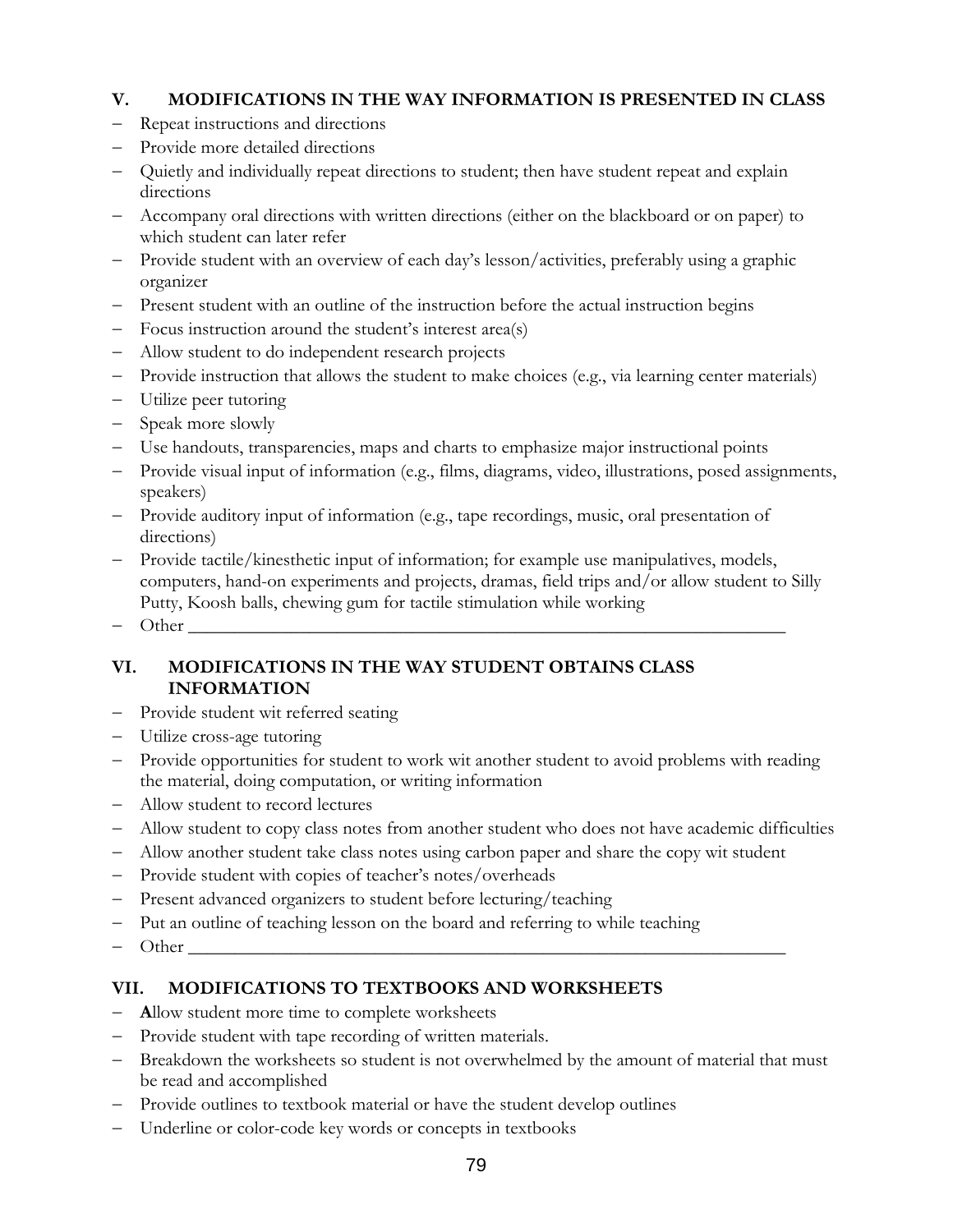## V. MODIFICATIONS IN THE WAY INFORMATION IS PRESENTED IN CLASS

- Repeat instructions and directions
- Provide more detailed directions
- Quietly and individually repeat directions to student; then have student repeat and explain directions
- Accompany oral directions with written directions (either on the blackboard or on paper) to which student can later refer
- Provide student with an overview of each day's lesson/activities, preferably using a graphic organizer
- Present student with an outline of the instruction before the actual instruction begins
- Focus instruction around the student's interest area(s)
- Allow student to do independent research projects
- Provide instruction that allows the student to make choices (e.g., via learning center materials)
- Utilize peer tutoring
- Speak more slowly
- Use handouts, transparencies, maps and charts to emphasize major instructional points
- Provide visual input of information (e.g., films, diagrams, video, illustrations, posed assignments, speakers)
- Provide auditory input of information (e.g., tape recordings, music, oral presentation of directions)
- Provide tactile/kinesthetic input of information; for example use manipulatives, models, computers, hand-on experiments and projects, dramas, field trips and/or allow student to Silly Putty, Koosh balls, chewing gum for tactile stimulation while working
- Other ________________________________________________________________

## VI. MODIFICATIONS IN THE WAY STUDENT OBTAINS CLASS INFORMATION

- Provide student wit referred seating
- Utilize cross-age tutoring
- Provide opportunities for student to work wit another student to avoid problems with reading the material, doing computation, or writing information
- Allow student to record lectures
- Allow student to copy class notes from another student who does not have academic difficulties
- Allow another student take class notes using carbon paper and share the copy wit student
- Provide student with copies of teacher's notes/overheads
- Present advanced organizers to student before lecturing/teaching
- Put an outline of teaching lesson on the board and referring to while teaching
- Other ________________________________________________________________

## VII. MODIFICATIONS TO TEXTBOOKS AND WORKSHEETS

- **A**llow student more time to complete worksheets
- Provide student with tape recording of written materials.
- Breakdown the worksheets so student is not overwhelmed by the amount of material that must be read and accomplished
- Provide outlines to textbook material or have the student develop outlines
- Underline or color-code key words or concepts in textbooks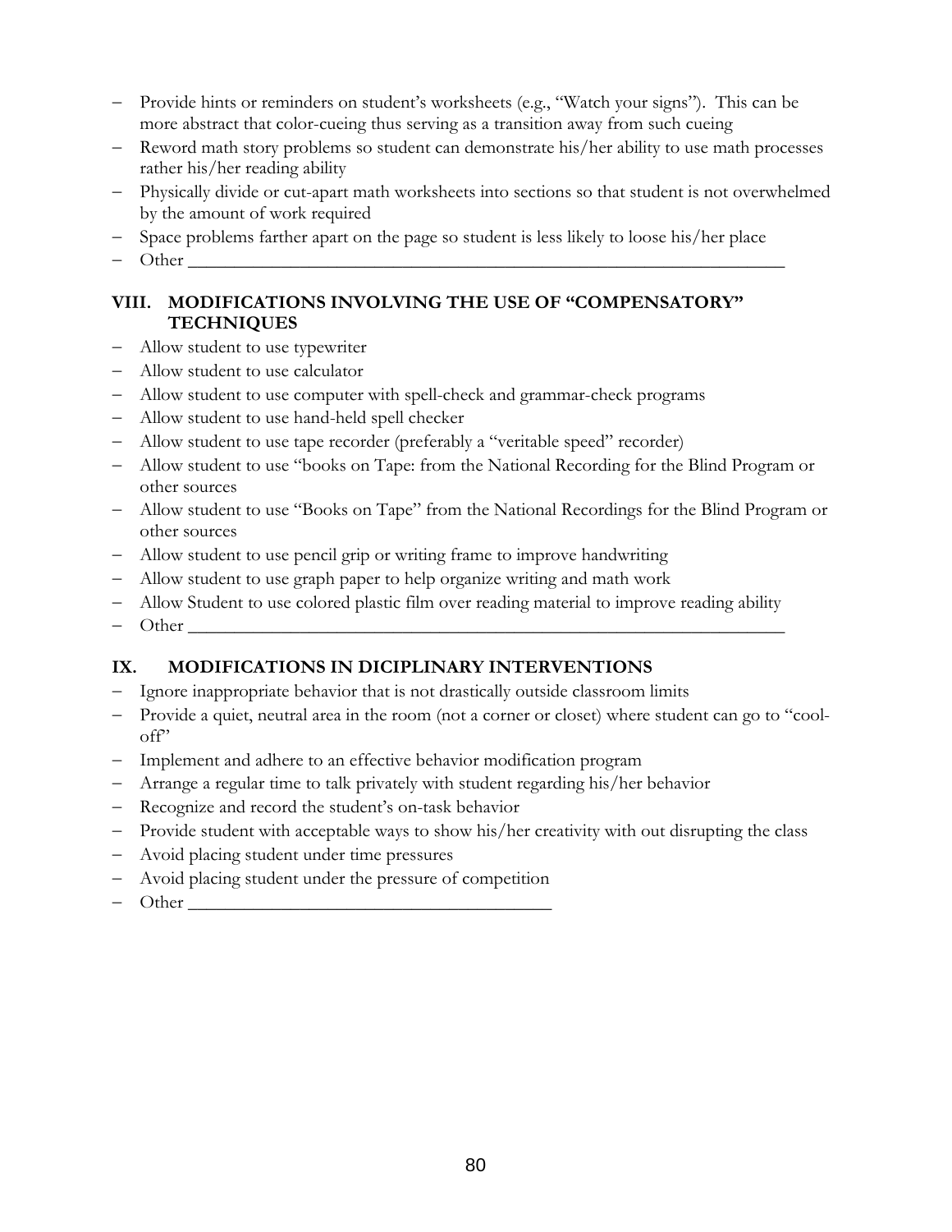- Provide hints or reminders on student's worksheets (e.g., "Watch your signs"). This can be more abstract that color-cueing thus serving as a transition away from such cueing
- Reword math story problems so student can demonstrate his/her ability to use math processes rather his/her reading ability
- Physically divide or cut-apart math worksheets into sections so that student is not overwhelmed by the amount of work required
- Space problems farther apart on the page so student is less likely to loose his/her place
- Other ___________________________________________________________________

### VIII. MODIFICATIONS INVOLVING THE USE OF "COMPENSATORY" TECHNIQUES

- Allow student to use typewriter
- Allow student to use calculator
- Allow student to use computer with spell-check and grammar-check programs
- Allow student to use hand-held spell checker
- Allow student to use tape recorder (preferably a "veritable speed" recorder)
- Allow student to use "books on Tape: from the National Recording for the Blind Program or other sources
- Allow student to use "Books on Tape" from the National Recordings for the Blind Program or other sources
- Allow student to use pencil grip or writing frame to improve handwriting
- Allow student to use graph paper to help organize writing and math work
- Allow Student to use colored plastic film over reading material to improve reading ability
- Other ___________________________________________________________________

### IX. MODIFICATIONS IN DICIPLINARY INTERVENTIONS

- Ignore inappropriate behavior that is not drastically outside classroom limits
- Provide a quiet, neutral area in the room (not a corner or closet) where student can go to "cool-off"
- Implement and adhere to an effective behavior modification program
- Arrange a regular time to talk privately with student regarding his/her behavior
- Recognize and record the student's on-task behavior
- Provide student with acceptable ways to show his/her creativity with out disrupting the class
- Avoid placing student under time pressures
- Avoid placing student under the pressure of competition
- Other ________________________________________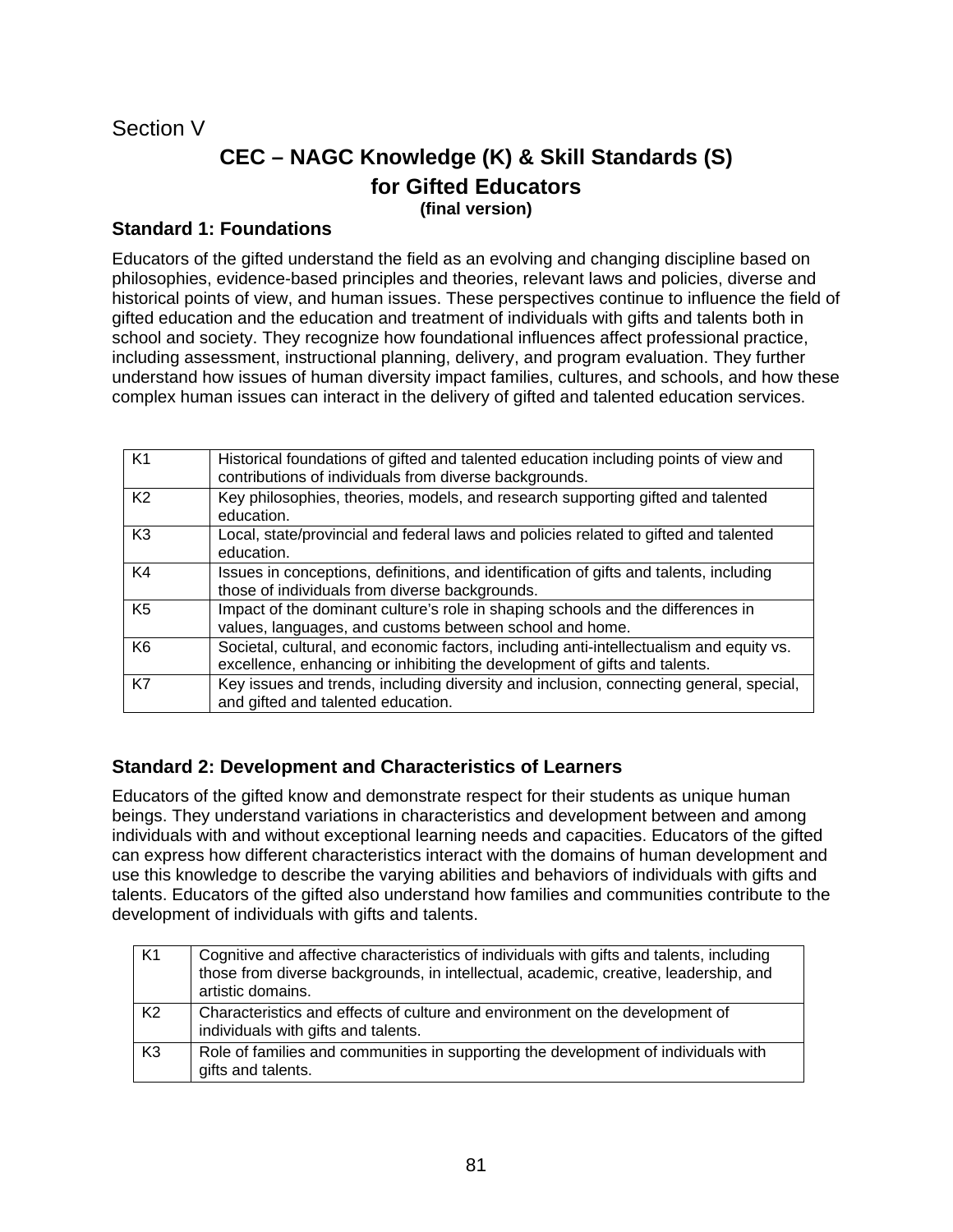Section V

# CEC – NAGC Knowledge (K) & Skill Standards (S) for Gifted Educators

**(final version)**

### Standard 1: Foundations

Educators of the gifted understand the field as an evolving and changing discipline based on philosophies, evidence-based principles and theories, relevant laws and policies, diverse and historical points of view, and human issues. These perspectives continue to influence the field of gifted education and the education and treatment of individuals with gifts and talents both in school and society. They recognize how foundational influences affect professional practice, including assessment, instructional planning, delivery, and program evaluation. They further understand how issues of human diversity impact families, cultures, and schools, and how these complex human issues can interact in the delivery of gifted and talented education services.

| | |
|---|---|
| K1 | Historical foundations of gifted and talented education including points of view and contributions of individuals from diverse backgrounds. |
| K2 | Key philosophies, theories, models, and research supporting gifted and talented education. |
| K3 | Local, state/provincial and federal laws and policies related to gifted and talented education. |
| K4 | Issues in conceptions, definitions, and identification of gifts and talents, including those of individuals from diverse backgrounds. |
| K5 | Impact of the dominant culture's role in shaping schools and the differences in values, languages, and customs between school and home. |
| K6 | Societal, cultural, and economic factors, including anti-intellectualism and equity vs. excellence, enhancing or inhibiting the development of gifts and talents. |
| K7 | Key issues and trends, including diversity and inclusion, connecting general, special, and gifted and talented education. |

### Standard 2: Development and Characteristics of Learners

Educators of the gifted know and demonstrate respect for their students as unique human beings. They understand variations in characteristics and development between and among individuals with and without exceptional learning needs and capacities. Educators of the gifted can express how different characteristics interact with the domains of human development and use this knowledge to describe the varying abilities and behaviors of individuals with gifts and talents. Educators of the gifted also understand how families and communities contribute to the development of individuals with gifts and talents.

| | |
|---|---|
| K1 | Cognitive and affective characteristics of individuals with gifts and talents, including those from diverse backgrounds, in intellectual, academic, creative, leadership, and artistic domains. |
| K2 | Characteristics and effects of culture and environment on the development of individuals with gifts and talents. |
| K3 | Role of families and communities in supporting the development of individuals with gifts and talents. |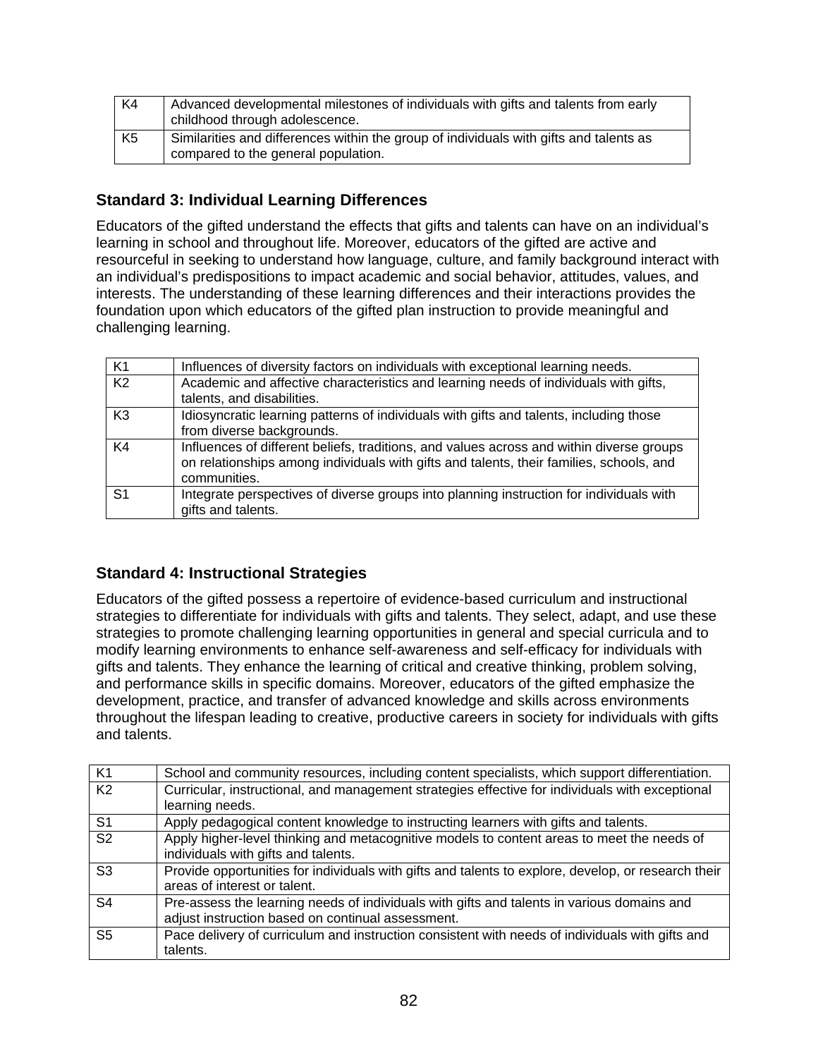| | |
|---|---|
| K4 | Advanced developmental milestones of individuals with gifts and talents from early childhood through adolescence. |
| K5 | Similarities and differences within the group of individuals with gifts and talents as compared to the general population. |

### Standard 3: Individual Learning Differences

Educators of the gifted understand the effects that gifts and talents can have on an individual's learning in school and throughout life. Moreover, educators of the gifted are active and resourceful in seeking to understand how language, culture, and family background interact with an individual's predispositions to impact academic and social behavior, attitudes, values, and interests. The understanding of these learning differences and their interactions provides the foundation upon which educators of the gifted plan instruction to provide meaningful and challenging learning.

| | |
|---|---|
| K1 | Influences of diversity factors on individuals with exceptional learning needs. |
| K2 | Academic and affective characteristics and learning needs of individuals with gifts, talents, and disabilities. |
| K3 | Idiosyncratic learning patterns of individuals with gifts and talents, including those from diverse backgrounds. |
| K4 | Influences of different beliefs, traditions, and values across and within diverse groups on relationships among individuals with gifts and talents, their families, schools, and communities. |
| S1 | Integrate perspectives of diverse groups into planning instruction for individuals with gifts and talents. |

### Standard 4: Instructional Strategies

Educators of the gifted possess a repertoire of evidence-based curriculum and instructional strategies to differentiate for individuals with gifts and talents. They select, adapt, and use these strategies to promote challenging learning opportunities in general and special curricula and to modify learning environments to enhance self-awareness and self-efficacy for individuals with gifts and talents. They enhance the learning of critical and creative thinking, problem solving, and performance skills in specific domains. Moreover, educators of the gifted emphasize the development, practice, and transfer of advanced knowledge and skills across environments throughout the lifespan leading to creative, productive careers in society for individuals with gifts and talents.

| | |
|---|---|
| K1 | School and community resources, including content specialists, which support differentiation. |
| K2 | Curricular, instructional, and management strategies effective for individuals with exceptional learning needs. |
| S1 | Apply pedagogical content knowledge to instructing learners with gifts and talents. |
| S2 | Apply higher-level thinking and metacognitive models to content areas to meet the needs of individuals with gifts and talents. |
| S3 | Provide opportunities for individuals with gifts and talents to explore, develop, or research their areas of interest or talent. |
| S4 | Pre-assess the learning needs of individuals with gifts and talents in various domains and adjust instruction based on continual assessment. |
| S5 | Pace delivery of curriculum and instruction consistent with needs of individuals with gifts and talents. |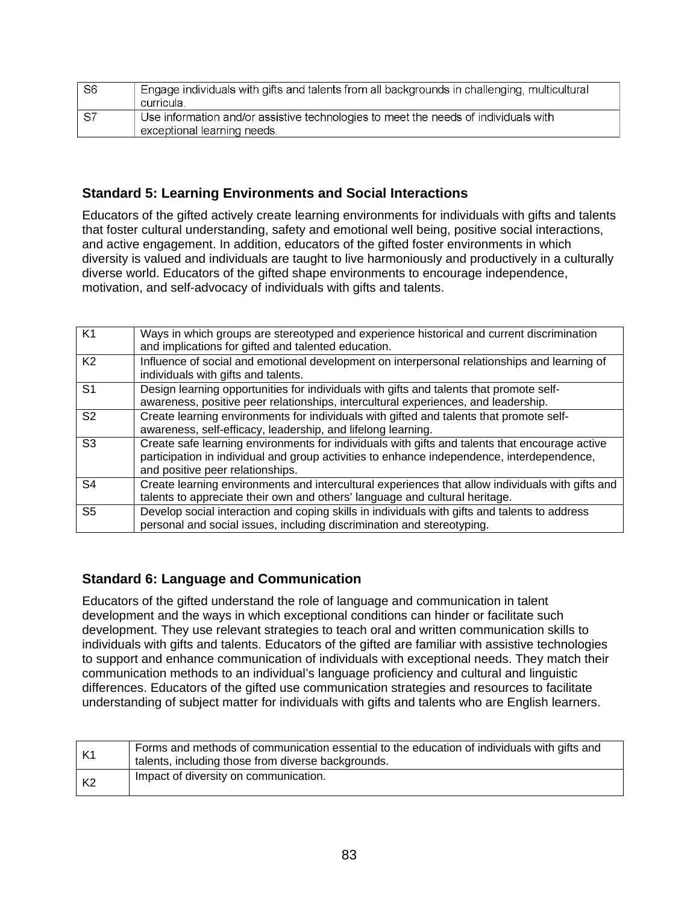| | |
|---|---|
| S6 | Engage individuals with gifts and talents from all backgrounds in challenging, multicultural curricula. |
| S7 | Use information and/or assistive technologies to meet the needs of individuals with exceptional learning needs. |

### Standard 5: Learning Environments and Social Interactions

Educators of the gifted actively create learning environments for individuals with gifts and talents that foster cultural understanding, safety and emotional well being, positive social interactions, and active engagement. In addition, educators of the gifted foster environments in which diversity is valued and individuals are taught to live harmoniously and productively in a culturally diverse world. Educators of the gifted shape environments to encourage independence, motivation, and self-advocacy of individuals with gifts and talents.

| | |
|---|---|
| K1 | Ways in which groups are stereotyped and experience historical and current discrimination and implications for gifted and talented education. |
| K2 | Influence of social and emotional development on interpersonal relationships and learning of individuals with gifts and talents. |
| S1 | Design learning opportunities for individuals with gifts and talents that promote self-awareness, positive peer relationships, intercultural experiences, and leadership. |
| S2 | Create learning environments for individuals with gifted and talents that promote self-awareness, self-efficacy, leadership, and lifelong learning. |
| S3 | Create safe learning environments for individuals with gifts and talents that encourage active participation in individual and group activities to enhance independence, interdependence, and positive peer relationships. |
| S4 | Create learning environments and intercultural experiences that allow individuals with gifts and talents to appreciate their own and others' language and cultural heritage. |
| S5 | Develop social interaction and coping skills in individuals with gifts and talents to address personal and social issues, including discrimination and stereotyping. |

### Standard 6: Language and Communication

Educators of the gifted understand the role of language and communication in talent development and the ways in which exceptional conditions can hinder or facilitate such development. They use relevant strategies to teach oral and written communication skills to individuals with gifts and talents. Educators of the gifted are familiar with assistive technologies to support and enhance communication of individuals with exceptional needs. They match their communication methods to an individual's language proficiency and cultural and linguistic differences. Educators of the gifted use communication strategies and resources to facilitate understanding of subject matter for individuals with gifts and talents who are English learners.

| | |
|---|---|
| K1 | Forms and methods of communication essential to the education of individuals with gifts and talents, including those from diverse backgrounds. |
| K2 | Impact of diversity on communication. |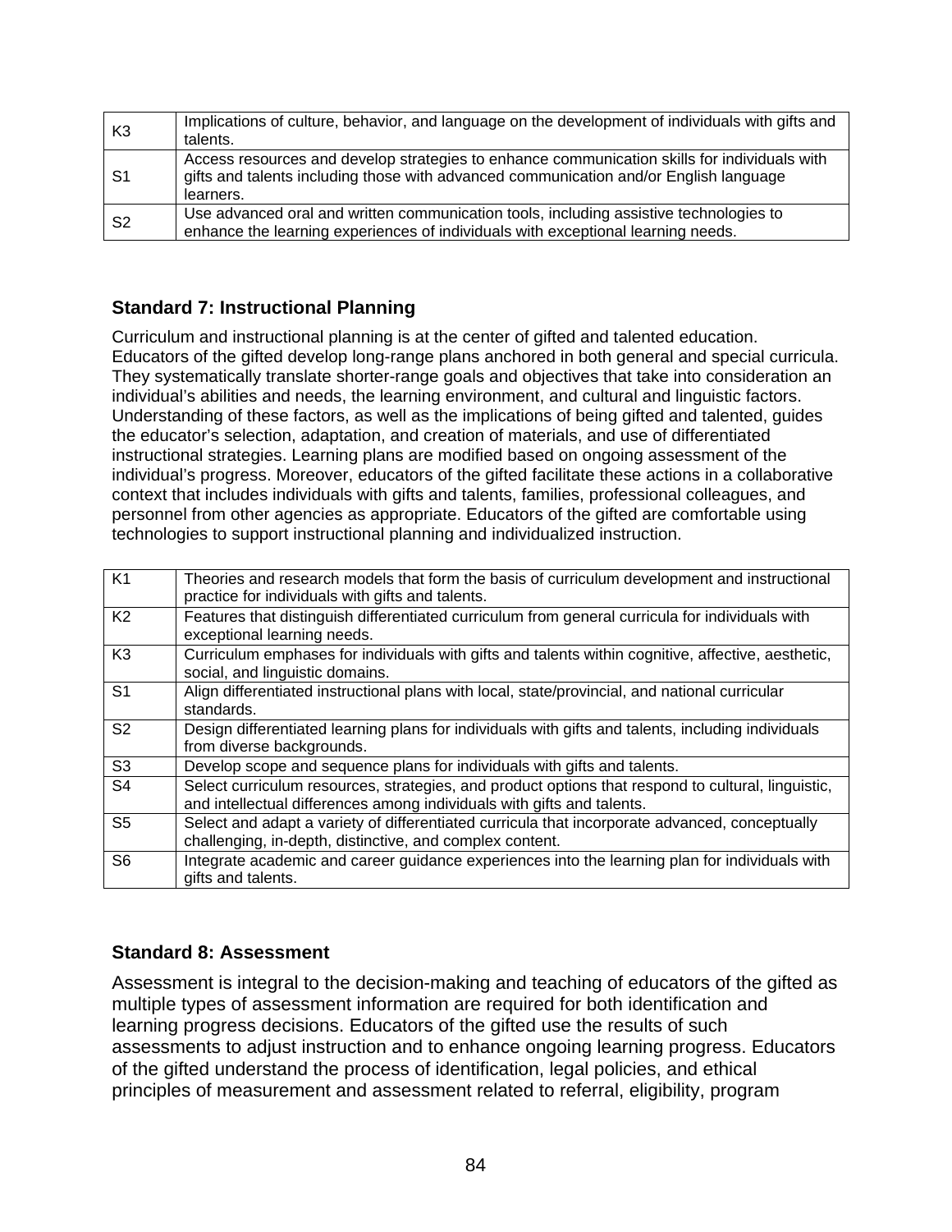| | |
|---|---|
| K3 | Implications of culture, behavior, and language on the development of individuals with gifts and talents. |
| S1 | Access resources and develop strategies to enhance communication skills for individuals with gifts and talents including those with advanced communication and/or English language learners. |
| S2 | Use advanced oral and written communication tools, including assistive technologies to enhance the learning experiences of individuals with exceptional learning needs. |

### Standard 7: Instructional Planning

Curriculum and instructional planning is at the center of gifted and talented education. Educators of the gifted develop long-range plans anchored in both general and special curricula. They systematically translate shorter-range goals and objectives that take into consideration an individual's abilities and needs, the learning environment, and cultural and linguistic factors. Understanding of these factors, as well as the implications of being gifted and talented, guides the educator's selection, adaptation, and creation of materials, and use of differentiated instructional strategies. Learning plans are modified based on ongoing assessment of the individual's progress. Moreover, educators of the gifted facilitate these actions in a collaborative context that includes individuals with gifts and talents, families, professional colleagues, and personnel from other agencies as appropriate. Educators of the gifted are comfortable using technologies to support instructional planning and individualized instruction.

| | |
|---|---|
| K1 | Theories and research models that form the basis of curriculum development and instructional practice for individuals with gifts and talents. |
| K2 | Features that distinguish differentiated curriculum from general curricula for individuals with exceptional learning needs. |
| K3 | Curriculum emphases for individuals with gifts and talents within cognitive, affective, aesthetic, social, and linguistic domains. |
| S1 | Align differentiated instructional plans with local, state/provincial, and national curricular standards. |
| S2 | Design differentiated learning plans for individuals with gifts and talents, including individuals from diverse backgrounds. |
| S3 | Develop scope and sequence plans for individuals with gifts and talents. |
| S4 | Select curriculum resources, strategies, and product options that respond to cultural, linguistic, and intellectual differences among individuals with gifts and talents. |
| S5 | Select and adapt a variety of differentiated curricula that incorporate advanced, conceptually challenging, in-depth, distinctive, and complex content. |
| S6 | Integrate academic and career guidance experiences into the learning plan for individuals with gifts and talents. |

### Standard 8: Assessment

Assessment is integral to the decision-making and teaching of educators of the gifted as multiple types of assessment information are required for both identification and learning progress decisions. Educators of the gifted use the results of such assessments to adjust instruction and to enhance ongoing learning progress. Educators of the gifted understand the process of identification, legal policies, and ethical principles of measurement and assessment related to referral, eligibility, program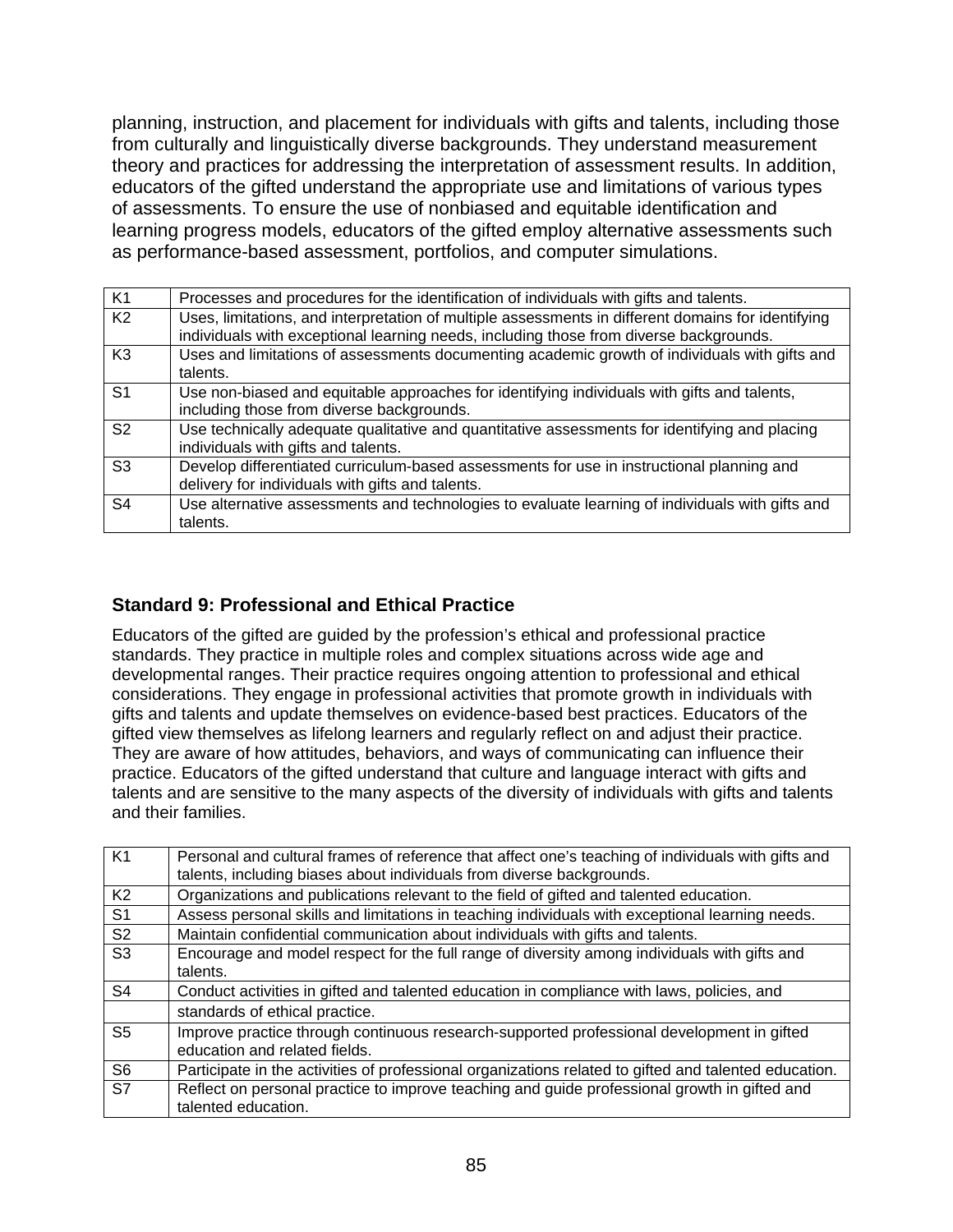planning, instruction, and placement for individuals with gifts and talents, including those from culturally and linguistically diverse backgrounds. They understand measurement theory and practices for addressing the interpretation of assessment results. In addition, educators of the gifted understand the appropriate use and limitations of various types of assessments. To ensure the use of nonbiased and equitable identification and learning progress models, educators of the gifted employ alternative assessments such as performance-based assessment, portfolios, and computer simulations.

| | |
|---|---|
| K1 | Processes and procedures for the identification of individuals with gifts and talents. |
| K2 | Uses, limitations, and interpretation of multiple assessments in different domains for identifying individuals with exceptional learning needs, including those from diverse backgrounds. |
| K3 | Uses and limitations of assessments documenting academic growth of individuals with gifts and talents. |
| S1 | Use non-biased and equitable approaches for identifying individuals with gifts and talents, including those from diverse backgrounds. |
| S2 | Use technically adequate qualitative and quantitative assessments for identifying and placing individuals with gifts and talents. |
| S3 | Develop differentiated curriculum-based assessments for use in instructional planning and delivery for individuals with gifts and talents. |
| S4 | Use alternative assessments and technologies to evaluate learning of individuals with gifts and talents. |

### Standard 9: Professional and Ethical Practice

Educators of the gifted are guided by the profession's ethical and professional practice standards. They practice in multiple roles and complex situations across wide age and developmental ranges. Their practice requires ongoing attention to professional and ethical considerations. They engage in professional activities that promote growth in individuals with gifts and talents and update themselves on evidence-based best practices. Educators of the gifted view themselves as lifelong learners and regularly reflect on and adjust their practice. They are aware of how attitudes, behaviors, and ways of communicating can influence their practice. Educators of the gifted understand that culture and language interact with gifts and talents and are sensitive to the many aspects of the diversity of individuals with gifts and talents and their families.

| | |
|---|---|
| K1 | Personal and cultural frames of reference that affect one's teaching of individuals with gifts and talents, including biases about individuals from diverse backgrounds. |
| K2 | Organizations and publications relevant to the field of gifted and talented education. |
| S1 | Assess personal skills and limitations in teaching individuals with exceptional learning needs. |
| S2 | Maintain confidential communication about individuals with gifts and talents. |
| S3 | Encourage and model respect for the full range of diversity among individuals with gifts and talents. |
| S4 | Conduct activities in gifted and talented education in compliance with laws, policies, and |
| | standards of ethical practice. |
| S5 | Improve practice through continuous research-supported professional development in gifted education and related fields. |
| S6 | Participate in the activities of professional organizations related to gifted and talented education. |
| S7 | Reflect on personal practice to improve teaching and guide professional growth in gifted and talented education. |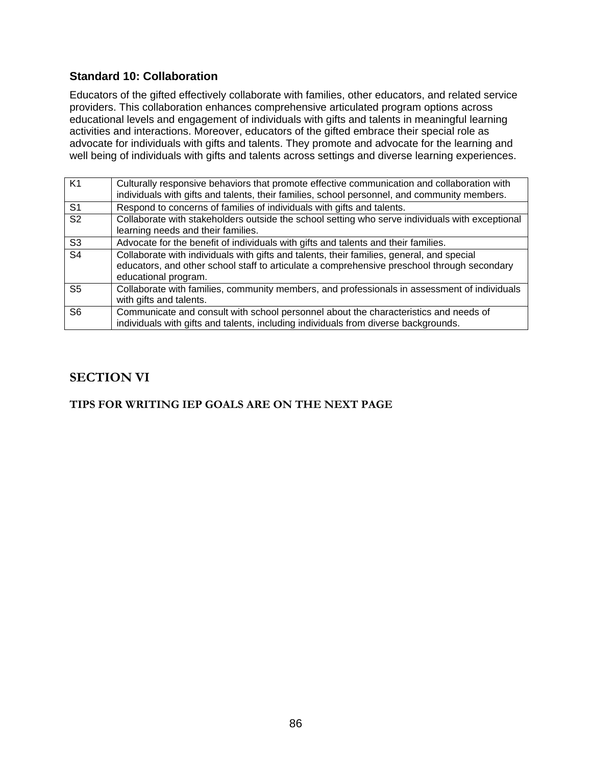### Standard 10: Collaboration

Educators of the gifted effectively collaborate with families, other educators, and related service providers. This collaboration enhances comprehensive articulated program options across educational levels and engagement of individuals with gifts and talents in meaningful learning activities and interactions. Moreover, educators of the gifted embrace their special role as advocate for individuals with gifts and talents. They promote and advocate for the learning and well being of individuals with gifts and talents across settings and diverse learning experiences.

| | |
|---|---|
| K1 | Culturally responsive behaviors that promote effective communication and collaboration with individuals with gifts and talents, their families, school personnel, and community members. |
| S1 | Respond to concerns of families of individuals with gifts and talents. |
| S2 | Collaborate with stakeholders outside the school setting who serve individuals with exceptional learning needs and their families. |
| S3 | Advocate for the benefit of individuals with gifts and talents and their families. |
| S4 | Collaborate with individuals with gifts and talents, their families, general, and special educators, and other school staff to articulate a comprehensive preschool through secondary educational program. |
| S5 | Collaborate with families, community members, and professionals in assessment of individuals with gifts and talents. |
| S6 | Communicate and consult with school personnel about the characteristics and needs of individuals with gifts and talents, including individuals from diverse backgrounds. |

## SECTION VI

#### TIPS FOR WRITING IEP GOALS ARE ON THE NEXT PAGE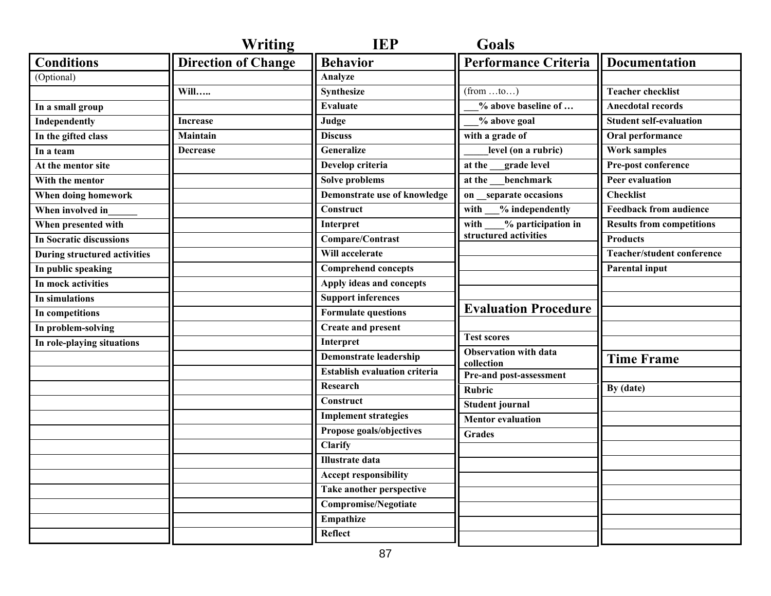# Writing IEP Goals

| Conditions | Direction of Change | Behavior | Performance Criteria | Documentation |
|---|---|---|---|---|
| (Optional) | | Analyze | | |
| | Will….. | Synthesize | (from …to…) | Teacher checklist |
| In a small group | | Evaluate | ___% above baseline of … | Anecdotal records |
| Independently | Increase | Judge | ___% above goal | Student self-evaluation |
| In the gifted class | Maintain | Discuss | with a grade of | Oral performance |
| In a team | Decrease | Generalize | _____level (on a rubric) | Work samples |
| At the mentor site | | Develop criteria | at the ___grade level | Pre-post conference |
| With the mentor | | Solve problems | at the ___benchmark | Peer evaluation |
| When doing homework | | Demonstrate use of knowledge | on __separate occasions | Checklist |
| When involved in______ | | Construct | with ___% independently | Feedback from audience |
| When presented with | | Interpret | with ____% participation in structured activities | Results from competitions |
| In Socratic discussions | | Compare/Contrast | | Products |
| During structured activities | | Will accelerate | | Teacher/student conference |
| In public speaking | | Comprehend concepts | | Parental input |
| In mock activities | | Apply ideas and concepts | | |
| In simulations | | Support inferences | | |
| In competitions | | Formulate questions | **Evaluation Procedure** | |
| In problem-solving | | Create and present | | |
| In role-playing situations | | Interpret | Test scores | |
| | | Demonstrate leadership | Observation with data collection | **Time Frame** |
| | | Establish evaluation criteria | Pre-and post-assessment | |
| | | Research | Rubric | By (date) |
| | | Construct | Student journal | |
| | | Implement strategies | Mentor evaluation | |
| | | Propose goals/objectives | Grades | |
| | | Clarify | | |
| | | Illustrate data | | |
| | | Accept responsibility | | |
| | | Take another perspective | | |
| | | Compromise/Negotiate | | |
| | | Empathize | | |
| | | Reflect | | |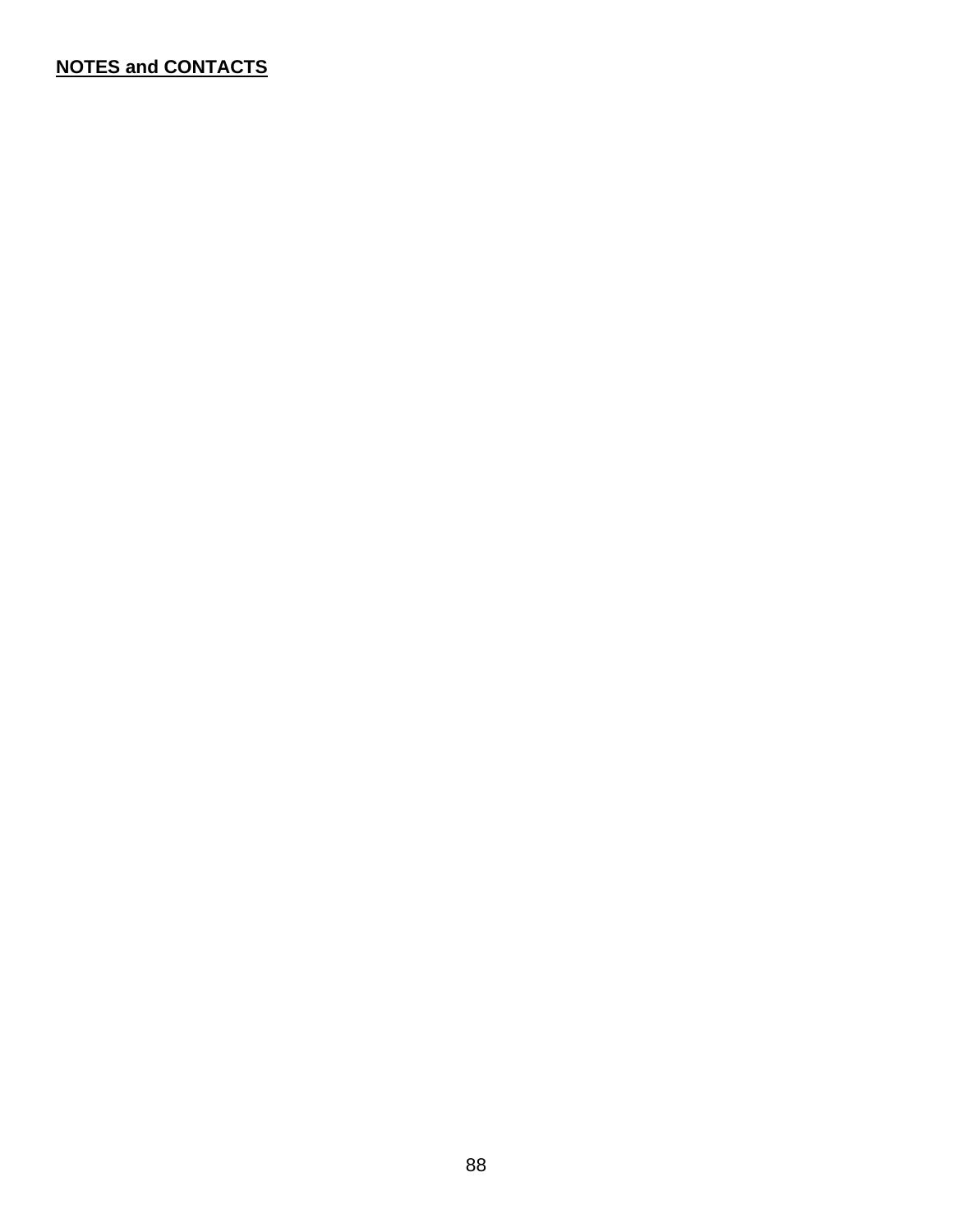**NOTES and CONTACTS**